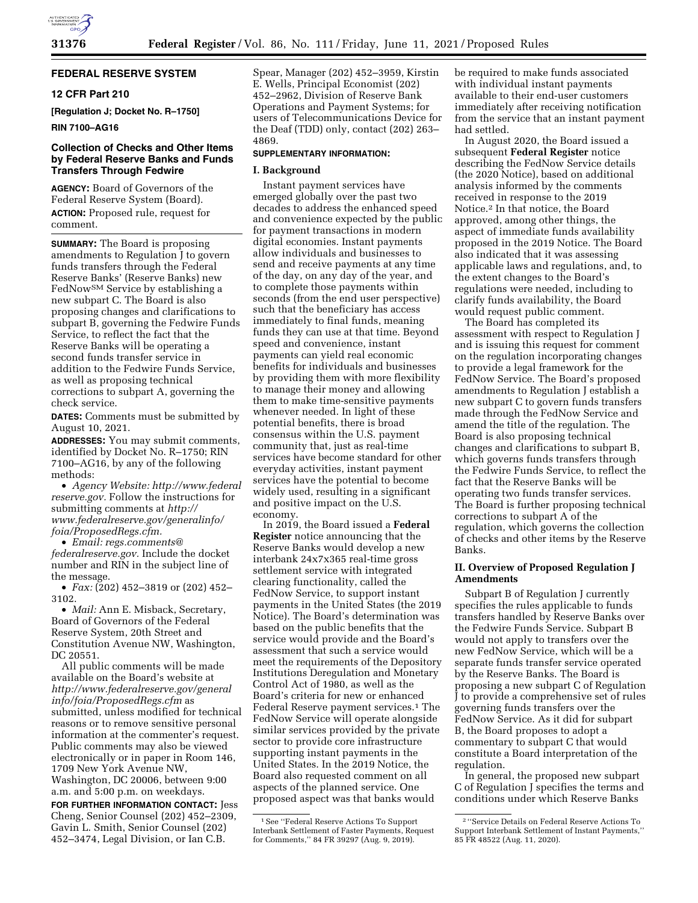# FEDERAL RESERVE SYSTEM

## 12 CFR Part 210

**[Regulation J; Docket No. R–1750]**

**RIN 7100–AG16**

## Collection of Checks and Other Items by Federal Reserve Banks and Funds Transfers Through Fedwire

**AGENCY:** Board of Governors of the Federal Reserve System (Board).

**ACTION:** Proposed rule, request for comment.

**SUMMARY:** The Board is proposing amendments to Regulation J to govern funds transfers through the Federal Reserve Banks' (Reserve Banks) new FedNow℠ Service by establishing a new subpart C. The Board is also proposing changes and clarifications to subpart B, governing the Fedwire Funds Service, to reflect the fact that the Reserve Banks will be operating a second funds transfer service in addition to the Fedwire Funds Service, as well as proposing technical corrections to subpart A, governing the check service.

**DATES:** Comments must be submitted by August 10, 2021.

**ADDRESSES:** You may submit comments, identified by Docket No. R–1750; RIN 7100–AG16, by any of the following methods:

- *Agency Website: http://www.federalreserve.gov.* Follow the instructions for submitting comments at *http://www.federalreserve.gov/generalinfo/foia/ProposedRegs.cfm.*
- *Email: regs.comments@federalreserve.gov.* Include the docket number and RIN in the subject line of the message.
- *Fax:* (202) 452–3819 or (202) 452–3102.
- *Mail:* Ann E. Misback, Secretary, Board of Governors of the Federal Reserve System, 20th Street and Constitution Avenue NW, Washington, DC 20551.

All public comments will be made available on the Board's website at *http://www.federalreserve.gov/generalinfo/foia/ProposedRegs.cfm* as submitted, unless modified for technical reasons or to remove sensitive personal information at the commenter's request. Public comments may also be viewed electronically or in paper in Room 146, 1709 New York Avenue NW, Washington, DC 20006, between 9:00 a.m. and 5:00 p.m. on weekdays.

**FOR FURTHER INFORMATION CONTACT:** Jess Cheng, Senior Counsel (202) 452–2309, Gavin L. Smith, Senior Counsel (202) 452–3474, Legal Division, or Ian C.B. Spear, Manager (202) 452–3959, Kirstin E. Wells, Principal Economist (202) 452–2962, Division of Reserve Bank Operations and Payment Systems; for users of Telecommunications Device for the Deaf (TDD) only, contact (202) 263–4869.

**SUPPLEMENTARY INFORMATION:**

### I. Background

Instant payment services have emerged globally over the past two decades to address the enhanced speed and convenience expected by the public for payment transactions in modern digital economies. Instant payments allow individuals and businesses to send and receive payments at any time of the day, on any day of the year, and to complete those payments within seconds (from the end user perspective) such that the beneficiary has access immediately to final funds, meaning funds they can use at that time. Beyond speed and convenience, instant payments can yield real economic benefits for individuals and businesses by providing them with more flexibility to manage their money and allowing them to make time-sensitive payments whenever needed. In light of these potential benefits, there is broad consensus within the U.S. payment community that, just as real-time services have become standard for other everyday activities, instant payment services have the potential to become widely used, resulting in a significant and positive impact on the U.S. economy.

In 2019, the Board issued a **Federal Register** notice announcing that the Reserve Banks would develop a new interbank 24x7x365 real-time gross settlement service with integrated clearing functionality, called the FedNow Service, to support instant payments in the United States (the 2019 Notice). The Board's determination was based on the public benefits that the service would provide and the Board's assessment that such a service would meet the requirements of the Depository Institutions Deregulation and Monetary Control Act of 1980, as well as the Board's criteria for new or enhanced Federal Reserve payment services.[1] The FedNow Service will operate alongside similar services provided by the private sector to provide core infrastructure supporting instant payments in the United States. In the 2019 Notice, the Board also requested comment on all aspects of the planned service. One proposed aspect was that banks would be required to make funds associated with individual instant payments available to their end-user customers immediately after receiving notification from the service that an instant payment had settled.

In August 2020, the Board issued a subsequent **Federal Register** notice describing the FedNow Service details (the 2020 Notice), based on additional analysis informed by the comments received in response to the 2019 Notice.[2] In that notice, the Board approved, among other things, the aspect of immediate funds availability proposed in the 2019 Notice. The Board also indicated that it was assessing applicable laws and regulations, and, to the extent changes to the Board's regulations were needed, including to clarify funds availability, the Board would request public comment.

The Board has completed its assessment with respect to Regulation J and is issuing this request for comment on the regulation incorporating changes to provide a legal framework for the FedNow Service. The Board's proposed amendments to Regulation J establish a new subpart C to govern funds transfers made through the FedNow Service and amend the title of the regulation. The Board is also proposing technical changes and clarifications to subpart B, which governs funds transfers through the Fedwire Funds Service, to reflect the fact that the Reserve Banks will be operating two funds transfer services. The Board is further proposing technical corrections to subpart A of the regulation, which governs the collection of checks and other items by the Reserve Banks.

### II. Overview of Proposed Regulation J Amendments

Subpart B of Regulation J currently specifies the rules applicable to funds transfers handled by Reserve Banks over the Fedwire Funds Service. Subpart B would not apply to transfers over the new FedNow Service, which will be a separate funds transfer service operated by the Reserve Banks. The Board is proposing a new subpart C of Regulation J to provide a comprehensive set of rules governing funds transfers over the FedNow Service. As it did for subpart B, the Board proposes to adopt a commentary to subpart C that would constitute a Board interpretation of the regulation.

In general, the proposed new subpart C of Regulation J specifies the terms and conditions under which Reserve Banks

---

[1] See "Federal Reserve Actions To Support Interbank Settlement of Faster Payments, Request for Comments," 84 FR 39297 (Aug. 9, 2019).

[2] "Service Details on Federal Reserve Actions To Support Interbank Settlement of Instant Payments," 85 FR 48522 (Aug. 11, 2020).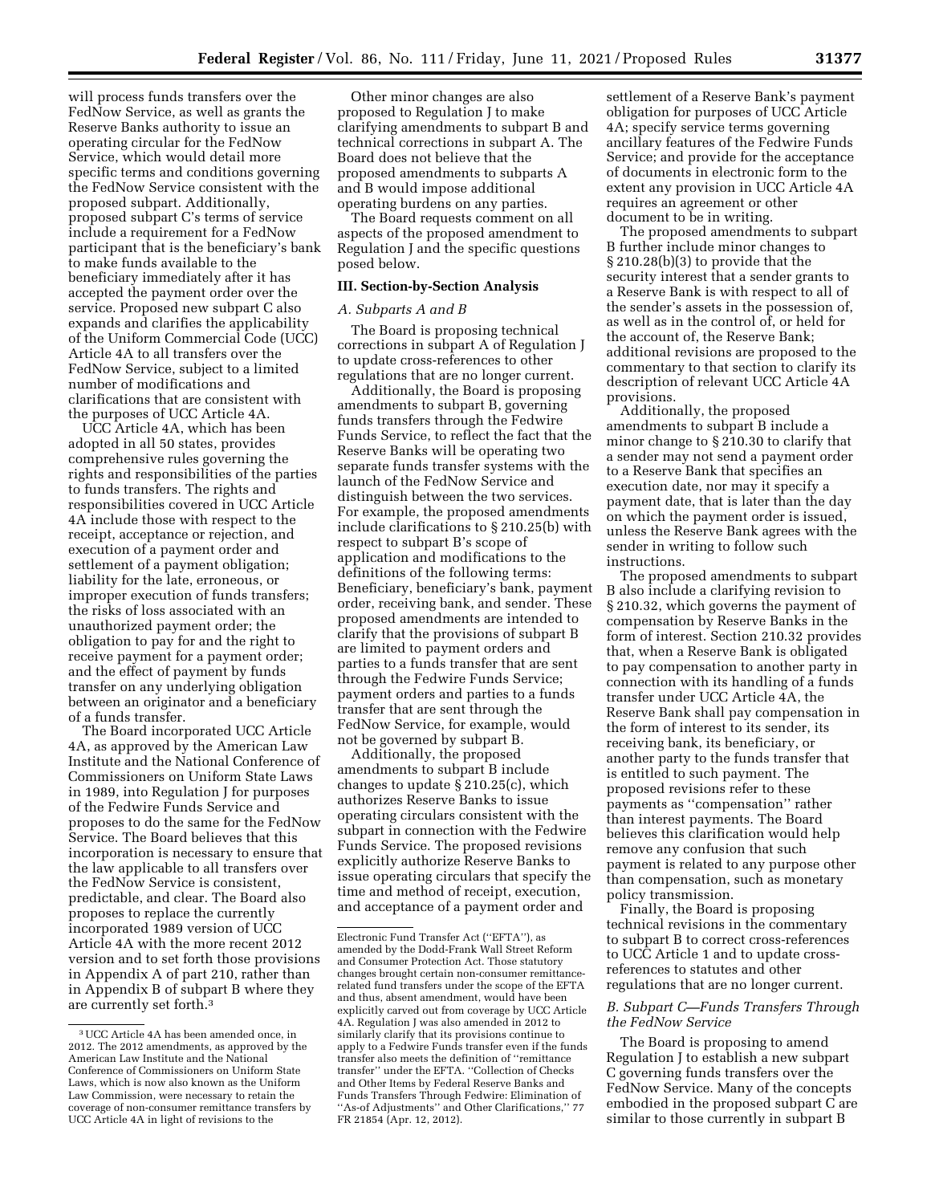will process funds transfers over the FedNow Service, as well as grants the Reserve Banks authority to issue an operating circular for the FedNow Service, which would detail more specific terms and conditions governing the FedNow Service consistent with the proposed subpart. Additionally, proposed subpart C's terms of service include a requirement for a FedNow participant that is the beneficiary's bank to make funds available to the beneficiary immediately after it has accepted the payment order over the service. Proposed new subpart C also expands and clarifies the applicability of the Uniform Commercial Code (UCC) Article 4A to all transfers over the FedNow Service, subject to a limited number of modifications and clarifications that are consistent with the purposes of UCC Article 4A.

UCC Article 4A, which has been adopted in all 50 states, provides comprehensive rules governing the rights and responsibilities of the parties to funds transfers. The rights and responsibilities covered in UCC Article 4A include those with respect to the receipt, acceptance or rejection, and execution of a payment order and settlement of a payment obligation; liability for the late, erroneous, or improper execution of funds transfers; the risks of loss associated with an unauthorized payment order; the obligation to pay for and the right to receive payment for a payment order; and the effect of payment by funds transfer on any underlying obligation between an originator and a beneficiary of a funds transfer.

The Board incorporated UCC Article 4A, as approved by the American Law Institute and the National Conference of Commissioners on Uniform State Laws in 1989, into Regulation J for purposes of the Fedwire Funds Service and proposes to do the same for the FedNow Service. The Board believes that this incorporation is necessary to ensure that the law applicable to all transfers over the FedNow Service is consistent, predictable, and clear. The Board also proposes to replace the currently incorporated 1989 version of UCC Article 4A with the more recent 2012 version and to set forth those provisions in Appendix A of part 210, rather than in Appendix B of subpart B where they are currently set forth.[3]

Other minor changes are also proposed to Regulation J to make clarifying amendments to subpart B and technical corrections in subpart A. The Board does not believe that the proposed amendments to subparts A and B would impose additional operating burdens on any parties.

The Board requests comment on all aspects of the proposed amendment to Regulation J and the specific questions posed below.

## III. Section-by-Section Analysis

### *A. Subparts A and B*

The Board is proposing technical corrections in subpart A of Regulation J to update cross-references to other regulations that are no longer current.

Additionally, the Board is proposing amendments to subpart B, governing funds transfers through the Fedwire Funds Service, to reflect the fact that the Reserve Banks will be operating two separate funds transfer systems with the launch of the FedNow Service and distinguish between the two services. For example, the proposed amendments include clarifications to § 210.25(b) with respect to subpart B's scope of application and modifications to the definitions of the following terms: Beneficiary, beneficiary's bank, payment order, receiving bank, and sender. These proposed amendments are intended to clarify that the provisions of subpart B are limited to payment orders and parties to a funds transfer that are sent through the Fedwire Funds Service; payment orders and parties to a funds transfer that are sent through the FedNow Service, for example, would not be governed by subpart B.

Additionally, the proposed amendments to subpart B include changes to update § 210.25(c), which authorizes Reserve Banks to issue operating circulars consistent with the subpart in connection with the Fedwire Funds Service. The proposed revisions explicitly authorize Reserve Banks to issue operating circulars that specify the time and method of receipt, execution, and acceptance of a payment order and settlement of a Reserve Bank's payment obligation for purposes of UCC Article 4A; specify service terms governing ancillary features of the Fedwire Funds Service; and provide for the acceptance of documents in electronic form to the extent any provision in UCC Article 4A requires an agreement or other document to be in writing.

The proposed amendments to subpart B further include minor changes to § 210.28(b)(3) to provide that the security interest that a sender grants to a Reserve Bank is with respect to all of the sender's assets in the possession of, as well as in the control of, or held for the account of, the Reserve Bank; additional revisions are proposed to the commentary to that section to clarify its description of relevant UCC Article 4A provisions.

Additionally, the proposed amendments to subpart B include a minor change to § 210.30 to clarify that a sender may not send a payment order to a Reserve Bank that specifies an execution date, nor may it specify a payment date, that is later than the day on which the payment order is issued, unless the Reserve Bank agrees with the sender in writing to follow such instructions.

The proposed amendments to subpart B also include a clarifying revision to § 210.32, which governs the payment of compensation by Reserve Banks in the form of interest. Section 210.32 provides that, when a Reserve Bank is obligated to pay compensation to another party in connection with its handling of a funds transfer under UCC Article 4A, the Reserve Bank shall pay compensation in the form of interest to its sender, its receiving bank, its beneficiary, or another party to the funds transfer that is entitled to such payment. The proposed revisions refer to these payments as "compensation" rather than interest payments. The Board believes this clarification would help remove any confusion that such payment is related to any purpose other than compensation, such as monetary policy transmission.

Finally, the Board is proposing technical revisions in the commentary to subpart B to correct cross-references to UCC Article 1 and to update cross-references to statutes and other regulations that are no longer current.

### *B. Subpart C—Funds Transfers Through the FedNow Service*

The Board is proposing to amend Regulation J to establish a new subpart C governing funds transfers over the FedNow Service. Many of the concepts embodied in the proposed subpart C are similar to those currently in subpart B

---

[3] UCC Article 4A has been amended once, in 2012. The 2012 amendments, as approved by the American Law Institute and the National Conference of Commissioners on Uniform State Laws, which is now also known as the Uniform Law Commission, were necessary to retain the coverage of non-consumer remittance transfers by UCC Article 4A in light of revisions to the Electronic Fund Transfer Act ("EFTA"), as amended by the Dodd-Frank Wall Street Reform and Consumer Protection Act. Those statutory changes brought certain non-consumer remittance-related fund transfers under the scope of the EFTA and thus, absent amendment, would have been explicitly carved out from coverage by UCC Article 4A. Regulation J was also amended in 2012 to similarly clarify that its provisions continue to apply to a Fedwire Funds transfer even if the funds transfer also meets the definition of "remittance transfer" under the EFTA. "Collection of Checks and Other Items by Federal Reserve Banks and Funds Transfers Through Fedwire: Elimination of "As-of Adjustments" and Other Clarifications," 77 FR 21854 (Apr. 12, 2012).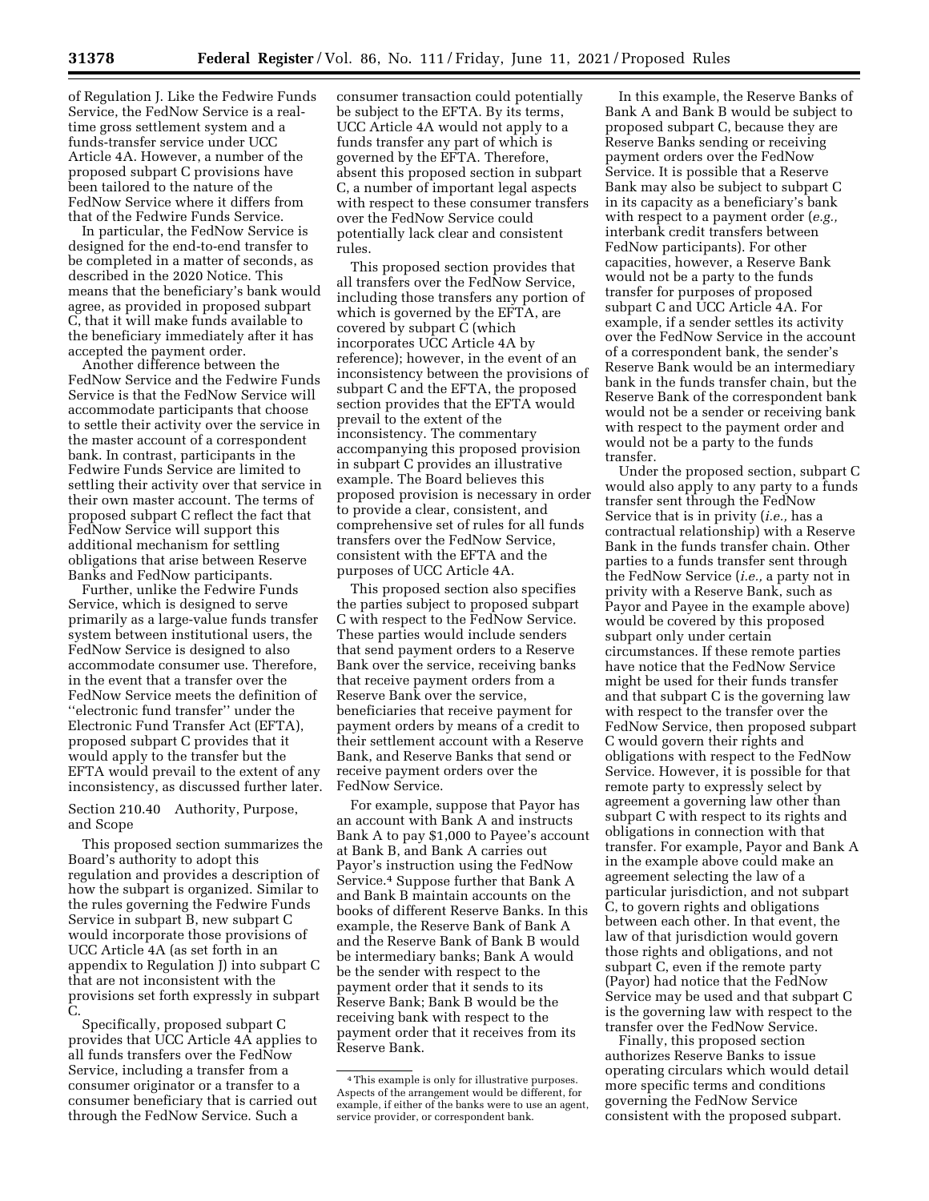of Regulation J. Like the Fedwire Funds Service, the FedNow Service is a real-time gross settlement system and a funds-transfer service under UCC Article 4A. However, a number of the proposed subpart C provisions have been tailored to the nature of the FedNow Service where it differs from that of the Fedwire Funds Service.

In particular, the FedNow Service is designed for the end-to-end transfer to be completed in a matter of seconds, as described in the 2020 Notice. This means that the beneficiary's bank would agree, as provided in proposed subpart C, that it will make funds available to the beneficiary immediately after it has accepted the payment order.

Another difference between the FedNow Service and the Fedwire Funds Service is that the FedNow Service will accommodate participants that choose to settle their activity over the service in the master account of a correspondent bank. In contrast, participants in the Fedwire Funds Service are limited to settling their activity over that service in their own master account. The terms of proposed subpart C reflect the fact that FedNow Service will support this additional mechanism for settling obligations that arise between Reserve Banks and FedNow participants.

Further, unlike the Fedwire Funds Service, which is designed to serve primarily as a large-value funds transfer system between institutional users, the FedNow Service is designed to also accommodate consumer use. Therefore, in the event that a transfer over the FedNow Service meets the definition of ''electronic fund transfer'' under the Electronic Fund Transfer Act (EFTA), proposed subpart C provides that it would apply to the transfer but the EFTA would prevail to the extent of any inconsistency, as discussed further later.

Section 210.40 Authority, Purpose, and Scope

This proposed section summarizes the Board's authority to adopt this regulation and provides a description of how the subpart is organized. Similar to the rules governing the Fedwire Funds Service in subpart B, new subpart C would incorporate those provisions of UCC Article 4A (as set forth in an appendix to Regulation J) into subpart C that are not inconsistent with the provisions set forth expressly in subpart C.

Specifically, proposed subpart C provides that UCC Article 4A applies to all funds transfers over the FedNow Service, including a transfer from a consumer originator or a transfer to a consumer beneficiary that is carried out through the FedNow Service. Such a consumer transaction could potentially be subject to the EFTA. By its terms, UCC Article 4A would not apply to a funds transfer any part of which is governed by the EFTA. Therefore, absent this proposed section in subpart C, a number of important legal aspects with respect to these consumer transfers over the FedNow Service could potentially lack clear and consistent rules.

This proposed section provides that all transfers over the FedNow Service, including those transfers any portion of which is governed by the EFTA, are covered by subpart C (which incorporates UCC Article 4A by reference); however, in the event of an inconsistency between the provisions of subpart C and the EFTA, the proposed section provides that the EFTA would prevail to the extent of the inconsistency. The commentary accompanying this proposed provision in subpart C provides an illustrative example. The Board believes this proposed provision is necessary in order to provide a clear, consistent, and comprehensive set of rules for all funds transfers over the FedNow Service, consistent with the EFTA and the purposes of UCC Article 4A.

This proposed section also specifies the parties subject to proposed subpart C with respect to the FedNow Service. These parties would include senders that send payment orders to a Reserve Bank over the service, receiving banks that receive payment orders from a Reserve Bank over the service, beneficiaries that receive payment for payment orders by means of a credit to their settlement account with a Reserve Bank, and Reserve Banks that send or receive payment orders over the FedNow Service.

For example, suppose that Payor has an account with Bank A and instructs Bank A to pay $1,000 to Payee's account at Bank B, and Bank A carries out Payor's instruction using the FedNow Service.[4] Suppose further that Bank A and Bank B maintain accounts on the books of different Reserve Banks. In this example, the Reserve Bank of Bank A and the Reserve Bank of Bank B would be intermediary banks; Bank A would be the sender with respect to the payment order that it sends to its Reserve Bank; Bank B would be the receiving bank with respect to the payment order that it receives from its Reserve Bank.

In this example, the Reserve Banks of Bank A and Bank B would be subject to proposed subpart C, because they are Reserve Banks sending or receiving payment orders over the FedNow Service. It is possible that a Reserve Bank may also be subject to subpart C in its capacity as a beneficiary's bank with respect to a payment order (*e.g.,* interbank credit transfers between FedNow participants). For other capacities, however, a Reserve Bank would not be a party to the funds transfer for purposes of proposed subpart C and UCC Article 4A. For example, if a sender settles its activity over the FedNow Service in the account of a correspondent bank, the sender's Reserve Bank would be an intermediary bank in the funds transfer chain, but the Reserve Bank of the correspondent bank would not be a sender or receiving bank with respect to the payment order and would not be a party to the funds transfer.

Under the proposed section, subpart C would also apply to any party to a funds transfer sent through the FedNow Service that is in privity (*i.e.,* has a contractual relationship) with a Reserve Bank in the funds transfer chain. Other parties to a funds transfer sent through the FedNow Service (*i.e.,* a party not in privity with a Reserve Bank, such as Payor and Payee in the example above) would be covered by this proposed subpart only under certain circumstances. If these remote parties have notice that the FedNow Service might be used for their funds transfer and that subpart C is the governing law with respect to the transfer over the FedNow Service, then proposed subpart C would govern their rights and obligations with respect to the FedNow Service. However, it is possible for that remote party to expressly select by agreement a governing law other than subpart C with respect to its rights and obligations in connection with that transfer. For example, Payor and Bank A in the example above could make an agreement selecting the law of a particular jurisdiction, and not subpart C, to govern rights and obligations between each other. In that event, the law of that jurisdiction would govern those rights and obligations, and not subpart C, even if the remote party (Payor) had notice that the FedNow Service may be used and that subpart C is the governing law with respect to the transfer over the FedNow Service.

Finally, this proposed section authorizes Reserve Banks to issue operating circulars which would detail more specific terms and conditions governing the FedNow Service consistent with the proposed subpart.

[4] This example is only for illustrative purposes. Aspects of the arrangement would be different, for example, if either of the banks were to use an agent, service provider, or correspondent bank.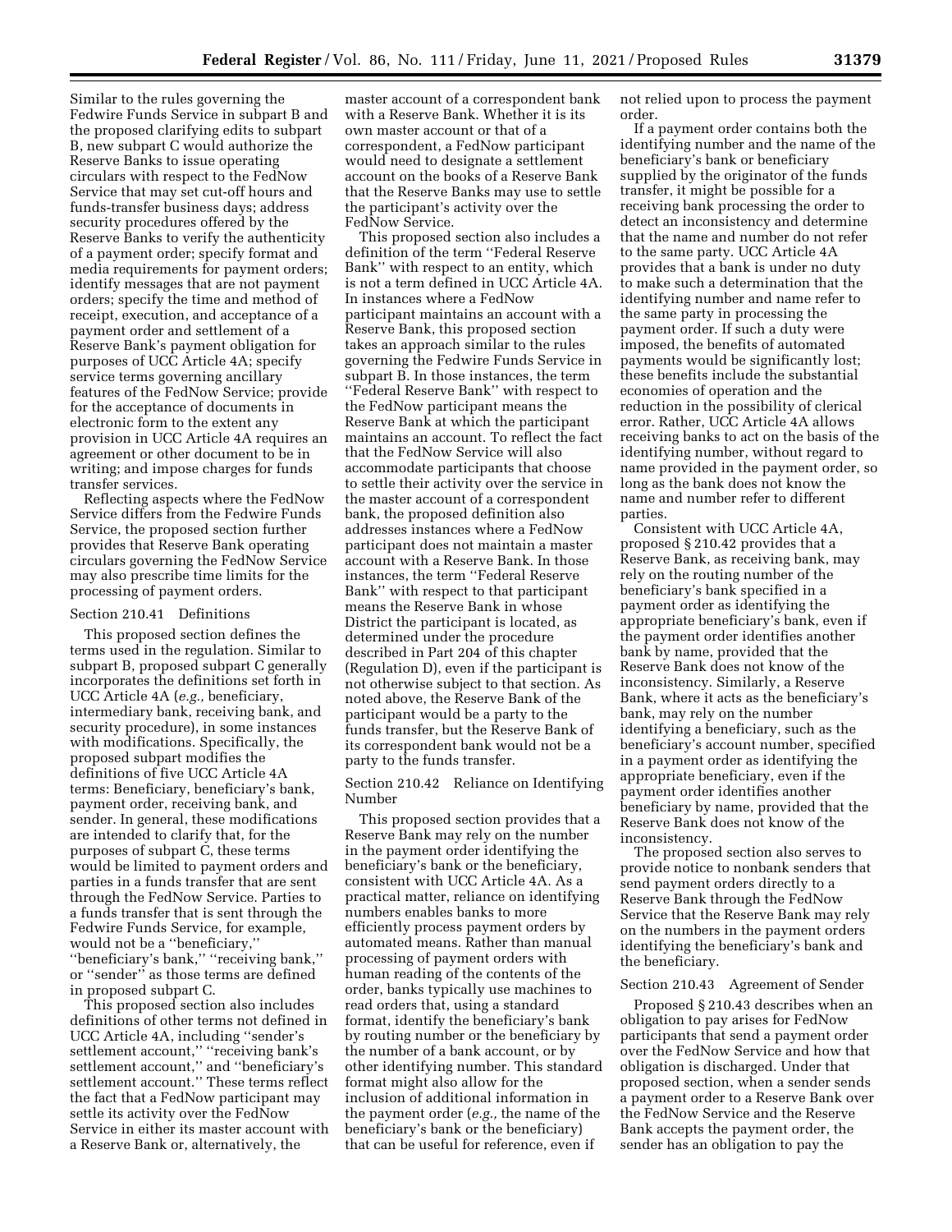Similar to the rules governing the Fedwire Funds Service in subpart B and the proposed clarifying edits to subpart B, new subpart C would authorize the Reserve Banks to issue operating circulars with respect to the FedNow Service that may set cut-off hours and funds-transfer business days; address security procedures offered by the Reserve Banks to verify the authenticity of a payment order; specify format and media requirements for payment orders; identify messages that are not payment orders; specify the time and method of receipt, execution, and acceptance of a payment order and settlement of a Reserve Bank's payment obligation for purposes of UCC Article 4A; specify service terms governing ancillary features of the FedNow Service; provide for the acceptance of documents in electronic form to the extent any provision in UCC Article 4A requires an agreement or other document to be in writing; and impose charges for funds transfer services.

Reflecting aspects where the FedNow Service differs from the Fedwire Funds Service, the proposed section further provides that Reserve Bank operating circulars governing the FedNow Service may also prescribe time limits for the processing of payment orders.

Section 210.41 Definitions

This proposed section defines the terms used in the regulation. Similar to subpart B, proposed subpart C generally incorporates the definitions set forth in UCC Article 4A (*e.g.,* beneficiary, intermediary bank, receiving bank, and security procedure), in some instances with modifications. Specifically, the proposed subpart modifies the definitions of five UCC Article 4A terms: Beneficiary, beneficiary's bank, payment order, receiving bank, and sender. In general, these modifications are intended to clarify that, for the purposes of subpart C, these terms would be limited to payment orders and parties in a funds transfer that are sent through the FedNow Service. Parties to a funds transfer that is sent through the Fedwire Funds Service, for example, would not be a "beneficiary," "beneficiary's bank," "receiving bank," or "sender" as those terms are defined in proposed subpart C.

This proposed section also includes definitions of other terms not defined in UCC Article 4A, including "sender's settlement account," "receiving bank's settlement account," and "beneficiary's settlement account." These terms reflect the fact that a FedNow participant may settle its activity over the FedNow Service in either its master account with a Reserve Bank or, alternatively, the master account of a correspondent bank with a Reserve Bank. Whether it is its own master account or that of a correspondent, a FedNow participant would need to designate a settlement account on the books of a Reserve Bank that the Reserve Banks may use to settle the participant's activity over the FedNow Service.

This proposed section also includes a definition of the term "Federal Reserve Bank" with respect to an entity, which is not a term defined in UCC Article 4A. In instances where a FedNow participant maintains an account with a Reserve Bank, this proposed section takes an approach similar to the rules governing the Fedwire Funds Service in subpart B. In those instances, the term "Federal Reserve Bank" with respect to the FedNow participant means the Reserve Bank at which the participant maintains an account. To reflect the fact that the FedNow Service will also accommodate participants that choose to settle their activity over the service in the master account of a correspondent bank, the proposed definition also addresses instances where a FedNow participant does not maintain a master account with a Reserve Bank. In those instances, the term "Federal Reserve Bank" with respect to that participant means the Reserve Bank in whose District the participant is located, as determined under the procedure described in Part 204 of this chapter (Regulation D), even if the participant is not otherwise subject to that section. As noted above, the Reserve Bank of the participant would be a party to the funds transfer, but the Reserve Bank of its correspondent bank would not be a party to the funds transfer.

Section 210.42 Reliance on Identifying Number

This proposed section provides that a Reserve Bank may rely on the number in the payment order identifying the beneficiary's bank or the beneficiary, consistent with UCC Article 4A. As a practical matter, reliance on identifying numbers enables banks to more efficiently process payment orders by automated means. Rather than manual processing of payment orders with human reading of the contents of the order, banks typically use machines to read orders that, using a standard format, identify the beneficiary's bank by routing number or the beneficiary by the number of a bank account, or by other identifying number. This standard format might also allow for the inclusion of additional information in the payment order (*e.g.,* the name of the beneficiary's bank or the beneficiary) that can be useful for reference, even if not relied upon to process the payment order.

If a payment order contains both the identifying number and the name of the beneficiary's bank or beneficiary supplied by the originator of the funds transfer, it might be possible for a receiving bank processing the order to detect an inconsistency and determine that the name and number do not refer to the same party. UCC Article 4A provides that a bank is under no duty to make such a determination that the identifying number and name refer to the same party in processing the payment order. If such a duty were imposed, the benefits of automated payments would be significantly lost; these benefits include the substantial economies of operation and the reduction in the possibility of clerical error. Rather, UCC Article 4A allows receiving banks to act on the basis of the identifying number, without regard to name provided in the payment order, so long as the bank does not know the name and number refer to different parties.

Consistent with UCC Article 4A, proposed § 210.42 provides that a Reserve Bank, as receiving bank, may rely on the routing number of the beneficiary's bank specified in a payment order as identifying the appropriate beneficiary's bank, even if the payment order identifies another bank by name, provided that the Reserve Bank does not know of the inconsistency. Similarly, a Reserve Bank, where it acts as the beneficiary's bank, may rely on the number identifying a beneficiary, such as the beneficiary's account number, specified in a payment order as identifying the appropriate beneficiary, even if the payment order identifies another beneficiary by name, provided that the Reserve Bank does not know of the inconsistency.

The proposed section also serves to provide notice to nonbank senders that send payment orders directly to a Reserve Bank through the FedNow Service that the Reserve Bank may rely on the numbers in the payment orders identifying the beneficiary's bank and the beneficiary.

Section 210.43 Agreement of Sender

Proposed § 210.43 describes when an obligation to pay arises for FedNow participants that send a payment order over the FedNow Service and how that obligation is discharged. Under that proposed section, when a sender sends a payment order to a Reserve Bank over the FedNow Service and the Reserve Bank accepts the payment order, the sender has an obligation to pay the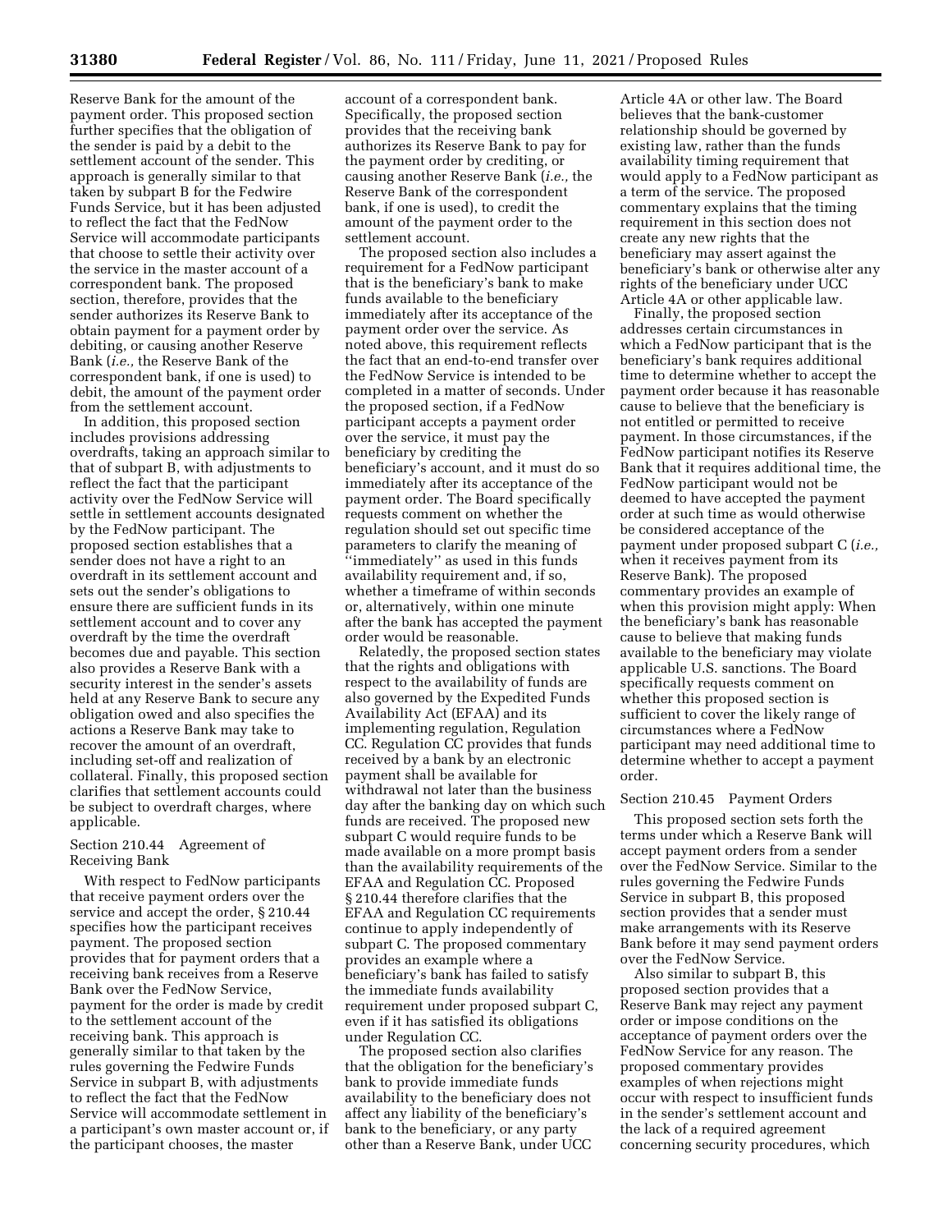Reserve Bank for the amount of the payment order. This proposed section further specifies that the obligation of the sender is paid by a debit to the settlement account of the sender. This approach is generally similar to that taken by subpart B for the Fedwire Funds Service, but it has been adjusted to reflect the fact that the FedNow Service will accommodate participants that choose to settle their activity over the service in the master account of a correspondent bank. The proposed section, therefore, provides that the sender authorizes its Reserve Bank to obtain payment for a payment order by debiting, or causing another Reserve Bank (*i.e.,* the Reserve Bank of the correspondent bank, if one is used) to debit, the amount of the payment order from the settlement account.

In addition, this proposed section includes provisions addressing overdrafts, taking an approach similar to that of subpart B, with adjustments to reflect the fact that the participant activity over the FedNow Service will settle in settlement accounts designated by the FedNow participant. The proposed section establishes that a sender does not have a right to an overdraft in its settlement account and sets out the sender's obligations to ensure there are sufficient funds in its settlement account and to cover any overdraft by the time the overdraft becomes due and payable. This section also provides a Reserve Bank with a security interest in the sender's assets held at any Reserve Bank to secure any obligation owed and also specifies the actions a Reserve Bank may take to recover the amount of an overdraft, including set-off and realization of collateral. Finally, this proposed section clarifies that settlement accounts could be subject to overdraft charges, where applicable.

### Section 210.44 Agreement of Receiving Bank

With respect to FedNow participants that receive payment orders over the service and accept the order, § 210.44 specifies how the participant receives payment. The proposed section provides that for payment orders that a receiving bank receives from a Reserve Bank over the FedNow Service, payment for the order is made by credit to the settlement account of the receiving bank. This approach is generally similar to that taken by the rules governing the Fedwire Funds Service in subpart B, with adjustments to reflect the fact that the FedNow Service will accommodate settlement in a participant's own master account or, if the participant chooses, the master account of a correspondent bank. Specifically, the proposed section provides that the receiving bank authorizes its Reserve Bank to pay for the payment order by crediting, or causing another Reserve Bank (*i.e.,* the Reserve Bank of the correspondent bank, if one is used), to credit the amount of the payment order to the settlement account.

The proposed section also includes a requirement for a FedNow participant that is the beneficiary's bank to make funds available to the beneficiary immediately after its acceptance of the payment order over the service. As noted above, this requirement reflects the fact that an end-to-end transfer over the FedNow Service is intended to be completed in a matter of seconds. Under the proposed section, if a FedNow participant accepts a payment order over the service, it must pay the beneficiary by crediting the beneficiary's account, and it must do so immediately after its acceptance of the payment order. The Board specifically requests comment on whether the regulation should set out specific time parameters to clarify the meaning of "immediately" as used in this funds availability requirement and, if so, whether a timeframe of within seconds or, alternatively, within one minute after the bank has accepted the payment order would be reasonable.

Relatedly, the proposed section states that the rights and obligations with respect to the availability of funds are also governed by the Expedited Funds Availability Act (EFAA) and its implementing regulation, Regulation CC. Regulation CC provides that funds received by a bank by an electronic payment shall be available for withdrawal not later than the business day after the banking day on which such funds are received. The proposed new subpart C would require funds to be made available on a more prompt basis than the availability requirements of the EFAA and Regulation CC. Proposed § 210.44 therefore clarifies that the EFAA and Regulation CC requirements continue to apply independently of subpart C. The proposed commentary provides an example where a beneficiary's bank has failed to satisfy the immediate funds availability requirement under proposed subpart C, even if it has satisfied its obligations under Regulation CC.

The proposed section also clarifies that the obligation for the beneficiary's bank to provide immediate funds availability to the beneficiary does not affect any liability of the beneficiary's bank to the beneficiary, or any party other than a Reserve Bank, under UCC Article 4A or other law. The Board believes that the bank-customer relationship should be governed by existing law, rather than the funds availability timing requirement that would apply to a FedNow participant as a term of the service. The proposed commentary explains that the timing requirement in this section does not create any new rights that the beneficiary may assert against the beneficiary's bank or otherwise alter any rights of the beneficiary under UCC Article 4A or other applicable law.

Finally, the proposed section addresses certain circumstances in which a FedNow participant that is the beneficiary's bank requires additional time to determine whether to accept the payment order because it has reasonable cause to believe that the beneficiary is not entitled or permitted to receive payment. In those circumstances, if the FedNow participant notifies its Reserve Bank that it requires additional time, the FedNow participant would not be deemed to have accepted the payment order at such time as would otherwise be considered acceptance of the payment under proposed subpart C (*i.e.,* when it receives payment from its Reserve Bank). The proposed commentary provides an example of when this provision might apply: When the beneficiary's bank has reasonable cause to believe that making funds available to the beneficiary may violate applicable U.S. sanctions. The Board specifically requests comment on whether this proposed section is sufficient to cover the likely range of circumstances where a FedNow participant may need additional time to determine whether to accept a payment order.

### Section 210.45 Payment Orders

This proposed section sets forth the terms under which a Reserve Bank will accept payment orders from a sender over the FedNow Service. Similar to the rules governing the Fedwire Funds Service in subpart B, this proposed section provides that a sender must make arrangements with its Reserve Bank before it may send payment orders over the FedNow Service.

Also similar to subpart B, this proposed section provides that a Reserve Bank may reject any payment order or impose conditions on the acceptance of payment orders over the FedNow Service for any reason. The proposed commentary provides examples of when rejections might occur with respect to insufficient funds in the sender's settlement account and the lack of a required agreement concerning security procedures, which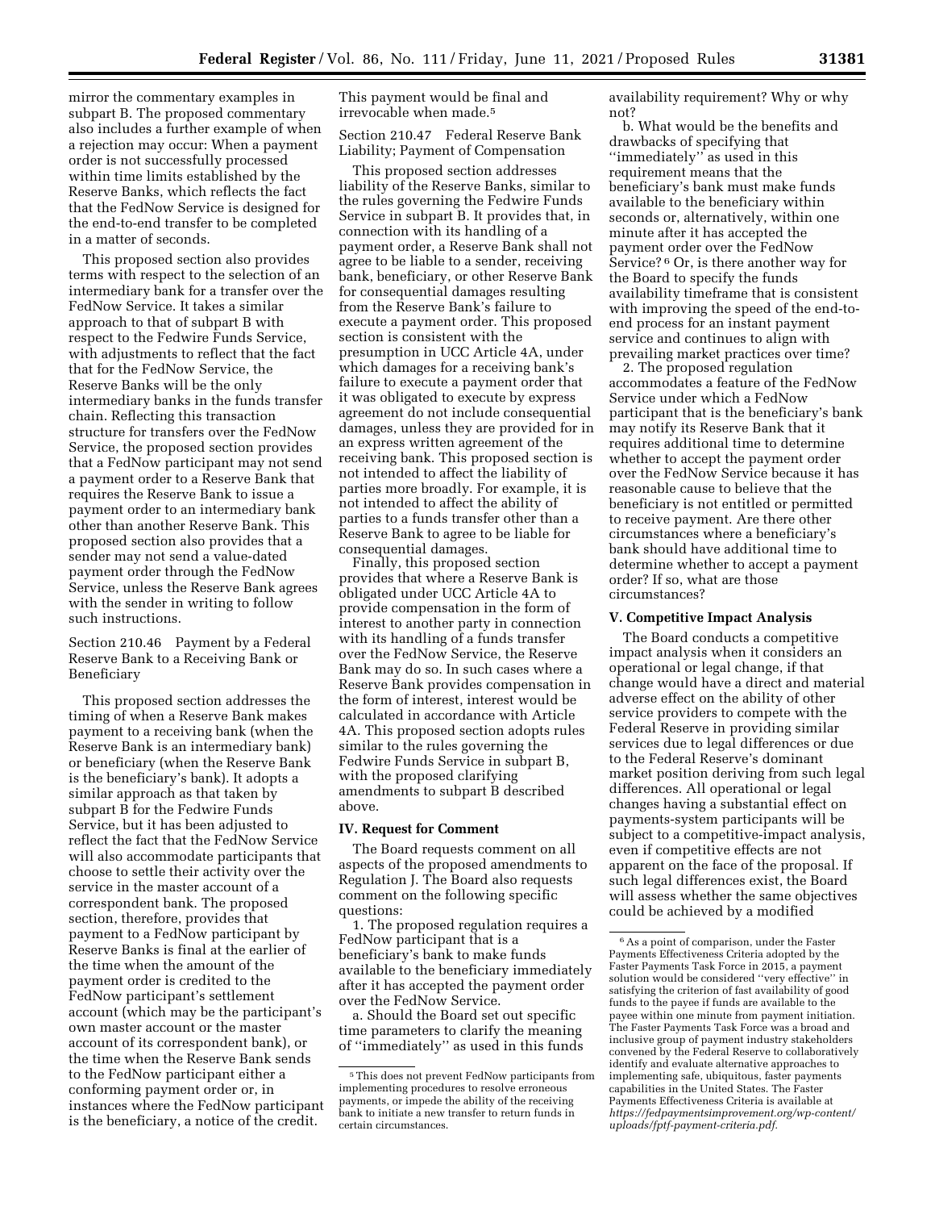mirror the commentary examples in subpart B. The proposed commentary also includes a further example of when a rejection may occur: When a payment order is not successfully processed within time limits established by the Reserve Banks, which reflects the fact that the FedNow Service is designed for the end-to-end transfer to be completed in a matter of seconds.

This proposed section also provides terms with respect to the selection of an intermediary bank for a transfer over the FedNow Service. It takes a similar approach to that of subpart B with respect to the Fedwire Funds Service, with adjustments to reflect that the fact that for the FedNow Service, the Reserve Banks will be the only intermediary banks in the funds transfer chain. Reflecting this transaction structure for transfers over the FedNow Service, the proposed section provides that a FedNow participant may not send a payment order to a Reserve Bank that requires the Reserve Bank to issue a payment order to an intermediary bank other than another Reserve Bank. This proposed section also provides that a sender may not send a value-dated payment order through the FedNow Service, unless the Reserve Bank agrees with the sender in writing to follow such instructions.

Section 210.46 Payment by a Federal Reserve Bank to a Receiving Bank or Beneficiary

This proposed section addresses the timing of when a Reserve Bank makes payment to a receiving bank (when the Reserve Bank is an intermediary bank) or beneficiary (when the Reserve Bank is the beneficiary's bank). It adopts a similar approach as that taken by subpart B for the Fedwire Funds Service, but it has been adjusted to reflect the fact that the FedNow Service will also accommodate participants that choose to settle their activity over the service in the master account of a correspondent bank. The proposed section, therefore, provides that payment to a FedNow participant by Reserve Banks is final at the earlier of the time when the amount of the payment order is credited to the FedNow participant's settlement account (which may be the participant's own master account or the master account of its correspondent bank), or the time when the Reserve Bank sends to the FedNow participant either a conforming payment order or, in instances where the FedNow participant is the beneficiary, a notice of the credit. This payment would be final and irrevocable when made.[5]

Section 210.47 Federal Reserve Bank Liability; Payment of Compensation

This proposed section addresses liability of the Reserve Banks, similar to the rules governing the Fedwire Funds Service in subpart B. It provides that, in connection with its handling of a payment order, a Reserve Bank shall not agree to be liable to a sender, receiving bank, beneficiary, or other Reserve Bank for consequential damages resulting from the Reserve Bank's failure to execute a payment order. This proposed section is consistent with the presumption in UCC Article 4A, under which damages for a receiving bank's failure to execute a payment order that it was obligated to execute by express agreement do not include consequential damages, unless they are provided for in an express written agreement of the receiving bank. This proposed section is not intended to affect the liability of parties more broadly. For example, it is not intended to affect the ability of parties to a funds transfer other than a Reserve Bank to agree to be liable for consequential damages.

Finally, this proposed section provides that where a Reserve Bank is obligated under UCC Article 4A to provide compensation in the form of interest to another party in connection with its handling of a funds transfer over the FedNow Service, the Reserve Bank may do so. In such cases where a Reserve Bank provides compensation in the form of interest, interest would be calculated in accordance with Article 4A. This proposed section adopts rules similar to the rules governing the Fedwire Funds Service in subpart B, with the proposed clarifying amendments to subpart B described above.

## IV. Request for Comment

The Board requests comment on all aspects of the proposed amendments to Regulation J. The Board also requests comment on the following specific questions:

1. The proposed regulation requires a FedNow participant that is a beneficiary's bank to make funds available to the beneficiary immediately after it has accepted the payment order over the FedNow Service.

a. Should the Board set out specific time parameters to clarify the meaning of "immediately" as used in this funds availability requirement? Why or why not?

b. What would be the benefits and drawbacks of specifying that "immediately" as used in this requirement means that the beneficiary's bank must make funds available to the beneficiary within seconds or, alternatively, within one minute after it has accepted the payment order over the FedNow Service?[6] Or, is there another way for the Board to specify the funds availability timeframe that is consistent with improving the speed of the end-to-end process for an instant payment service and continues to align with prevailing market practices over time?

2. The proposed regulation accommodates a feature of the FedNow Service under which a FedNow participant that is the beneficiary's bank may notify its Reserve Bank that it requires additional time to determine whether to accept the payment order over the FedNow Service because it has reasonable cause to believe that the beneficiary is not entitled or permitted to receive payment. Are there other circumstances where a beneficiary's bank should have additional time to determine whether to accept a payment order? If so, what are those circumstances?

## V. Competitive Impact Analysis

The Board conducts a competitive impact analysis when it considers an operational or legal change, if that change would have a direct and material adverse effect on the ability of other service providers to compete with the Federal Reserve in providing similar services due to legal differences or due to the Federal Reserve's dominant market position deriving from such legal differences. All operational or legal changes having a substantial effect on payments-system participants will be subject to a competitive-impact analysis, even if competitive effects are not apparent on the face of the proposal. If such legal differences exist, the Board will assess whether the same objectives could be achieved by a modified

---

[5] This does not prevent FedNow participants from implementing procedures to resolve erroneous payments, or impede the ability of the receiving bank to initiate a new transfer to return funds in certain circumstances.

[6] As a point of comparison, under the Faster Payments Effectiveness Criteria adopted by the Faster Payments Task Force in 2015, a payment solution would be considered "very effective" in satisfying the criterion of fast availability of good funds to the payee if funds are available to the payee within one minute from payment initiation. The Faster Payments Task Force was a broad and inclusive group of payment industry stakeholders convened by the Federal Reserve to collaboratively identify and evaluate alternative approaches to implementing safe, ubiquitous, faster payments capabilities in the United States. The Faster Payments Effectiveness Criteria is available at *https://fedpaymentsimprovement.org/wp-content/uploads/fptf-payment-criteria.pdf.*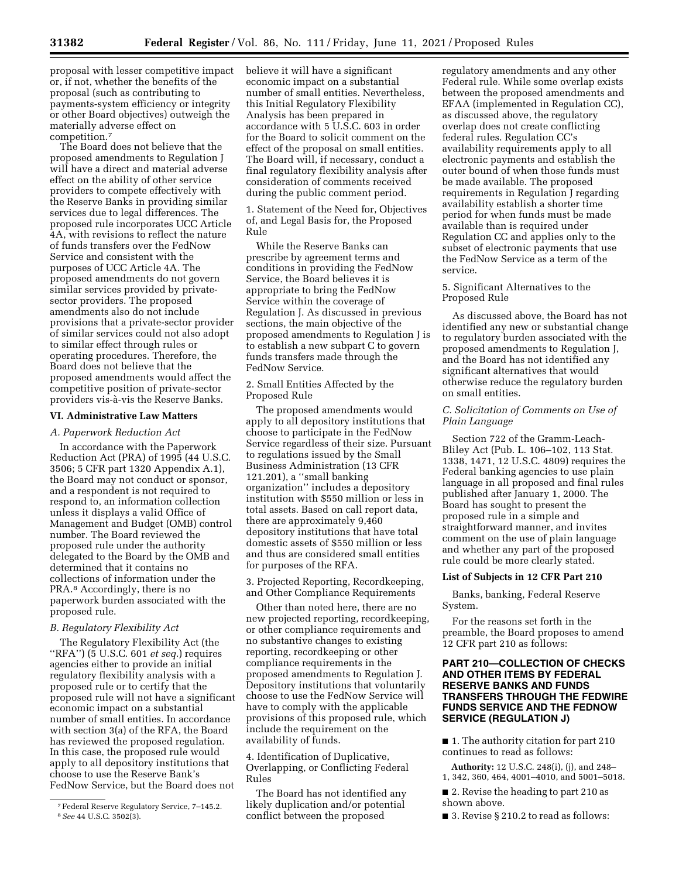proposal with lesser competitive impact or, if not, whether the benefits of the proposal (such as contributing to payments-system efficiency or integrity or other Board objectives) outweigh the materially adverse effect on competition.[7]

The Board does not believe that the proposed amendments to Regulation J will have a direct and material adverse effect on the ability of other service providers to compete effectively with the Reserve Banks in providing similar services due to legal differences. The proposed rule incorporates UCC Article 4A, with revisions to reflect the nature of funds transfers over the FedNow Service and consistent with the purposes of UCC Article 4A. The proposed amendments do not govern similar services provided by private-sector providers. The proposed amendments also do not include provisions that a private-sector provider of similar services could not also adopt to similar effect through rules or operating procedures. Therefore, the Board does not believe that the proposed amendments would affect the competitive position of private-sector providers vis-à-vis the Reserve Banks.

## VI. Administrative Law Matters

### A. Paperwork Reduction Act

In accordance with the Paperwork Reduction Act (PRA) of 1995 (44 U.S.C. 3506; 5 CFR part 1320 Appendix A.1), the Board may not conduct or sponsor, and a respondent is not required to respond to, an information collection unless it displays a valid Office of Management and Budget (OMB) control number. The Board reviewed the proposed rule under the authority delegated to the Board by the OMB and determined that it contains no collections of information under the PRA.[8] Accordingly, there is no paperwork burden associated with the proposed rule.

### B. Regulatory Flexibility Act

The Regulatory Flexibility Act (the ''RFA'') (5 U.S.C. 601 *et seq.*) requires agencies either to provide an initial regulatory flexibility analysis with a proposed rule or to certify that the proposed rule will not have a significant economic impact on a substantial number of small entities. In accordance with section 3(a) of the RFA, the Board has reviewed the proposed regulation. In this case, the proposed rule would apply to all depository institutions that choose to use the Reserve Bank's FedNow Service, but the Board does not believe it will have a significant economic impact on a substantial number of small entities. Nevertheless, this Initial Regulatory Flexibility Analysis has been prepared in accordance with 5 U.S.C. 603 in order for the Board to solicit comment on the effect of the proposal on small entities. The Board will, if necessary, conduct a final regulatory flexibility analysis after consideration of comments received during the public comment period.

1. Statement of the Need for, Objectives of, and Legal Basis for, the Proposed Rule

While the Reserve Banks can prescribe by agreement terms and conditions in providing the FedNow Service, the Board believes it is appropriate to bring the FedNow Service within the coverage of Regulation J. As discussed in previous sections, the main objective of the proposed amendments to Regulation J is to establish a new subpart C to govern funds transfers made through the FedNow Service.

2. Small Entities Affected by the Proposed Rule

The proposed amendments would apply to all depository institutions that choose to participate in the FedNow Service regardless of their size. Pursuant to regulations issued by the Small Business Administration (13 CFR 121.201), a ''small banking organization'' includes a depository institution with $550 million or less in total assets. Based on call report data, there are approximately 9,460 depository institutions that have total domestic assets of $550 million or less and thus are considered small entities for purposes of the RFA.

3. Projected Reporting, Recordkeeping, and Other Compliance Requirements

Other than noted here, there are no new projected reporting, recordkeeping, or other compliance requirements and no substantive changes to existing reporting, recordkeeping or other compliance requirements in the proposed amendments to Regulation J. Depository institutions that voluntarily choose to use the FedNow Service will have to comply with the applicable provisions of this proposed rule, which include the requirement on the availability of funds.

4. Identification of Duplicative, Overlapping, or Conflicting Federal Rules

The Board has not identified any likely duplication and/or potential conflict between the proposed regulatory amendments and any other Federal rule. While some overlap exists between the proposed amendments and EFAA (implemented in Regulation CC), as discussed above, the regulatory overlap does not create conflicting federal rules. Regulation CC's availability requirements apply to all electronic payments and establish the outer bound of when those funds must be made available. The proposed requirements in Regulation J regarding availability establish a shorter time period for when funds must be made available than is required under Regulation CC and applies only to the subset of electronic payments that use the FedNow Service as a term of the service.

5. Significant Alternatives to the Proposed Rule

As discussed above, the Board has not identified any new or substantial change to regulatory burden associated with the proposed amendments to Regulation J, and the Board has not identified any significant alternatives that would otherwise reduce the regulatory burden on small entities.

### C. Solicitation of Comments on Use of Plain Language

Section 722 of the Gramm-Leach-Bliley Act (Pub. L. 106–102, 113 Stat. 1338, 1471, 12 U.S.C. 4809) requires the Federal banking agencies to use plain language in all proposed and final rules published after January 1, 2000. The Board has sought to present the proposed rule in a simple and straightforward manner, and invites comment on the use of plain language and whether any part of the proposed rule could be more clearly stated.

**List of Subjects in 12 CFR Part 210**

Banks, banking, Federal Reserve System.

For the reasons set forth in the preamble, the Board proposes to amend 12 CFR part 210 as follows:

## PART 210—COLLECTION OF CHECKS AND OTHER ITEMS BY FEDERAL RESERVE BANKS AND FUNDS TRANSFERS THROUGH THE FEDWIRE FUNDS SERVICE AND THE FEDNOW SERVICE (REGULATION J)

■ 1. The authority citation for part 210 continues to read as follows:

**Authority:** 12 U.S.C. 248(i), (j), and 248–1, 342, 360, 464, 4001–4010, and 5001–5018.

■ 2. Revise the heading to part 210 as shown above.

■ 3. Revise § 210.2 to read as follows:

---

[7] Federal Reserve Regulatory Service, 7–145.2.

[8] *See* 44 U.S.C. 3502(3).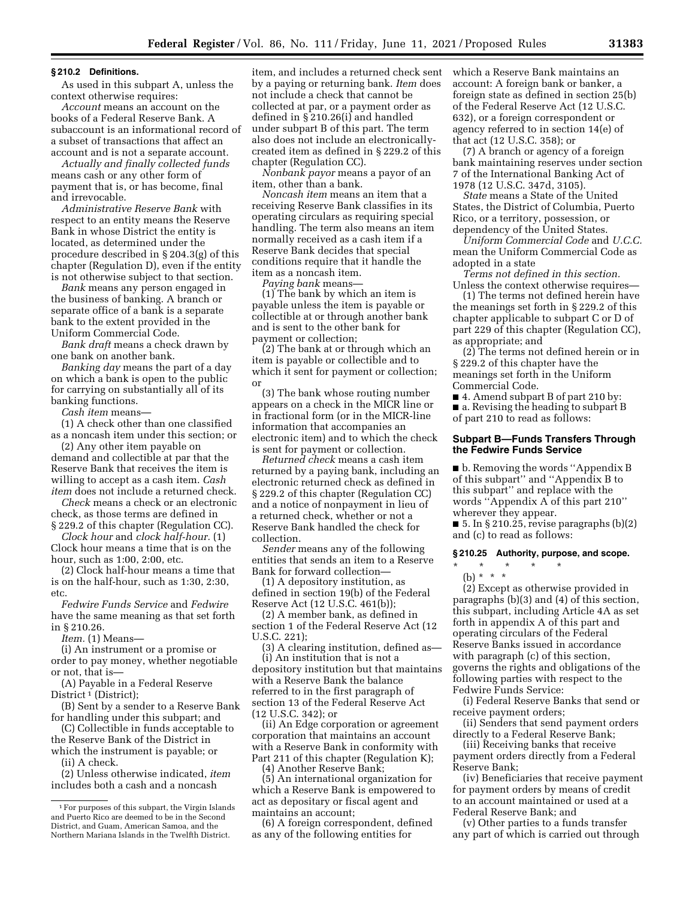### § 210.2 Definitions.

As used in this subpart A, unless the context otherwise requires:

*Account* means an account on the books of a Federal Reserve Bank. A subaccount is an informational record of a subset of transactions that affect an account and is not a separate account.

*Actually and finally collected funds* means cash or any other form of payment that is, or has become, final and irrevocable.

*Administrative Reserve Bank* with respect to an entity means the Reserve Bank in whose District the entity is located, as determined under the procedure described in § 204.3(g) of this chapter (Regulation D), even if the entity is not otherwise subject to that section.

*Bank* means any person engaged in the business of banking. A branch or separate office of a bank is a separate bank to the extent provided in the Uniform Commercial Code.

*Bank draft* means a check drawn by one bank on another bank.

*Banking day* means the part of a day on which a bank is open to the public for carrying on substantially all of its banking functions.

*Cash item* means—

(1) A check other than one classified as a noncash item under this section; or

(2) Any other item payable on demand and collectible at par that the Reserve Bank that receives the item is willing to accept as a cash item. *Cash item* does not include a returned check.

*Check* means a check or an electronic check, as those terms are defined in § 229.2 of this chapter (Regulation CC).

*Clock hour* and *clock half-hour.* (1) Clock hour means a time that is on the hour, such as 1:00, 2:00, etc.

(2) Clock half-hour means a time that is on the half-hour, such as 1:30, 2:30, etc.

*Fedwire Funds Service* and *Fedwire* have the same meaning as that set forth in § 210.26.

*Item.* (1) Means—

(i) An instrument or a promise or order to pay money, whether negotiable or not, that is—

(A) Payable in a Federal Reserve District[1] (District);

(B) Sent by a sender to a Reserve Bank for handling under this subpart; and

(C) Collectible in funds acceptable to the Reserve Bank of the District in which the instrument is payable; or

(ii) A check.

(2) Unless otherwise indicated, *item* includes both a cash and a noncash item, and includes a returned check sent by a paying or returning bank. *Item* does not include a check that cannot be collected at par, or a payment order as defined in § 210.26(i) and handled under subpart B of this part. The term also does not include an electronically-created item as defined in § 229.2 of this chapter (Regulation CC).

*Nonbank payor* means a payor of an item, other than a bank.

*Noncash item* means an item that a receiving Reserve Bank classifies in its operating circulars as requiring special handling. The term also means an item normally received as a cash item if a Reserve Bank decides that special conditions require that it handle the item as a noncash item.

*Paying bank* means—

(1) The bank by which an item is payable unless the item is payable or collectible at or through another bank and is sent to the other bank for payment or collection;

(2) The bank at or through which an item is payable or collectible and to which it sent for payment or collection; or

(3) The bank whose routing number appears on a check in the MICR line or in fractional form (or in the MICR-line information that accompanies an electronic item) and to which the check is sent for payment or collection.

*Returned check* means a cash item returned by a paying bank, including an electronic returned check as defined in § 229.2 of this chapter (Regulation CC) and a notice of nonpayment in lieu of a returned check, whether or not a Reserve Bank handled the check for collection.

*Sender* means any of the following entities that sends an item to a Reserve Bank for forward collection—

(1) A depository institution, as defined in section 19(b) of the Federal Reserve Act (12 U.S.C. 461(b));

(2) A member bank, as defined in section 1 of the Federal Reserve Act (12 U.S.C. 221);

(3) A clearing institution, defined as—

(i) An institution that is not a depository institution but that maintains with a Reserve Bank the balance referred to in the first paragraph of section 13 of the Federal Reserve Act (12 U.S.C. 342); or

(ii) An Edge corporation or agreement corporation that maintains an account with a Reserve Bank in conformity with Part 211 of this chapter (Regulation K);

(4) Another Reserve Bank;

(5) An international organization for which a Reserve Bank is empowered to act as depositary or fiscal agent and maintains an account;

(6) A foreign correspondent, defined as any of the following entities for which a Reserve Bank maintains an account: A foreign bank or banker, a foreign state as defined in section 25(b) of the Federal Reserve Act (12 U.S.C. 632), or a foreign correspondent or agency referred to in section 14(e) of that act (12 U.S.C. 358); or

(7) A branch or agency of a foreign bank maintaining reserves under section 7 of the International Banking Act of 1978 (12 U.S.C. 347d, 3105).

*State* means a State of the United States, the District of Columbia, Puerto Rico, or a territory, possession, or dependency of the United States.

*Uniform Commercial Code* and *U.C.C.* mean the Uniform Commercial Code as adopted in a state

*Terms not defined in this section.* Unless the context otherwise requires—

(1) The terms not defined herein have the meanings set forth in § 229.2 of this chapter applicable to subpart C or D of part 229 of this chapter (Regulation CC), as appropriate; and

(2) The terms not defined herein or in § 229.2 of this chapter have the meanings set forth in the Uniform Commercial Code.

■ 4. Amend subpart B of part 210 by:

■ a. Revising the heading to subpart B of part 210 to read as follows:

### Subpart B—Funds Transfers Through the Fedwire Funds Service

■ b. Removing the words ''Appendix B of this subpart'' and ''Appendix B to this subpart'' and replace with the words ''Appendix A of this part 210'' wherever they appear.

■ 5. In § 210.25, revise paragraphs (b)(2) and (c) to read as follows:

### § 210.25 Authority, purpose, and scope.

\* \* \* \* \*

(b) \* \* \*

(2) Except as otherwise provided in paragraphs (b)(3) and (4) of this section, this subpart, including Article 4A as set forth in appendix A of this part and operating circulars of the Federal Reserve Banks issued in accordance with paragraph (c) of this section, governs the rights and obligations of the following parties with respect to the Fedwire Funds Service:

(i) Federal Reserve Banks that send or receive payment orders;

(ii) Senders that send payment orders directly to a Federal Reserve Bank;

(iii) Receiving banks that receive payment orders directly from a Federal Reserve Bank;

(iv) Beneficiaries that receive payment for payment orders by means of credit to an account maintained or used at a Federal Reserve Bank; and

(v) Other parties to a funds transfer any part of which is carried out through

---

[1] For purposes of this subpart, the Virgin Islands and Puerto Rico are deemed to be in the Second District, and Guam, American Samoa, and the Northern Mariana Islands in the Twelfth District.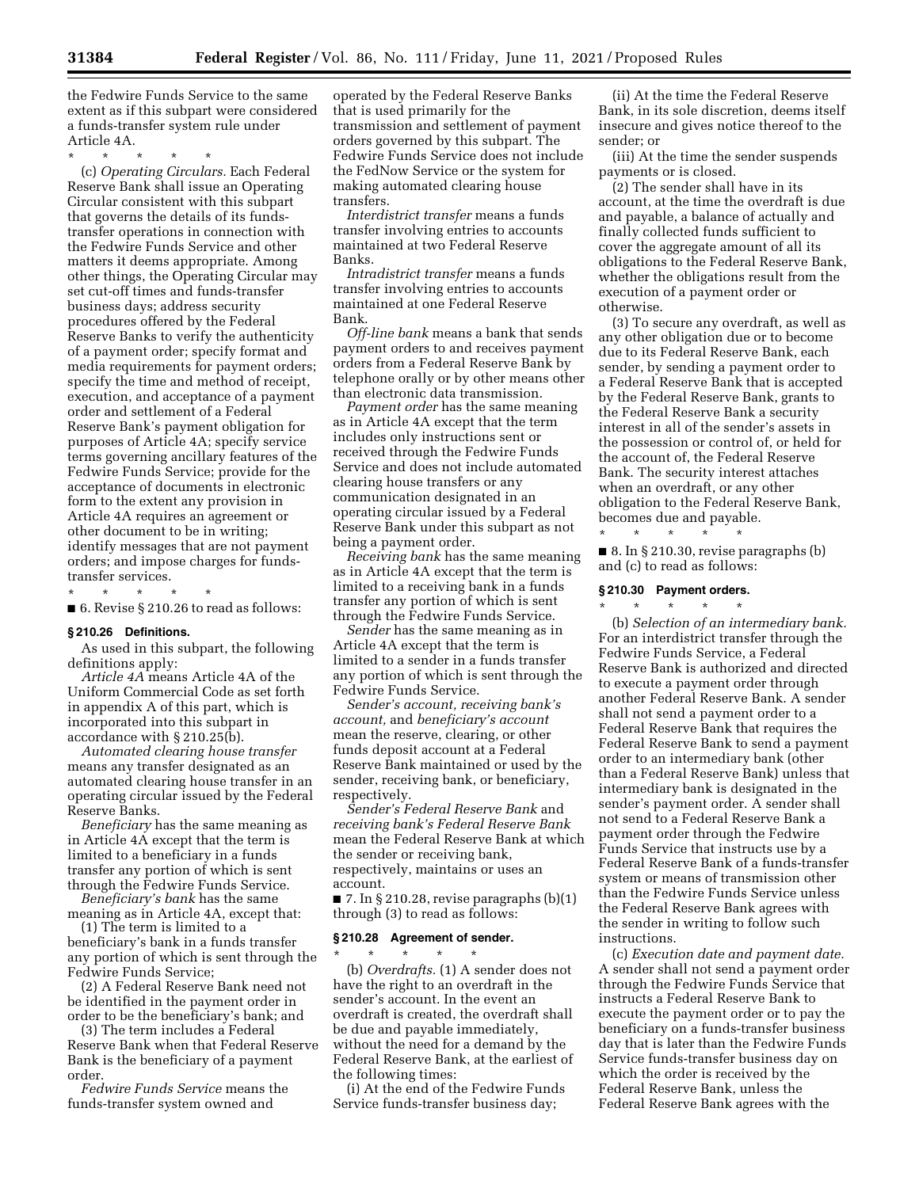the Fedwire Funds Service to the same extent as if this subpart were considered a funds-transfer system rule under Article 4A.

\* \* \* \* \*

(c) *Operating Circulars.* Each Federal Reserve Bank shall issue an Operating Circular consistent with this subpart that governs the details of its funds-transfer operations in connection with the Fedwire Funds Service and other matters it deems appropriate. Among other things, the Operating Circular may set cut-off times and funds-transfer business days; address security procedures offered by the Federal Reserve Banks to verify the authenticity of a payment order; specify format and media requirements for payment orders; specify the time and method of receipt, execution, and acceptance of a payment order and settlement of a Federal Reserve Bank's payment obligation for purposes of Article 4A; specify service terms governing ancillary features of the Fedwire Funds Service; provide for the acceptance of documents in electronic form to the extent any provision in Article 4A requires an agreement or other document to be in writing; identify messages that are not payment orders; and impose charges for funds-transfer services.

\* \* \* \* \*

■ 6. Revise § 210.26 to read as follows:

### § 210.26 Definitions.

As used in this subpart, the following definitions apply:

*Article 4A* means Article 4A of the Uniform Commercial Code as set forth in appendix A of this part, which is incorporated into this subpart in accordance with § 210.25(b).

*Automated clearing house transfer* means any transfer designated as an automated clearing house transfer in an operating circular issued by the Federal Reserve Banks.

*Beneficiary* has the same meaning as in Article 4A except that the term is limited to a beneficiary in a funds transfer any portion of which is sent through the Fedwire Funds Service.

*Beneficiary's bank* has the same meaning as in Article 4A, except that:

(1) The term is limited to a beneficiary's bank in a funds transfer any portion of which is sent through the Fedwire Funds Service;

(2) A Federal Reserve Bank need not be identified in the payment order in order to be the beneficiary's bank; and

(3) The term includes a Federal Reserve Bank when that Federal Reserve Bank is the beneficiary of a payment order.

*Fedwire Funds Service* means the funds-transfer system owned and operated by the Federal Reserve Banks that is used primarily for the transmission and settlement of payment orders governed by this subpart. The Fedwire Funds Service does not include the FedNow Service or the system for making automated clearing house transfers.

*Interdistrict transfer* means a funds transfer involving entries to accounts maintained at two Federal Reserve Banks.

*Intradistrict transfer* means a funds transfer involving entries to accounts maintained at one Federal Reserve Bank.

*Off-line bank* means a bank that sends payment orders to and receives payment orders from a Federal Reserve Bank by telephone orally or by other means other than electronic data transmission.

*Payment order* has the same meaning as in Article 4A except that the term includes only instructions sent or received through the Fedwire Funds Service and does not include automated clearing house transfers or any communication designated in an operating circular issued by a Federal Reserve Bank under this subpart as not being a payment order.

*Receiving bank* has the same meaning as in Article 4A except that the term is limited to a receiving bank in a funds transfer any portion of which is sent through the Fedwire Funds Service.

*Sender* has the same meaning as in Article 4A except that the term is limited to a sender in a funds transfer any portion of which is sent through the Fedwire Funds Service.

*Sender's account, receiving bank's account,* and *beneficiary's account* mean the reserve, clearing, or other funds deposit account at a Federal Reserve Bank maintained or used by the sender, receiving bank, or beneficiary, respectively.

*Sender's Federal Reserve Bank* and *receiving bank's Federal Reserve Bank* mean the Federal Reserve Bank at which the sender or receiving bank, respectively, maintains or uses an account.

■ 7. In § 210.28, revise paragraphs (b)(1) through (3) to read as follows:

### § 210.28 Agreement of sender.

\* \* \* \* \*

(b) *Overdrafts.* (1) A sender does not have the right to an overdraft in the sender's account. In the event an overdraft is created, the overdraft shall be due and payable immediately, without the need for a demand by the Federal Reserve Bank, at the earliest of the following times:

(i) At the end of the Fedwire Funds Service funds-transfer business day;

(ii) At the time the Federal Reserve Bank, in its sole discretion, deems itself insecure and gives notice thereof to the sender; or

(iii) At the time the sender suspends payments or is closed.

(2) The sender shall have in its account, at the time the overdraft is due and payable, a balance of actually and finally collected funds sufficient to cover the aggregate amount of all its obligations to the Federal Reserve Bank, whether the obligations result from the execution of a payment order or otherwise.

(3) To secure any overdraft, as well as any other obligation due or to become due to its Federal Reserve Bank, each sender, by sending a payment order to a Federal Reserve Bank that is accepted by the Federal Reserve Bank, grants to the Federal Reserve Bank a security interest in all of the sender's assets in the possession or control of, or held for the account of, the Federal Reserve Bank. The security interest attaches when an overdraft, or any other obligation to the Federal Reserve Bank, becomes due and payable.

\* \* \* \* \*

■ 8. In § 210.30, revise paragraphs (b) and (c) to read as follows:

### § 210.30 Payment orders.

\* \* \* \* \*

(b) *Selection of an intermediary bank.* For an interdistrict transfer through the Fedwire Funds Service, a Federal Reserve Bank is authorized and directed to execute a payment order through another Federal Reserve Bank. A sender shall not send a payment order to a Federal Reserve Bank that requires the Federal Reserve Bank to send a payment order to an intermediary bank (other than a Federal Reserve Bank) unless that intermediary bank is designated in the sender's payment order. A sender shall not send to a Federal Reserve Bank a payment order through the Fedwire Funds Service that instructs use by a Federal Reserve Bank of a funds-transfer system or means of transmission other than the Fedwire Funds Service unless the Federal Reserve Bank agrees with the sender in writing to follow such instructions.

(c) *Execution date and payment date.* A sender shall not send a payment order through the Fedwire Funds Service that instructs a Federal Reserve Bank to execute the payment order or to pay the beneficiary on a funds-transfer business day that is later than the Fedwire Funds Service funds-transfer business day on which the order is received by the Federal Reserve Bank, unless the Federal Reserve Bank agrees with the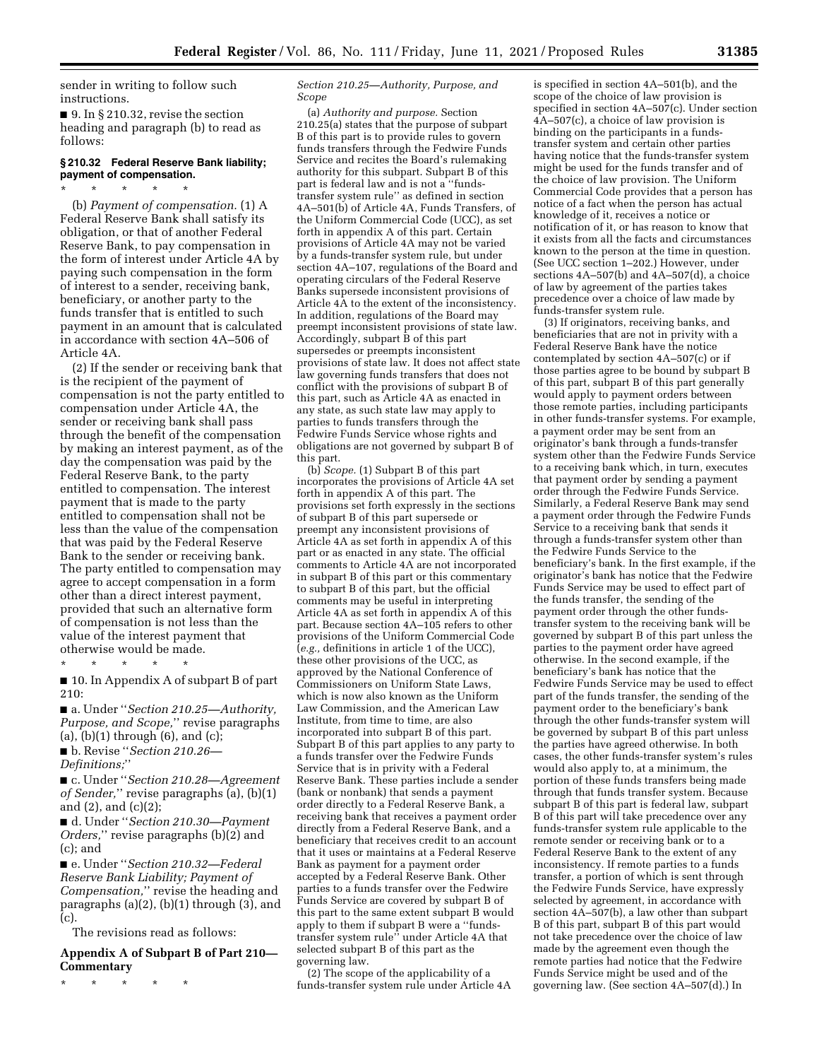sender in writing to follow such instructions.

■ 9. In § 210.32, revise the section heading and paragraph (b) to read as follows:

### § 210.32 Federal Reserve Bank liability; payment of compensation.

\* \* \* \* \*

(b) *Payment of compensation.* (1) A Federal Reserve Bank shall satisfy its obligation, or that of another Federal Reserve Bank, to pay compensation in the form of interest under Article 4A by paying such compensation in the form of interest to a sender, receiving bank, beneficiary, or another party to the funds transfer that is entitled to such payment in an amount that is calculated in accordance with section 4A–506 of Article 4A.

(2) If the sender or receiving bank that is the recipient of the payment of compensation is not the party entitled to compensation under Article 4A, the sender or receiving bank shall pass through the benefit of the compensation by making an interest payment, as of the day the compensation was paid by the Federal Reserve Bank, to the party entitled to compensation. The interest payment that is made to the party entitled to compensation shall not be less than the value of the compensation that was paid by the Federal Reserve Bank to the sender or receiving bank. The party entitled to compensation may agree to accept compensation in a form other than a direct interest payment, provided that such an alternative form of compensation is not less than the value of the interest payment that otherwise would be made.

\* \* \* \* \*

■ 10. In Appendix A of subpart B of part 210:

■ a. Under ''*Section 210.25—Authority, Purpose, and Scope,*'' revise paragraphs (a), (b)(1) through (6), and (c);

■ b. Revise ''*Section 210.26—Definitions;*''

■ c. Under ''*Section 210.28—Agreement of Sender,*'' revise paragraphs (a), (b)(1) and (2), and (c)(2);

■ d. Under ''*Section 210.30—Payment Orders,*'' revise paragraphs (b)(2) and (c); and

■ e. Under ''*Section 210.32—Federal Reserve Bank Liability; Payment of Compensation,*'' revise the heading and paragraphs (a)(2), (b)(1) through (3), and (c).

The revisions read as follows:

## Appendix A of Subpart B of Part 210—Commentary

\* \* \* \* \*

*Section 210.25—Authority, Purpose, and Scope*

(a) *Authority and purpose.* Section 210.25(a) states that the purpose of subpart B of this part is to provide rules to govern funds transfers through the Fedwire Funds Service and recites the Board's rulemaking authority for this subpart. Subpart B of this part is federal law and is not a ''funds-transfer system rule'' as defined in section 4A–501(b) of Article 4A, Funds Transfers, of the Uniform Commercial Code (UCC), as set forth in appendix A of this part. Certain provisions of Article 4A may not be varied by a funds-transfer system rule, but under section 4A–107, regulations of the Board and operating circulars of the Federal Reserve Banks supersede inconsistent provisions of Article 4A to the extent of the inconsistency. In addition, regulations of the Board may preempt inconsistent provisions of state law. Accordingly, subpart B of this part supersedes or preempts inconsistent provisions of state law. It does not affect state law governing funds transfers that does not conflict with the provisions of subpart B of this part, such as Article 4A as enacted in any state, as such state law may apply to parties to funds transfers through the Fedwire Funds Service whose rights and obligations are not governed by subpart B of this part.

(b) *Scope.* (1) Subpart B of this part incorporates the provisions of Article 4A set forth in appendix A of this part. The provisions set forth expressly in the sections of subpart B of this part supersede or preempt any inconsistent provisions of Article 4A as set forth in appendix A of this part or as enacted in any state. The official comments to Article 4A are not incorporated in subpart B of this part or this commentary to subpart B of this part, but the official comments may be useful in interpreting Article 4A as set forth in appendix A of this part. Because section 4A–105 refers to other provisions of the Uniform Commercial Code (*e.g.,* definitions in article 1 of the UCC), these other provisions of the UCC, as approved by the National Conference of Commissioners on Uniform State Laws, which is now also known as the Uniform Law Commission, and the American Law Institute, from time to time, are also incorporated into subpart B of this part. Subpart B of this part applies to any party to a funds transfer over the Fedwire Funds Service that is in privity with a Federal Reserve Bank. These parties include a sender (bank or nonbank) that sends a payment order directly to a Federal Reserve Bank, a receiving bank that receives a payment order directly from a Federal Reserve Bank, and a beneficiary that receives credit to an account that it uses or maintains at a Federal Reserve Bank as payment for a payment order accepted by a Federal Reserve Bank. Other parties to a funds transfer over the Fedwire Funds Service are covered by subpart B of this part to the same extent subpart B would apply to them if subpart B were a ''funds-transfer system rule'' under Article 4A that selected subpart B of this part as the governing law.

(2) The scope of the applicability of a funds-transfer system rule under Article 4A is specified in section 4A–501(b), and the scope of the choice of law provision is specified in section 4A–507(c). Under section 4A–507(c), a choice of law provision is binding on the participants in a funds-transfer system and certain other parties having notice that the funds-transfer system might be used for the funds transfer and of the choice of law provision. The Uniform Commercial Code provides that a person has notice of a fact when the person has actual knowledge of it, receives a notice or notification of it, or has reason to know that it exists from all the facts and circumstances known to the person at the time in question. (See UCC section 1–202.) However, under sections 4A–507(b) and 4A–507(d), a choice of law by agreement of the parties takes precedence over a choice of law made by funds-transfer system rule.

(3) If originators, receiving banks, and beneficiaries that are not in privity with a Federal Reserve Bank have the notice contemplated by section 4A–507(c) or if those parties agree to be bound by subpart B of this part, subpart B of this part generally would apply to payment orders between those remote parties, including participants in other funds-transfer systems. For example, a payment order may be sent from an originator's bank through a funds-transfer system other than the Fedwire Funds Service to a receiving bank which, in turn, executes that payment order by sending a payment order through the Fedwire Funds Service. Similarly, a Federal Reserve Bank may send a payment order through the Fedwire Funds Service to a receiving bank that sends it through a funds-transfer system other than the Fedwire Funds Service to the beneficiary's bank. In the first example, if the originator's bank has notice that the Fedwire Funds Service may be used to effect part of the funds transfer, the sending of the payment order through the other funds-transfer system to the receiving bank will be governed by subpart B of this part unless the parties to the payment order have agreed otherwise. In the second example, if the beneficiary's bank has notice that the Fedwire Funds Service may be used to effect part of the funds transfer, the sending of the payment order to the beneficiary's bank through the other funds-transfer system will be governed by subpart B of this part unless the parties have agreed otherwise. In both cases, the other funds-transfer system's rules would also apply to, at a minimum, the portion of these funds transfers being made through that funds transfer system. Because subpart B of this part is federal law, subpart B of this part will take precedence over any funds-transfer system rule applicable to the remote sender or receiving bank or to a Federal Reserve Bank to the extent of any inconsistency. If remote parties to a funds transfer, a portion of which is sent through the Fedwire Funds Service, have expressly selected by agreement, in accordance with section 4A–507(b), a law other than subpart B of this part, subpart B of this part would not take precedence over the choice of law made by the agreement even though the remote parties had notice that the Fedwire Funds Service might be used and of the governing law. (See section 4A–507(d).) In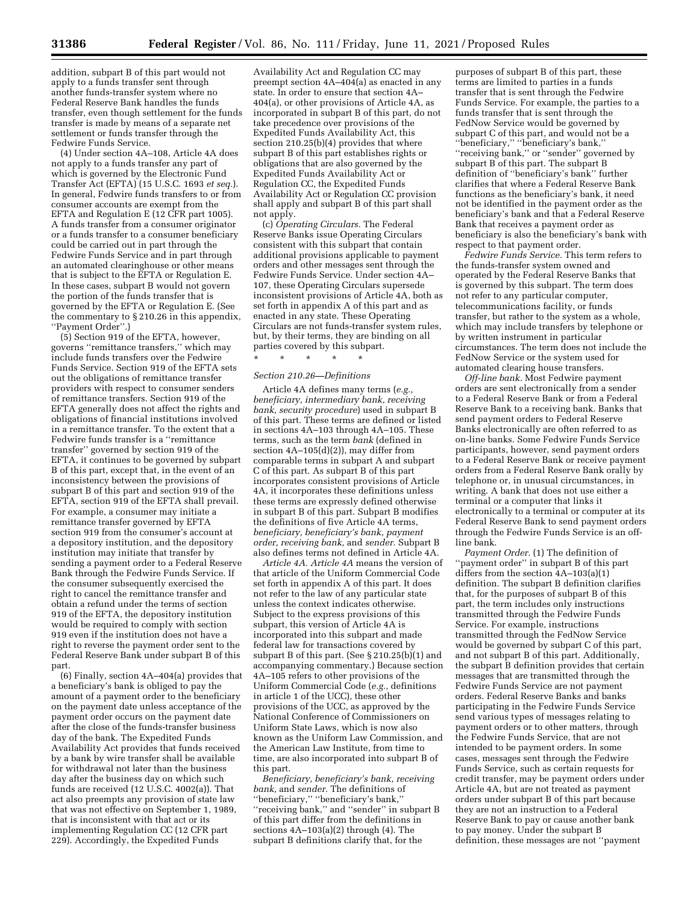addition, subpart B of this part would not apply to a funds transfer sent through another funds-transfer system where no Federal Reserve Bank handles the funds transfer, even though settlement for the funds transfer is made by means of a separate net settlement or funds transfer through the Fedwire Funds Service.

(4) Under section 4A–108, Article 4A does not apply to a funds transfer any part of which is governed by the Electronic Fund Transfer Act (EFTA) (15 U.S.C. 1693 *et seq.*). In general, Fedwire funds transfers to or from consumer accounts are exempt from the EFTA and Regulation E (12 CFR part 1005). A funds transfer from a consumer originator or a funds transfer to a consumer beneficiary could be carried out in part through the Fedwire Funds Service and in part through an automated clearinghouse or other means that is subject to the EFTA or Regulation E. In these cases, subpart B would not govern the portion of the funds transfer that is governed by the EFTA or Regulation E. (See the commentary to § 210.26 in this appendix, ''Payment Order''.)

(5) Section 919 of the EFTA, however, governs ''remittance transfers,'' which may include funds transfers over the Fedwire Funds Service. Section 919 of the EFTA sets out the obligations of remittance transfer providers with respect to consumer senders of remittance transfers. Section 919 of the EFTA generally does not affect the rights and obligations of financial institutions involved in a remittance transfer. To the extent that a Fedwire funds transfer is a ''remittance transfer'' governed by section 919 of the EFTA, it continues to be governed by subpart B of this part, except that, in the event of an inconsistency between the provisions of subpart B of this part and section 919 of the EFTA, section 919 of the EFTA shall prevail. For example, a consumer may initiate a remittance transfer governed by EFTA section 919 from the consumer's account at a depository institution, and the depository institution may initiate that transfer by sending a payment order to a Federal Reserve Bank through the Fedwire Funds Service. If the consumer subsequently exercised the right to cancel the remittance transfer and obtain a refund under the terms of section 919 of the EFTA, the depository institution would be required to comply with section 919 even if the institution does not have a right to reverse the payment order sent to the Federal Reserve Bank under subpart B of this part.

(6) Finally, section 4A–404(a) provides that a beneficiary's bank is obliged to pay the amount of a payment order to the beneficiary on the payment date unless acceptance of the payment order occurs on the payment date after the close of the funds-transfer business day of the bank. The Expedited Funds Availability Act provides that funds received by a bank by wire transfer shall be available for withdrawal not later than the business day after the business day on which such funds are received (12 U.S.C. 4002(a)). That act also preempts any provision of state law that was not effective on September 1, 1989, that is inconsistent with that act or its implementing Regulation CC (12 CFR part 229). Accordingly, the Expedited Funds Availability Act and Regulation CC may preempt section 4A–404(a) as enacted in any state. In order to ensure that section 4A–404(a), or other provisions of Article 4A, as incorporated in subpart B of this part, do not take precedence over provisions of the Expedited Funds Availability Act, this section 210.25(b)(4) provides that where subpart B of this part establishes rights or obligations that are also governed by the Expedited Funds Availability Act or Regulation CC, the Expedited Funds Availability Act or Regulation CC provision shall apply and subpart B of this part shall not apply.

(c) *Operating Circulars.* The Federal Reserve Banks issue Operating Circulars consistent with this subpart that contain additional provisions applicable to payment orders and other messages sent through the Fedwire Funds Service. Under section 4A–107, these Operating Circulars supersede inconsistent provisions of Article 4A, both as set forth in appendix A of this part and as enacted in any state. These Operating Circulars are not funds-transfer system rules, but, by their terms, they are binding on all parties covered by this subpart.

\* \* \* \* \*

*Section 210.26—Definitions*

Article 4A defines many terms (*e.g., beneficiary, intermediary bank, receiving bank, security procedure*) used in subpart B of this part. These terms are defined or listed in sections 4A–103 through 4A–105. These terms, such as the term *bank* (defined in section 4A–105(d)(2)), may differ from comparable terms in subpart A and subpart C of this part. As subpart B of this part incorporates consistent provisions of Article 4A, it incorporates these definitions unless these terms are expressly defined otherwise in subpart B of this part. Subpart B modifies the definitions of five Article 4A terms, *beneficiary, beneficiary's bank, payment order, receiving bank,* and *sender.* Subpart B also defines terms not defined in Article 4A.

*Article 4A.* Article 4A means the version of that article of the Uniform Commercial Code set forth in appendix A of this part. It does not refer to the law of any particular state unless the context indicates otherwise. Subject to the express provisions of this subpart, this version of Article 4A is incorporated into this subpart and made federal law for transactions covered by subpart B of this part. (See § 210.25(b)(1) and accompanying commentary.) Because section 4A–105 refers to other provisions of the Uniform Commercial Code (*e.g.,* definitions in article 1 of the UCC), these other provisions of the UCC, as approved by the National Conference of Commissioners on Uniform State Laws, which is now also known as the Uniform Law Commission, and the American Law Institute, from time to time, are also incorporated into subpart B of this part.

*Beneficiary, beneficiary's bank, receiving bank,* and *sender.* The definitions of ''beneficiary,'' ''beneficiary's bank,'' ''receiving bank,'' and ''sender'' in subpart B of this part differ from the definitions in sections 4A–103(a)(2) through (4). The subpart B definitions clarify that, for the purposes of subpart B of this part, these terms are limited to parties in a funds transfer that is sent through the Fedwire Funds Service. For example, the parties to a funds transfer that is sent through the FedNow Service would be governed by subpart C of this part, and would not be a ''beneficiary,'' ''beneficiary's bank,'' ''receiving bank,'' or ''sender'' governed by subpart B of this part. The subpart B definition of ''beneficiary's bank'' further clarifies that where a Federal Reserve Bank functions as the beneficiary's bank, it need not be identified in the payment order as the beneficiary's bank and that a Federal Reserve Bank that receives a payment order as beneficiary is also the beneficiary's bank with respect to that payment order.

*Fedwire Funds Service.* This term refers to the funds-transfer system owned and operated by the Federal Reserve Banks that is governed by this subpart. The term does not refer to any particular computer, telecommunications facility, or funds transfer, but rather to the system as a whole, which may include transfers by telephone or by written instrument in particular circumstances. The term does not include the FedNow Service or the system used for automated clearing house transfers.

*Off-line bank.* Most Fedwire payment orders are sent electronically from a sender to a Federal Reserve Bank or from a Federal Reserve Bank to a receiving bank. Banks that send payment orders to Federal Reserve Banks electronically are often referred to as on-line banks. Some Fedwire Funds Service participants, however, send payment orders to a Federal Reserve Bank or receive payment orders from a Federal Reserve Bank orally by telephone or, in unusual circumstances, in writing. A bank that does not use either a terminal or a computer that links it electronically to a terminal or computer at its Federal Reserve Bank to send payment orders through the Fedwire Funds Service is an off-line bank.

*Payment Order.* (1) The definition of ''payment order'' in subpart B of this part differs from the section 4A–103(a)(1) definition. The subpart B definition clarifies that, for the purposes of subpart B of this part, the term includes only instructions transmitted through the Fedwire Funds Service. For example, instructions transmitted through the FedNow Service would be governed by subpart C of this part, and not subpart B of this part. Additionally, the subpart B definition provides that certain messages that are transmitted through the Fedwire Funds Service are not payment orders. Federal Reserve Banks and banks participating in the Fedwire Funds Service send various types of messages relating to payment orders or to other matters, through the Fedwire Funds Service, that are not intended to be payment orders. In some cases, messages sent through the Fedwire Funds Service, such as certain requests for credit transfer, may be payment orders under Article 4A, but are not treated as payment orders under subpart B of this part because they are not an instruction to a Federal Reserve Bank to pay or cause another bank to pay money. Under the subpart B definition, these messages are not ''payment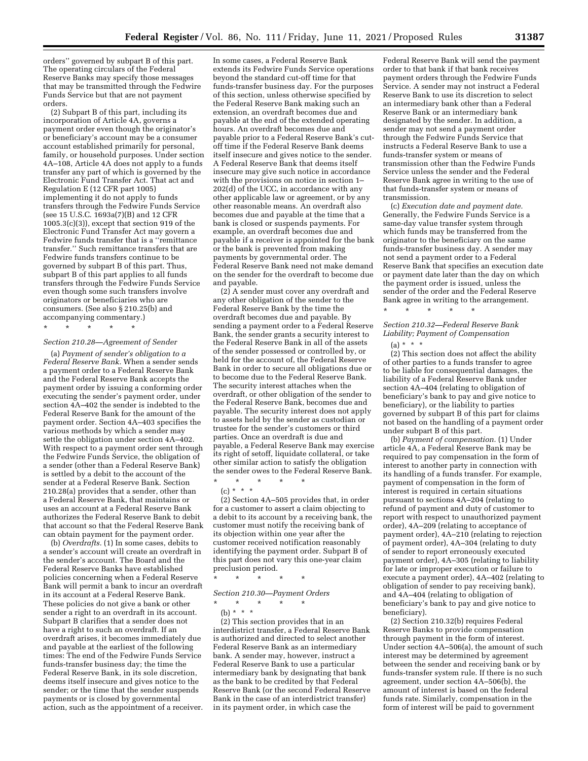orders'' governed by subpart B of this part. The operating circulars of the Federal Reserve Banks may specify those messages that may be transmitted through the Fedwire Funds Service but that are not payment orders.

(2) Subpart B of this part, including its incorporation of Article 4A, governs a payment order even though the originator's or beneficiary's account may be a consumer account established primarily for personal, family, or household purposes. Under section 4A–108, Article 4A does not apply to a funds transfer any part of which is governed by the Electronic Fund Transfer Act. That act and Regulation E (12 CFR part 1005) implementing it do not apply to funds transfers through the Fedwire Funds Service (see 15 U.S.C. 1693a(7)(B) and 12 CFR 1005.3(c)(3)), except that section 919 of the Electronic Fund Transfer Act may govern a Fedwire funds transfer that is a ''remittance transfer.'' Such remittance transfers that are Fedwire funds transfers continue to be governed by subpart B of this part. Thus, subpart B of this part applies to all funds transfers through the Fedwire Funds Service even though some such transfers involve originators or beneficiaries who are consumers. (See also § 210.25(b) and accompanying commentary.)

\* \* \* \* \*

*Section 210.28—Agreement of Sender*

(a) *Payment of sender's obligation to a Federal Reserve Bank.* When a sender sends a payment order to a Federal Reserve Bank and the Federal Reserve Bank accepts the payment order by issuing a conforming order executing the sender's payment order, under section 4A–402 the sender is indebted to the Federal Reserve Bank for the amount of the payment order. Section 4A–403 specifies the various methods by which a sender may settle the obligation under section 4A–402. With respect to a payment order sent through the Fedwire Funds Service, the obligation of a sender (other than a Federal Reserve Bank) is settled by a debit to the account of the sender at a Federal Reserve Bank. Section 210.28(a) provides that a sender, other than a Federal Reserve Bank, that maintains or uses an account at a Federal Reserve Bank authorizes the Federal Reserve Bank to debit that account so that the Federal Reserve Bank can obtain payment for the payment order.

(b) *Overdrafts.* (1) In some cases, debits to a sender's account will create an overdraft in the sender's account. The Board and the Federal Reserve Banks have established policies concerning when a Federal Reserve Bank will permit a bank to incur an overdraft in its account at a Federal Reserve Bank. These policies do not give a bank or other sender a right to an overdraft in its account. Subpart B clarifies that a sender does not have a right to such an overdraft. If an overdraft arises, it becomes immediately due and payable at the earliest of the following times: The end of the Fedwire Funds Service funds-transfer business day; the time the Federal Reserve Bank, in its sole discretion, deems itself insecure and gives notice to the sender; or the time that the sender suspends payments or is closed by governmental action, such as the appointment of a receiver. In some cases, a Federal Reserve Bank extends its Fedwire Funds Service operations beyond the standard cut-off time for that funds-transfer business day. For the purposes of this section, unless otherwise specified by the Federal Reserve Bank making such an extension, an overdraft becomes due and payable at the end of the extended operating hours. An overdraft becomes due and payable prior to a Federal Reserve Bank's cut-off time if the Federal Reserve Bank deems itself insecure and gives notice to the sender. A Federal Reserve Bank that deems itself insecure may give such notice in accordance with the provisions on notice in section 1–202(d) of the UCC, in accordance with any other applicable law or agreement, or by any other reasonable means. An overdraft also becomes due and payable at the time that a bank is closed or suspends payments. For example, an overdraft becomes due and payable if a receiver is appointed for the bank or the bank is prevented from making payments by governmental order. The Federal Reserve Bank need not make demand on the sender for the overdraft to become due and payable.

(2) A sender must cover any overdraft and any other obligation of the sender to the Federal Reserve Bank by the time the overdraft becomes due and payable. By sending a payment order to a Federal Reserve Bank, the sender grants a security interest to the Federal Reserve Bank in all of the assets of the sender possessed or controlled by, or held for the account of, the Federal Reserve Bank in order to secure all obligations due or to become due to the Federal Reserve Bank. The security interest attaches when the overdraft, or other obligation of the sender to the Federal Reserve Bank, becomes due and payable. The security interest does not apply to assets held by the sender as custodian or trustee for the sender's customers or third parties. Once an overdraft is due and payable, a Federal Reserve Bank may exercise its right of setoff, liquidate collateral, or take other similar action to satisfy the obligation the sender owes to the Federal Reserve Bank.

\* \* \* \* \*

(c) \* \* \*

(2) Section 4A–505 provides that, in order for a customer to assert a claim objecting to a debit to its account by a receiving bank, the customer must notify the receiving bank of its objection within one year after the customer received notification reasonably identifying the payment order. Subpart B of this part does not vary this one-year claim preclusion period.

\* \* \* \* \*

*Section 210.30—Payment Orders*

\* \* \* \* \*

(b) \* \* \*

(2) This section provides that in an interdistrict transfer, a Federal Reserve Bank is authorized and directed to select another Federal Reserve Bank as an intermediary bank. A sender may, however, instruct a Federal Reserve Bank to use a particular intermediary bank by designating that bank as the bank to be credited by that Federal Reserve Bank (or the second Federal Reserve Bank in the case of an interdistrict transfer) in its payment order, in which case the Federal Reserve Bank will send the payment order to that bank if that bank receives payment orders through the Fedwire Funds Service. A sender may not instruct a Federal Reserve Bank to use its discretion to select an intermediary bank other than a Federal Reserve Bank or an intermediary bank designated by the sender. In addition, a sender may not send a payment order through the Fedwire Funds Service that instructs a Federal Reserve Bank to use a funds-transfer system or means of transmission other than the Fedwire Funds Service unless the sender and the Federal Reserve Bank agree in writing to the use of that funds-transfer system or means of transmission.

(c) *Execution date and payment date.* Generally, the Fedwire Funds Service is a same-day value transfer system through which funds may be transferred from the originator to the beneficiary on the same funds-transfer business day. A sender may not send a payment order to a Federal Reserve Bank that specifies an execution date or payment date later than the day on which the payment order is issued, unless the sender of the order and the Federal Reserve Bank agree in writing to the arrangement.

\* \* \* \* \*

*Section 210.32—Federal Reserve Bank Liability; Payment of Compensation*

(a) \* \* \*

(2) This section does not affect the ability of other parties to a funds transfer to agree to be liable for consequential damages, the liability of a Federal Reserve Bank under section 4A–404 (relating to obligation of beneficiary's bank to pay and give notice to beneficiary), or the liability to parties governed by subpart B of this part for claims not based on the handling of a payment order under subpart B of this part.

(b) *Payment of compensation.* (1) Under article 4A, a Federal Reserve Bank may be required to pay compensation in the form of interest to another party in connection with its handling of a funds transfer. For example, payment of compensation in the form of interest is required in certain situations pursuant to sections 4A–204 (relating to refund of payment and duty of customer to report with respect to unauthorized payment order), 4A–209 (relating to acceptance of payment order), 4A–210 (relating to rejection of payment order), 4A–304 (relating to duty of sender to report erroneously executed payment order), 4A–305 (relating to liability for late or improper execution or failure to execute a payment order), 4A–402 (relating to obligation of sender to pay receiving bank), and 4A–404 (relating to obligation of beneficiary's bank to pay and give notice to beneficiary).

(2) Section 210.32(b) requires Federal Reserve Banks to provide compensation through payment in the form of interest. Under section 4A–506(a), the amount of such interest may be determined by agreement between the sender and receiving bank or by funds-transfer system rule. If there is no such agreement, under section 4A–506(b), the amount of interest is based on the federal funds rate. Similarly, compensation in the form of interest will be paid to government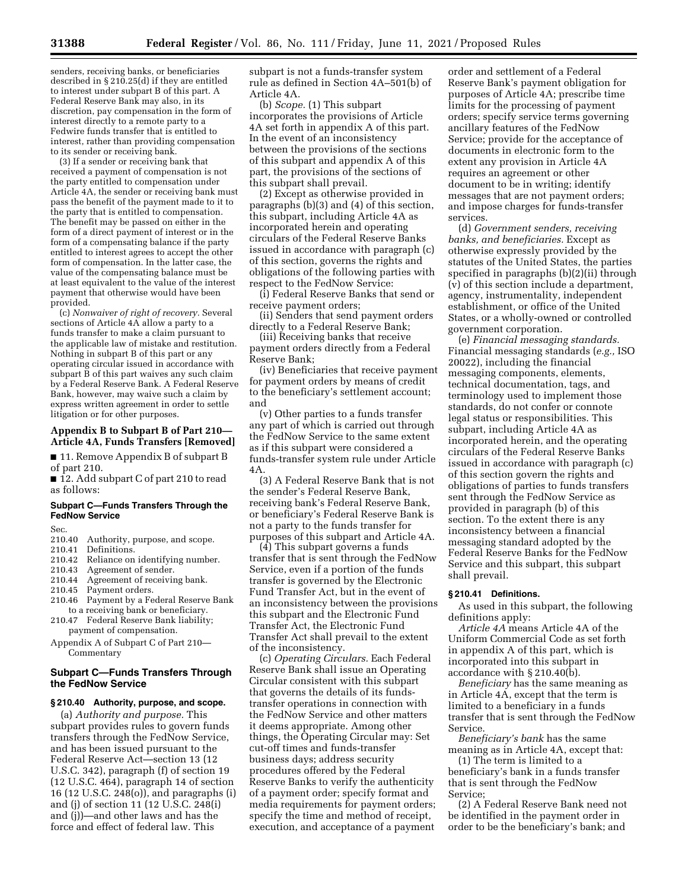senders, receiving banks, or beneficiaries described in § 210.25(d) if they are entitled to interest under subpart B of this part. A Federal Reserve Bank may also, in its discretion, pay compensation in the form of interest directly to a remote party to a Fedwire funds transfer that is entitled to interest, rather than providing compensation to its sender or receiving bank.

(3) If a sender or receiving bank that received a payment of compensation is not the party entitled to compensation under Article 4A, the sender or receiving bank must pass the benefit of the payment made to it to the party that is entitled to compensation. The benefit may be passed on either in the form of a direct payment of interest or in the form of a compensating balance if the party entitled to interest agrees to accept the other form of compensation. In the latter case, the value of the compensating balance must be at least equivalent to the value of the interest payment that otherwise would have been provided.

(c) *Nonwaiver of right of recovery.* Several sections of Article 4A allow a party to a funds transfer to make a claim pursuant to the applicable law of mistake and restitution. Nothing in subpart B of this part or any operating circular issued in accordance with subpart B of this part waives any such claim by a Federal Reserve Bank. A Federal Reserve Bank, however, may waive such a claim by express written agreement in order to settle litigation or for other purposes.

## Appendix B to Subpart B of Part 210—Article 4A, Funds Transfers [Removed]

■ 11. Remove Appendix B of subpart B of part 210.

■ 12. Add subpart C of part 210 to read as follows:

### Subpart C—Funds Transfers Through the FedNow Service

Sec.
210.40 Authority, purpose, and scope.
210.41 Definitions.
210.42 Reliance on identifying number.
210.43 Agreement of sender.
210.44 Agreement of receiving bank.
210.45 Payment orders.
210.46 Payment by a Federal Reserve Bank to a receiving bank or beneficiary.
210.47 Federal Reserve Bank liability; payment of compensation.
Appendix A of Subpart C of Part 210—Commentary

### Subpart C—Funds Transfers Through the FedNow Service

#### § 210.40 Authority, purpose, and scope.

(a) *Authority and purpose.* This subpart provides rules to govern funds transfers through the FedNow Service, and has been issued pursuant to the Federal Reserve Act—section 13 (12 U.S.C. 342), paragraph (f) of section 19 (12 U.S.C. 464), paragraph 14 of section 16 (12 U.S.C. 248(o)), and paragraphs (i) and (j) of section 11 (12 U.S.C. 248(i) and (j))—and other laws and has the force and effect of federal law. This subpart is not a funds-transfer system rule as defined in Section 4A–501(b) of Article 4A.

(b) *Scope.* (1) This subpart incorporates the provisions of Article 4A set forth in appendix A of this part. In the event of an inconsistency between the provisions of the sections of this subpart and appendix A of this part, the provisions of the sections of this subpart shall prevail.

(2) Except as otherwise provided in paragraphs (b)(3) and (4) of this section, this subpart, including Article 4A as incorporated herein and operating circulars of the Federal Reserve Banks issued in accordance with paragraph (c) of this section, governs the rights and obligations of the following parties with respect to the FedNow Service:

(i) Federal Reserve Banks that send or receive payment orders;

(ii) Senders that send payment orders directly to a Federal Reserve Bank;

(iii) Receiving banks that receive payment orders directly from a Federal Reserve Bank;

(iv) Beneficiaries that receive payment for payment orders by means of credit to the beneficiary's settlement account; and

(v) Other parties to a funds transfer any part of which is carried out through the FedNow Service to the same extent as if this subpart were considered a funds-transfer system rule under Article 4A.

(3) A Federal Reserve Bank that is not the sender's Federal Reserve Bank, receiving bank's Federal Reserve Bank, or beneficiary's Federal Reserve Bank is not a party to the funds transfer for purposes of this subpart and Article 4A.

(4) This subpart governs a funds transfer that is sent through the FedNow Service, even if a portion of the funds transfer is governed by the Electronic Fund Transfer Act, but in the event of an inconsistency between the provisions this subpart and the Electronic Fund Transfer Act, the Electronic Fund Transfer Act shall prevail to the extent of the inconsistency.

(c) *Operating Circulars.* Each Federal Reserve Bank shall issue an Operating Circular consistent with this subpart that governs the details of its funds-transfer operations in connection with the FedNow Service and other matters it deems appropriate. Among other things, the Operating Circular may: Set cut-off times and funds-transfer business days; address security procedures offered by the Federal Reserve Banks to verify the authenticity of a payment order; specify format and media requirements for payment orders; specify the time and method of receipt, execution, and acceptance of a payment order and settlement of a Federal Reserve Bank's payment obligation for purposes of Article 4A; prescribe time limits for the processing of payment orders; specify service terms governing ancillary features of the FedNow Service; provide for the acceptance of documents in electronic form to the extent any provision in Article 4A requires an agreement or other document to be in writing; identify messages that are not payment orders; and impose charges for funds-transfer services.

(d) *Government senders, receiving banks, and beneficiaries.* Except as otherwise expressly provided by the statutes of the United States, the parties specified in paragraphs (b)(2)(ii) through (v) of this section include a department, agency, instrumentality, independent establishment, or office of the United States, or a wholly-owned or controlled government corporation.

(e) *Financial messaging standards.* Financial messaging standards (*e.g.,* ISO 20022), including the financial messaging components, elements, technical documentation, tags, and terminology used to implement those standards, do not confer or connote legal status or responsibilities. This subpart, including Article 4A as incorporated herein, and the operating circulars of the Federal Reserve Banks issued in accordance with paragraph (c) of this section govern the rights and obligations of parties to funds transfers sent through the FedNow Service as provided in paragraph (b) of this section. To the extent there is any inconsistency between a financial messaging standard adopted by the Federal Reserve Banks for the FedNow Service and this subpart, this subpart shall prevail.

#### § 210.41 Definitions.

As used in this subpart, the following definitions apply:

*Article 4A* means Article 4A of the Uniform Commercial Code as set forth in appendix A of this part, which is incorporated into this subpart in accordance with § 210.40(b).

*Beneficiary* has the same meaning as in Article 4A, except that the term is limited to a beneficiary in a funds transfer that is sent through the FedNow Service.

*Beneficiary's bank* has the same meaning as in Article 4A, except that:

(1) The term is limited to a beneficiary's bank in a funds transfer that is sent through the FedNow Service;

(2) A Federal Reserve Bank need not be identified in the payment order in order to be the beneficiary's bank; and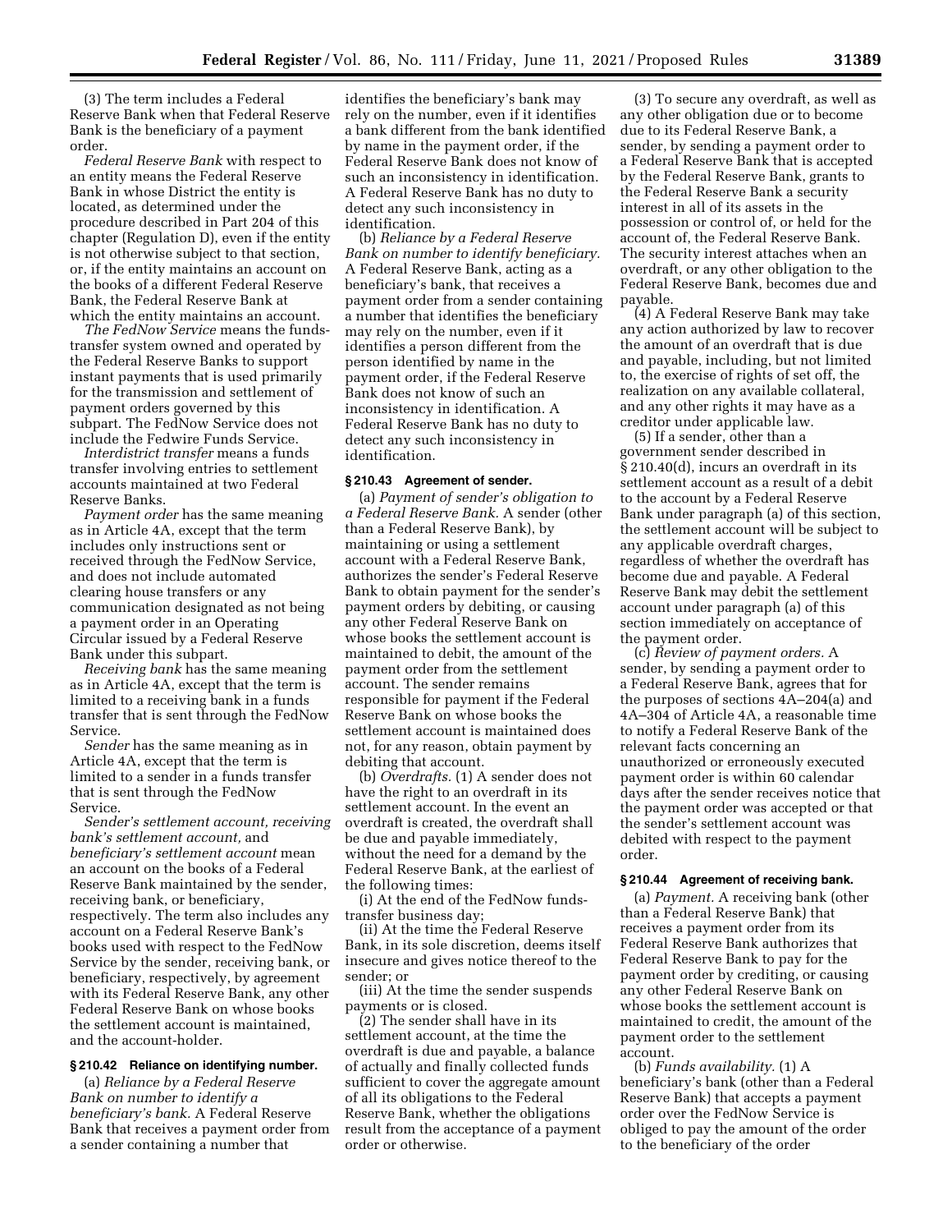(3) The term includes a Federal Reserve Bank when that Federal Reserve Bank is the beneficiary of a payment order.

*Federal Reserve Bank* with respect to an entity means the Federal Reserve Bank in whose District the entity is located, as determined under the procedure described in Part 204 of this chapter (Regulation D), even if the entity is not otherwise subject to that section, or, if the entity maintains an account on the books of a different Federal Reserve Bank, the Federal Reserve Bank at which the entity maintains an account.

*The FedNow Service* means the funds-transfer system owned and operated by the Federal Reserve Banks to support instant payments that is used primarily for the transmission and settlement of payment orders governed by this subpart. The FedNow Service does not include the Fedwire Funds Service.

*Interdistrict transfer* means a funds transfer involving entries to settlement accounts maintained at two Federal Reserve Banks.

*Payment order* has the same meaning as in Article 4A, except that the term includes only instructions sent or received through the FedNow Service, and does not include automated clearing house transfers or any communication designated as not being a payment order in an Operating Circular issued by a Federal Reserve Bank under this subpart.

*Receiving bank* has the same meaning as in Article 4A, except that the term is limited to a receiving bank in a funds transfer that is sent through the FedNow Service.

*Sender* has the same meaning as in Article 4A, except that the term is limited to a sender in a funds transfer that is sent through the FedNow Service.

*Sender's settlement account, receiving bank's settlement account,* and *beneficiary's settlement account* mean an account on the books of a Federal Reserve Bank maintained by the sender, receiving bank, or beneficiary, respectively. The term also includes any account on a Federal Reserve Bank's books used with respect to the FedNow Service by the sender, receiving bank, or beneficiary, respectively, by agreement with its Federal Reserve Bank, any other Federal Reserve Bank on whose books the settlement account is maintained, and the account-holder.

### § 210.42 Reliance on identifying number.

(a) *Reliance by a Federal Reserve Bank on number to identify a beneficiary's bank.* A Federal Reserve Bank that receives a payment order from a sender containing a number that identifies the beneficiary's bank may rely on the number, even if it identifies a bank different from the bank identified by name in the payment order, if the Federal Reserve Bank does not know of such an inconsistency in identification. A Federal Reserve Bank has no duty to detect any such inconsistency in identification.

(b) *Reliance by a Federal Reserve Bank on number to identify beneficiary.* A Federal Reserve Bank, acting as a beneficiary's bank, that receives a payment order from a sender containing a number that identifies the beneficiary may rely on the number, even if it identifies a person different from the person identified by name in the payment order, if the Federal Reserve Bank does not know of such an inconsistency in identification. A Federal Reserve Bank has no duty to detect any such inconsistency in identification.

### § 210.43 Agreement of sender.

(a) *Payment of sender's obligation to a Federal Reserve Bank.* A sender (other than a Federal Reserve Bank), by maintaining or using a settlement account with a Federal Reserve Bank, authorizes the sender's Federal Reserve Bank to obtain payment for the sender's payment orders by debiting, or causing any other Federal Reserve Bank on whose books the settlement account is maintained to debit, the amount of the payment order from the settlement account. The sender remains responsible for payment if the Federal Reserve Bank on whose books the settlement account is maintained does not, for any reason, obtain payment by debiting that account.

(b) *Overdrafts.* (1) A sender does not have the right to an overdraft in its settlement account. In the event an overdraft is created, the overdraft shall be due and payable immediately, without the need for a demand by the Federal Reserve Bank, at the earliest of the following times:

(i) At the end of the FedNow funds-transfer business day;

(ii) At the time the Federal Reserve Bank, in its sole discretion, deems itself insecure and gives notice thereof to the sender; or

(iii) At the time the sender suspends payments or is closed.

(2) The sender shall have in its settlement account, at the time the overdraft is due and payable, a balance of actually and finally collected funds sufficient to cover the aggregate amount of all its obligations to the Federal Reserve Bank, whether the obligations result from the acceptance of a payment order or otherwise.

(3) To secure any overdraft, as well as any other obligation due or to become due to its Federal Reserve Bank, a sender, by sending a payment order to a Federal Reserve Bank that is accepted by the Federal Reserve Bank, grants to the Federal Reserve Bank a security interest in all of its assets in the possession or control of, or held for the account of, the Federal Reserve Bank. The security interest attaches when an overdraft, or any other obligation to the Federal Reserve Bank, becomes due and payable.

(4) A Federal Reserve Bank may take any action authorized by law to recover the amount of an overdraft that is due and payable, including, but not limited to, the exercise of rights of set off, the realization on any available collateral, and any other rights it may have as a creditor under applicable law.

(5) If a sender, other than a government sender described in § 210.40(d), incurs an overdraft in its settlement account as a result of a debit to the account by a Federal Reserve Bank under paragraph (a) of this section, the settlement account will be subject to any applicable overdraft charges, regardless of whether the overdraft has become due and payable. A Federal Reserve Bank may debit the settlement account under paragraph (a) of this section immediately on acceptance of the payment order.

(c) *Review of payment orders.* A sender, by sending a payment order to a Federal Reserve Bank, agrees that for the purposes of sections 4A–204(a) and 4A–304 of Article 4A, a reasonable time to notify a Federal Reserve Bank of the relevant facts concerning an unauthorized or erroneously executed payment order is within 60 calendar days after the sender receives notice that the payment order was accepted or that the sender's settlement account was debited with respect to the payment order.

### § 210.44 Agreement of receiving bank.

(a) *Payment.* A receiving bank (other than a Federal Reserve Bank) that receives a payment order from its Federal Reserve Bank authorizes that Federal Reserve Bank to pay for the payment order by crediting, or causing any other Federal Reserve Bank on whose books the settlement account is maintained to credit, the amount of the payment order to the settlement account.

(b) *Funds availability.* (1) A beneficiary's bank (other than a Federal Reserve Bank) that accepts a payment order over the FedNow Service is obliged to pay the amount of the order to the beneficiary of the order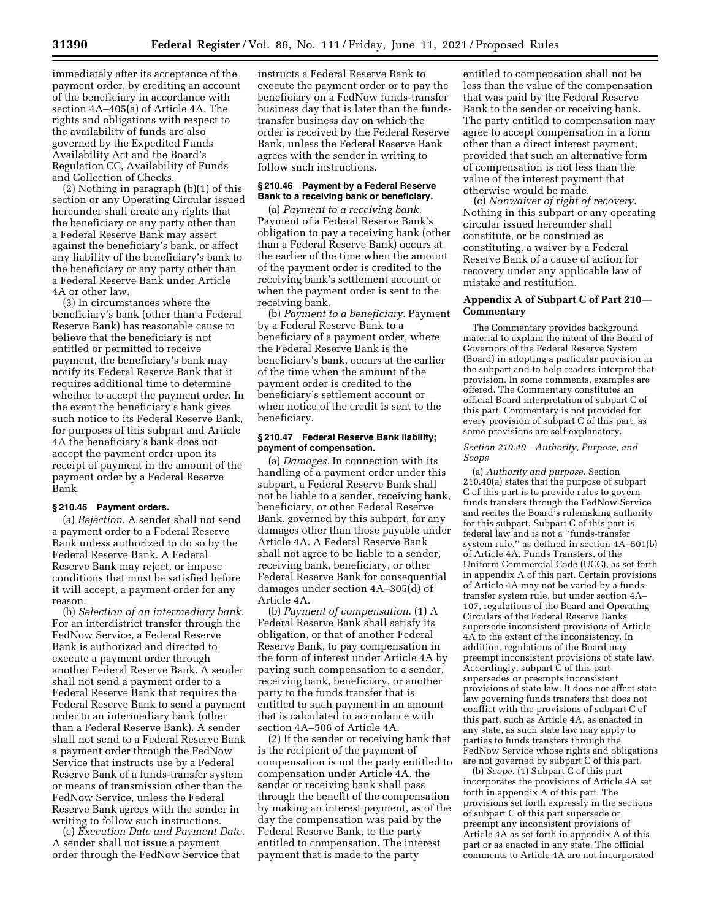immediately after its acceptance of the payment order, by crediting an account of the beneficiary in accordance with section 4A–405(a) of Article 4A. The rights and obligations with respect to the availability of funds are also governed by the Expedited Funds Availability Act and the Board's Regulation CC, Availability of Funds and Collection of Checks.

(2) Nothing in paragraph (b)(1) of this section or any Operating Circular issued hereunder shall create any rights that the beneficiary or any party other than a Federal Reserve Bank may assert against the beneficiary's bank, or affect any liability of the beneficiary's bank to the beneficiary or any party other than a Federal Reserve Bank under Article 4A or other law.

(3) In circumstances where the beneficiary's bank (other than a Federal Reserve Bank) has reasonable cause to believe that the beneficiary is not entitled or permitted to receive payment, the beneficiary's bank may notify its Federal Reserve Bank that it requires additional time to determine whether to accept the payment order. In the event the beneficiary's bank gives such notice to its Federal Reserve Bank, for purposes of this subpart and Article 4A the beneficiary's bank does not accept the payment order upon its receipt of payment in the amount of the payment order by a Federal Reserve Bank.

**§ 210.45 Payment orders.**

(a) *Rejection.* A sender shall not send a payment order to a Federal Reserve Bank unless authorized to do so by the Federal Reserve Bank. A Federal Reserve Bank may reject, or impose conditions that must be satisfied before it will accept, a payment order for any reason.

(b) *Selection of an intermediary bank.* For an interdistrict transfer through the FedNow Service, a Federal Reserve Bank is authorized and directed to execute a payment order through another Federal Reserve Bank. A sender shall not send a payment order to a Federal Reserve Bank that requires the Federal Reserve Bank to send a payment order to an intermediary bank (other than a Federal Reserve Bank). A sender shall not send to a Federal Reserve Bank a payment order through the FedNow Service that instructs use by a Federal Reserve Bank of a funds-transfer system or means of transmission other than the FedNow Service, unless the Federal Reserve Bank agrees with the sender in writing to follow such instructions.

(c) *Execution Date and Payment Date.* A sender shall not issue a payment order through the FedNow Service that instructs a Federal Reserve Bank to execute the payment order or to pay the beneficiary on a FedNow funds-transfer business day that is later than the funds-transfer business day on which the order is received by the Federal Reserve Bank, unless the Federal Reserve Bank agrees with the sender in writing to follow such instructions.

**§ 210.46 Payment by a Federal Reserve Bank to a receiving bank or beneficiary.**

(a) *Payment to a receiving bank.* Payment of a Federal Reserve Bank's obligation to pay a receiving bank (other than a Federal Reserve Bank) occurs at the earlier of the time when the amount of the payment order is credited to the receiving bank's settlement account or when the payment order is sent to the receiving bank.

(b) *Payment to a beneficiary.* Payment by a Federal Reserve Bank to a beneficiary of a payment order, where the Federal Reserve Bank is the beneficiary's bank, occurs at the earlier of the time when the amount of the payment order is credited to the beneficiary's settlement account or when notice of the credit is sent to the beneficiary.

**§ 210.47 Federal Reserve Bank liability; payment of compensation.**

(a) *Damages.* In connection with its handling of a payment order under this subpart, a Federal Reserve Bank shall not be liable to a sender, receiving bank, beneficiary, or other Federal Reserve Bank, governed by this subpart, for any damages other than those payable under Article 4A. A Federal Reserve Bank shall not agree to be liable to a sender, receiving bank, beneficiary, or other Federal Reserve Bank for consequential damages under section 4A–305(d) of Article 4A.

(b) *Payment of compensation.* (1) A Federal Reserve Bank shall satisfy its obligation, or that of another Federal Reserve Bank, to pay compensation in the form of interest under Article 4A by paying such compensation to a sender, receiving bank, beneficiary, or another party to the funds transfer that is entitled to such payment in an amount that is calculated in accordance with section 4A–506 of Article 4A.

(2) If the sender or receiving bank that is the recipient of the payment of compensation is not the party entitled to compensation under Article 4A, the sender or receiving bank shall pass through the benefit of the compensation by making an interest payment, as of the day the compensation was paid by the Federal Reserve Bank, to the party entitled to compensation. The interest payment that is made to the party entitled to compensation shall not be less than the value of the compensation that was paid by the Federal Reserve Bank to the sender or receiving bank. The party entitled to compensation may agree to accept compensation in a form other than a direct interest payment, provided that such an alternative form of compensation is not less than the value of the interest payment that otherwise would be made.

(c) *Nonwaiver of right of recovery.* Nothing in this subpart or any operating circular issued hereunder shall constitute, or be construed as constituting, a waiver by a Federal Reserve Bank of a cause of action for recovery under any applicable law of mistake and restitution.

## Appendix A of Subpart C of Part 210—Commentary

The Commentary provides background material to explain the intent of the Board of Governors of the Federal Reserve System (Board) in adopting a particular provision in the subpart and to help readers interpret that provision. In some comments, examples are offered. The Commentary constitutes an official Board interpretation of subpart C of this part. Commentary is not provided for every provision of subpart C of this part, as some provisions are self-explanatory.

*Section 210.40—Authority, Purpose, and Scope*

(a) *Authority and purpose.* Section 210.40(a) states that the purpose of subpart C of this part is to provide rules to govern funds transfers through the FedNow Service and recites the Board's rulemaking authority for this subpart. Subpart C of this part is federal law and is not a "funds-transfer system rule," as defined in section 4A–501(b) of Article 4A, Funds Transfers, of the Uniform Commercial Code (UCC), as set forth in appendix A of this part. Certain provisions of Article 4A may not be varied by a funds-transfer system rule, but under section 4A–107, regulations of the Board and Operating Circulars of the Federal Reserve Banks supersede inconsistent provisions of Article 4A to the extent of the inconsistency. In addition, regulations of the Board may preempt inconsistent provisions of state law. Accordingly, subpart C of this part supersedes or preempts inconsistent provisions of state law. It does not affect state law governing funds transfers that does not conflict with the provisions of subpart C of this part, such as Article 4A, as enacted in any state, as such state law may apply to parties to funds transfers through the FedNow Service whose rights and obligations are not governed by subpart C of this part.

(b) *Scope.* (1) Subpart C of this part incorporates the provisions of Article 4A set forth in appendix A of this part. The provisions set forth expressly in the sections of subpart C of this part supersede or preempt any inconsistent provisions of Article 4A as set forth in appendix A of this part or as enacted in any state. The official comments to Article 4A are not incorporated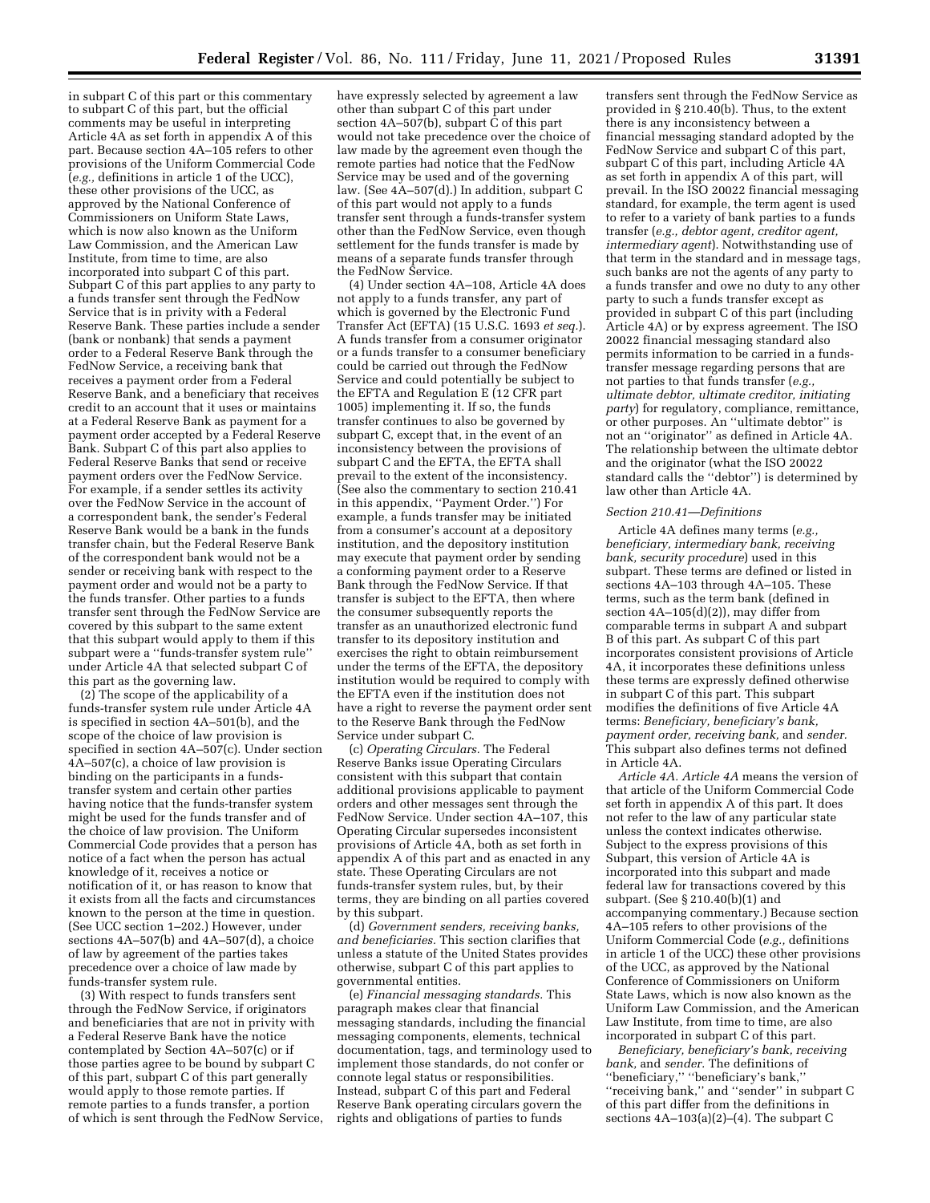in subpart C of this part or this commentary to subpart C of this part, but the official comments may be useful in interpreting Article 4A as set forth in appendix A of this part. Because section 4A–105 refers to other provisions of the Uniform Commercial Code (*e.g.,* definitions in article 1 of the UCC), these other provisions of the UCC, as approved by the National Conference of Commissioners on Uniform State Laws, which is now also known as the Uniform Law Commission, and the American Law Institute, from time to time, are also incorporated into subpart C of this part. Subpart C of this part applies to any party to a funds transfer sent through the FedNow Service that is in privity with a Federal Reserve Bank. These parties include a sender (bank or nonbank) that sends a payment order to a Federal Reserve Bank through the FedNow Service, a receiving bank that receives a payment order from a Federal Reserve Bank, and a beneficiary that receives credit to an account that it uses or maintains at a Federal Reserve Bank as payment for a payment order accepted by a Federal Reserve Bank. Subpart C of this part also applies to Federal Reserve Banks that send or receive payment orders over the FedNow Service. For example, if a sender settles its activity over the FedNow Service in the account of a correspondent bank, the sender's Federal Reserve Bank would be a bank in the funds transfer chain, but the Federal Reserve Bank of the correspondent bank would not be a sender or receiving bank with respect to the payment order and would not be a party to the funds transfer. Other parties to a funds transfer sent through the FedNow Service are covered by this subpart to the same extent that this subpart would apply to them if this subpart were a ''funds-transfer system rule'' under Article 4A that selected subpart C of this part as the governing law.

(2) The scope of the applicability of a funds-transfer system rule under Article 4A is specified in section 4A–501(b), and the scope of the choice of law provision is specified in section 4A–507(c). Under section 4A–507(c), a choice of law provision is binding on the participants in a funds-transfer system and certain other parties having notice that the funds-transfer system might be used for the funds transfer and of the choice of law provision. The Uniform Commercial Code provides that a person has notice of a fact when the person has actual knowledge of it, receives a notice or notification of it, or has reason to know that it exists from all the facts and circumstances known to the person at the time in question. (See UCC section 1–202.) However, under sections 4A–507(b) and 4A–507(d), a choice of law by agreement of the parties takes precedence over a choice of law made by funds-transfer system rule.

(3) With respect to funds transfers sent through the FedNow Service, if originators and beneficiaries that are not in privity with a Federal Reserve Bank have the notice contemplated by Section 4A–507(c) or if those parties agree to be bound by subpart C of this part, subpart C of this part generally would apply to those remote parties. If remote parties to a funds transfer, a portion of which is sent through the FedNow Service, have expressly selected by agreement a law other than subpart C of this part under section 4A–507(b), subpart C of this part would not take precedence over the choice of law made by the agreement even though the remote parties had notice that the FedNow Service may be used and of the governing law. (See 4A–507(d).) In addition, subpart C of this part would not apply to a funds transfer sent through a funds-transfer system other than the FedNow Service, even though settlement for the funds transfer is made by means of a separate funds transfer through the FedNow Service.

(4) Under section 4A–108, Article 4A does not apply to a funds transfer, any part of which is governed by the Electronic Fund Transfer Act (EFTA) (15 U.S.C. 1693 *et seq.*). A funds transfer from a consumer originator or a funds transfer to a consumer beneficiary could be carried out through the FedNow Service and could potentially be subject to the EFTA and Regulation E (12 CFR part 1005) implementing it. If so, the funds transfer continues to also be governed by subpart C, except that, in the event of an inconsistency between the provisions of subpart C and the EFTA, the EFTA shall prevail to the extent of the inconsistency. (See also the commentary to section 210.41 in this appendix, ''Payment Order.'') For example, a funds transfer may be initiated from a consumer's account at a depository institution, and the depository institution may execute that payment order by sending a conforming payment order to a Reserve Bank through the FedNow Service. If that transfer is subject to the EFTA, then where the consumer subsequently reports the transfer as an unauthorized electronic fund transfer to its depository institution and exercises the right to obtain reimbursement under the terms of the EFTA, the depository institution would be required to comply with the EFTA even if the institution does not have a right to reverse the payment order sent to the Reserve Bank through the FedNow Service under subpart C.

(c) *Operating Circulars.* The Federal Reserve Banks issue Operating Circulars consistent with this subpart that contain additional provisions applicable to payment orders and other messages sent through the FedNow Service. Under section 4A–107, this Operating Circular supersedes inconsistent provisions of Article 4A, both as set forth in appendix A of this part and as enacted in any state. These Operating Circulars are not funds-transfer system rules, but, by their terms, they are binding on all parties covered by this subpart.

(d) *Government senders, receiving banks, and beneficiaries.* This section clarifies that unless a statute of the United States provides otherwise, subpart C of this part applies to governmental entities.

(e) *Financial messaging standards.* This paragraph makes clear that financial messaging standards, including the financial messaging components, elements, technical documentation, tags, and terminology used to implement those standards, do not confer or connote legal status or responsibilities. Instead, subpart C of this part and Federal Reserve Bank operating circulars govern the rights and obligations of parties to funds transfers sent through the FedNow Service as provided in § 210.40(b). Thus, to the extent there is any inconsistency between a financial messaging standard adopted by the FedNow Service and subpart C of this part, subpart C of this part, including Article 4A as set forth in appendix A of this part, will prevail. In the ISO 20022 financial messaging standard, for example, the term agent is used to refer to a variety of bank parties to a funds transfer (*e.g., debtor agent, creditor agent, intermediary agent*). Notwithstanding use of that term in the standard and in message tags, such banks are not the agents of any party to a funds transfer and owe no duty to any other party to such a funds transfer except as provided in subpart C of this part (including Article 4A) or by express agreement. The ISO 20022 financial messaging standard also permits information to be carried in a funds-transfer message regarding persons that are not parties to that funds transfer (*e.g., ultimate debtor, ultimate creditor, initiating party*) for regulatory, compliance, remittance, or other purposes. An ''ultimate debtor'' is not an ''originator'' as defined in Article 4A. The relationship between the ultimate debtor and the originator (what the ISO 20022 standard calls the ''debtor'') is determined by law other than Article 4A.

*Section 210.41—Definitions*

Article 4A defines many terms (*e.g., beneficiary, intermediary bank, receiving bank, security procedure*) used in this subpart. These terms are defined or listed in sections 4A–103 through 4A–105. These terms, such as the term bank (defined in section 4A–105(d)(2)), may differ from comparable terms in subpart A and subpart B of this part. As subpart C of this part incorporates consistent provisions of Article 4A, it incorporates these definitions unless these terms are expressly defined otherwise in subpart C of this part. This subpart modifies the definitions of five Article 4A terms: *Beneficiary, beneficiary's bank, payment order, receiving bank,* and *sender*. This subpart also defines terms not defined in Article 4A.

*Article 4A. Article 4A* means the version of that article of the Uniform Commercial Code set forth in appendix A of this part. It does not refer to the law of any particular state unless the context indicates otherwise. Subject to the express provisions of this Subpart, this version of Article 4A is incorporated into this subpart and made federal law for transactions covered by this subpart. (See § 210.40(b)(1) and accompanying commentary.) Because section 4A–105 refers to other provisions of the Uniform Commercial Code (*e.g.,* definitions in article 1 of the UCC) these other provisions of the UCC, as approved by the National Conference of Commissioners on Uniform State Laws, which is now also known as the Uniform Law Commission, and the American Law Institute, from time to time, are also incorporated in subpart C of this part.

*Beneficiary, beneficiary's bank, receiving bank,* and *sender.* The definitions of ''beneficiary,'' ''beneficiary's bank,'' ''receiving bank,'' and ''sender'' in subpart C of this part differ from the definitions in sections 4A–103(a)(2)–(4). The subpart C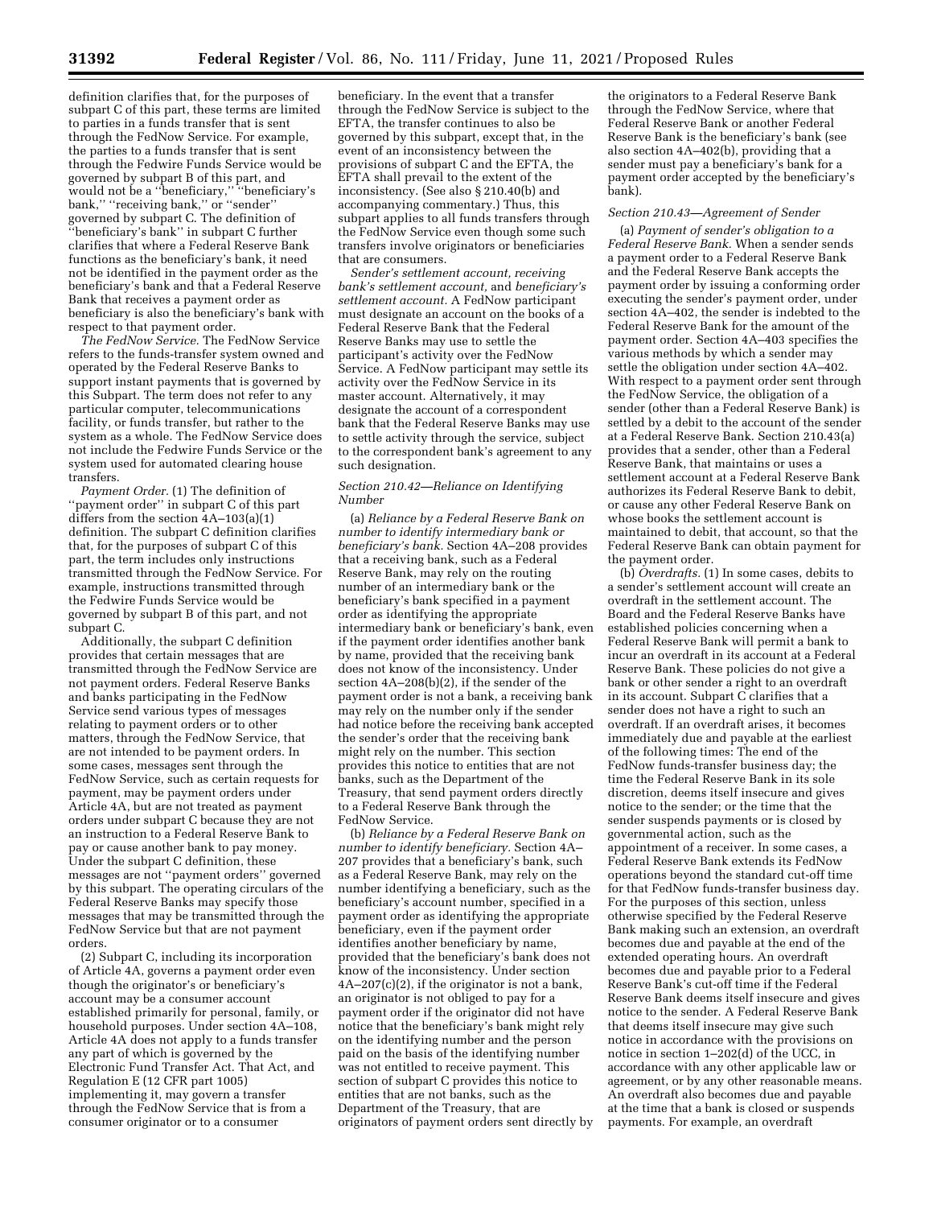definition clarifies that, for the purposes of subpart C of this part, these terms are limited to parties in a funds transfer that is sent through the FedNow Service. For example, the parties to a funds transfer that is sent through the Fedwire Funds Service would be governed by subpart B of this part, and would not be a "beneficiary," "beneficiary's bank," "receiving bank," or "sender" governed by subpart C. The definition of "beneficiary's bank" in subpart C further clarifies that where a Federal Reserve Bank functions as the beneficiary's bank, it need not be identified in the payment order as the beneficiary's bank and that a Federal Reserve Bank that receives a payment order as beneficiary is also the beneficiary's bank with respect to that payment order.

*The FedNow Service.* The FedNow Service refers to the funds-transfer system owned and operated by the Federal Reserve Banks to support instant payments that is governed by this Subpart. The term does not refer to any particular computer, telecommunications facility, or funds transfer, but rather to the system as a whole. The FedNow Service does not include the Fedwire Funds Service or the system used for automated clearing house transfers.

*Payment Order.* (1) The definition of "payment order" in subpart C of this part differs from the section 4A–103(a)(1) definition. The subpart C definition clarifies that, for the purposes of subpart C of this part, the term includes only instructions transmitted through the FedNow Service. For example, instructions transmitted through the Fedwire Funds Service would be governed by subpart B of this part, and not subpart C.

Additionally, the subpart C definition provides that certain messages that are transmitted through the FedNow Service are not payment orders. Federal Reserve Banks and banks participating in the FedNow Service send various types of messages relating to payment orders or to other matters, through the FedNow Service, that are not intended to be payment orders. In some cases, messages sent through the FedNow Service, such as certain requests for payment, may be payment orders under Article 4A, but are not treated as payment orders under subpart C because they are not an instruction to a Federal Reserve Bank to pay or cause another bank to pay money. Under the subpart C definition, these messages are not "payment orders" governed by this subpart. The operating circulars of the Federal Reserve Banks may specify those messages that may be transmitted through the FedNow Service but that are not payment orders.

(2) Subpart C, including its incorporation of Article 4A, governs a payment order even though the originator's or beneficiary's account may be a consumer account established primarily for personal, family, or household purposes. Under section 4A–108, Article 4A does not apply to a funds transfer any part of which is governed by the Electronic Fund Transfer Act. That Act, and Regulation E (12 CFR part 1005) implementing it, may govern a transfer through the FedNow Service that is from a consumer originator or to a consumer beneficiary. In the event that a transfer through the FedNow Service is subject to the EFTA, the transfer continues to also be governed by this subpart, except that, in the event of an inconsistency between the provisions of subpart C and the EFTA, the EFTA shall prevail to the extent of the inconsistency. (See also § 210.40(b) and accompanying commentary.) Thus, this subpart applies to all funds transfers through the FedNow Service even though some such transfers involve originators or beneficiaries that are consumers.

*Sender's settlement account, receiving bank's settlement account,* and *beneficiary's settlement account.* A FedNow participant must designate an account on the books of a Federal Reserve Bank that the Federal Reserve Banks may use to settle the participant's activity over the FedNow Service. A FedNow participant may settle its activity over the FedNow Service in its master account. Alternatively, it may designate the account of a correspondent bank that the Federal Reserve Banks may use to settle activity through the service, subject to the correspondent bank's agreement to any such designation.

*Section 210.42—Reliance on Identifying Number*

(a) *Reliance by a Federal Reserve Bank on number to identify intermediary bank or beneficiary's bank.* Section 4A–208 provides that a receiving bank, such as a Federal Reserve Bank, may rely on the routing number of an intermediary bank or the beneficiary's bank specified in a payment order as identifying the appropriate intermediary bank or beneficiary's bank, even if the payment order identifies another bank by name, provided that the receiving bank does not know of the inconsistency. Under section 4A–208(b)(2), if the sender of the payment order is not a bank, a receiving bank may rely on the number only if the sender had notice before the receiving bank accepted the sender's order that the receiving bank might rely on the number. This section provides this notice to entities that are not banks, such as the Department of the Treasury, that send payment orders directly to a Federal Reserve Bank through the FedNow Service.

(b) *Reliance by a Federal Reserve Bank on number to identify beneficiary.* Section 4A–207 provides that a beneficiary's bank, such as a Federal Reserve Bank, may rely on the number identifying a beneficiary, such as the beneficiary's account number, specified in a payment order as identifying the appropriate beneficiary, even if the payment order identifies another beneficiary by name, provided that the beneficiary's bank does not know of the inconsistency. Under section 4A–207(c)(2), if the originator is not a bank, an originator is not obliged to pay for a payment order if the originator did not have notice that the beneficiary's bank might rely on the identifying number and the person paid on the basis of the identifying number was not entitled to receive payment. This section of subpart C provides this notice to entities that are not banks, such as the Department of the Treasury, that are originators of payment orders sent directly by the originators to a Federal Reserve Bank through the FedNow Service, where that Federal Reserve Bank or another Federal Reserve Bank is the beneficiary's bank (see also section 4A–402(b), providing that a sender must pay a beneficiary's bank for a payment order accepted by the beneficiary's bank).

*Section 210.43—Agreement of Sender*

(a) *Payment of sender's obligation to a Federal Reserve Bank.* When a sender sends a payment order to a Federal Reserve Bank and the Federal Reserve Bank accepts the payment order by issuing a conforming order executing the sender's payment order, under section 4A–402, the sender is indebted to the Federal Reserve Bank for the amount of the payment order. Section 4A–403 specifies the various methods by which a sender may settle the obligation under section 4A–402. With respect to a payment order sent through the FedNow Service, the obligation of a sender (other than a Federal Reserve Bank) is settled by a debit to the account of the sender at a Federal Reserve Bank. Section 210.43(a) provides that a sender, other than a Federal Reserve Bank, that maintains or uses a settlement account at a Federal Reserve Bank authorizes its Federal Reserve Bank to debit, or cause any other Federal Reserve Bank on whose books the settlement account is maintained to debit, that account, so that the Federal Reserve Bank can obtain payment for the payment order.

(b) *Overdrafts.* (1) In some cases, debits to a sender's settlement account will create an overdraft in the settlement account. The Board and the Federal Reserve Banks have established policies concerning when a Federal Reserve Bank will permit a bank to incur an overdraft in its account at a Federal Reserve Bank. These policies do not give a bank or other sender a right to an overdraft in its account. Subpart C clarifies that a sender does not have a right to such an overdraft. If an overdraft arises, it becomes immediately due and payable at the earliest of the following times: The end of the FedNow funds-transfer business day; the time the Federal Reserve Bank in its sole discretion, deems itself insecure and gives notice to the sender; or the time that the sender suspends payments or is closed by governmental action, such as the appointment of a receiver. In some cases, a Federal Reserve Bank extends its FedNow operations beyond the standard cut-off time for that FedNow funds-transfer business day. For the purposes of this section, unless otherwise specified by the Federal Reserve Bank making such an extension, an overdraft becomes due and payable at the end of the extended operating hours. An overdraft becomes due and payable prior to a Federal Reserve Bank's cut-off time if the Federal Reserve Bank deems itself insecure and gives notice to the sender. A Federal Reserve Bank that deems itself insecure may give such notice in accordance with the provisions on notice in section 1–202(d) of the UCC, in accordance with any other applicable law or agreement, or by any other reasonable means. An overdraft also becomes due and payable at the time that a bank is closed or suspends payments. For example, an overdraft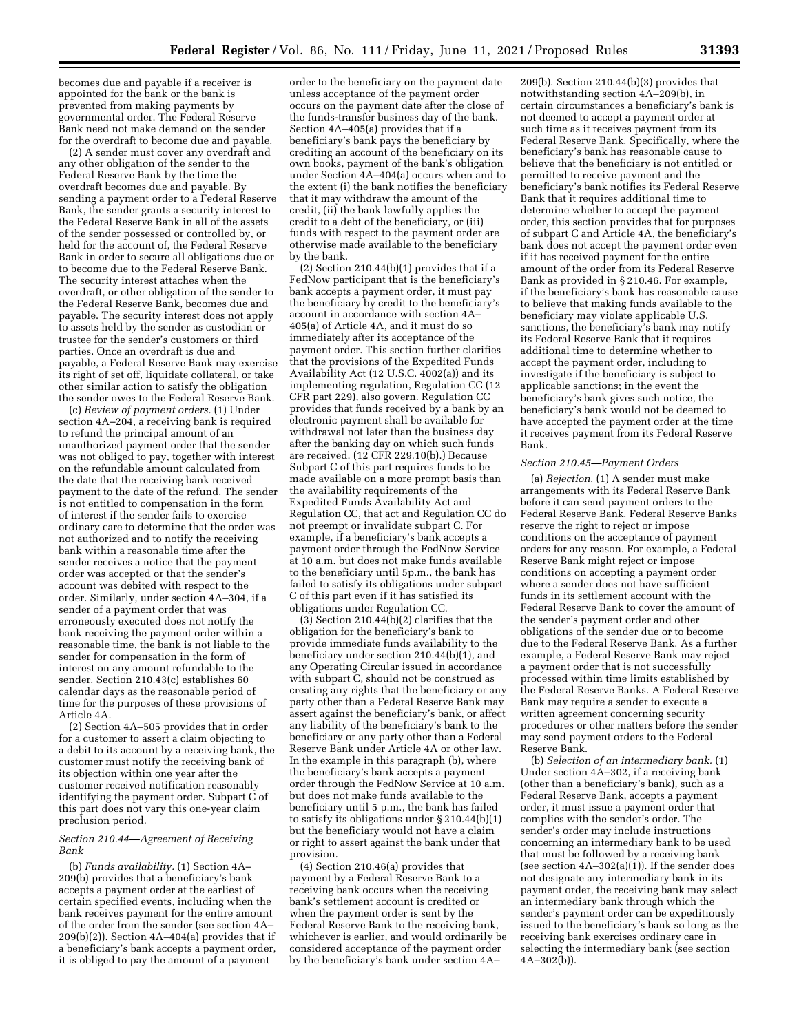becomes due and payable if a receiver is appointed for the bank or the bank is prevented from making payments by governmental order. The Federal Reserve Bank need not make demand on the sender for the overdraft to become due and payable.

(2) A sender must cover any overdraft and any other obligation of the sender to the Federal Reserve Bank by the time the overdraft becomes due and payable. By sending a payment order to a Federal Reserve Bank, the sender grants a security interest to the Federal Reserve Bank in all of the assets of the sender possessed or controlled by, or held for the account of, the Federal Reserve Bank in order to secure all obligations due or to become due to the Federal Reserve Bank. The security interest attaches when the overdraft, or other obligation of the sender to the Federal Reserve Bank, becomes due and payable. The security interest does not apply to assets held by the sender as custodian or trustee for the sender's customers or third parties. Once an overdraft is due and payable, a Federal Reserve Bank may exercise its right of set off, liquidate collateral, or take other similar action to satisfy the obligation the sender owes to the Federal Reserve Bank.

(c) *Review of payment orders.* (1) Under section 4A–204, a receiving bank is required to refund the principal amount of an unauthorized payment order that the sender was not obliged to pay, together with interest on the refundable amount calculated from the date that the receiving bank received payment to the date of the refund. The sender is not entitled to compensation in the form of interest if the sender fails to exercise ordinary care to determine that the order was not authorized and to notify the receiving bank within a reasonable time after the sender receives a notice that the payment order was accepted or that the sender's account was debited with respect to the order. Similarly, under section 4A–304, if a sender of a payment order that was erroneously executed does not notify the bank receiving the payment order within a reasonable time, the bank is not liable to the sender for compensation in the form of interest on any amount refundable to the sender. Section 210.43(c) establishes 60 calendar days as the reasonable period of time for the purposes of these provisions of Article 4A.

(2) Section 4A–505 provides that in order for a customer to assert a claim objecting to a debit to its account by a receiving bank, the customer must notify the receiving bank of its objection within one year after the customer received notification reasonably identifying the payment order. Subpart C of this part does not vary this one-year claim preclusion period.

*Section 210.44—Agreement of Receiving Bank*

(b) *Funds availability.* (1) Section 4A–209(b) provides that a beneficiary's bank accepts a payment order at the earliest of certain specified events, including when the bank receives payment for the entire amount of the order from the sender (see section 4A–209(b)(2)). Section 4A–404(a) provides that if a beneficiary's bank accepts a payment order, it is obliged to pay the amount of a payment order to the beneficiary on the payment date unless acceptance of the payment order occurs on the payment date after the close of the funds-transfer business day of the bank. Section 4A–405(a) provides that if a beneficiary's bank pays the beneficiary by crediting an account of the beneficiary on its own books, payment of the bank's obligation under Section 4A–404(a) occurs when and to the extent (i) the bank notifies the beneficiary that it may withdraw the amount of the credit, (ii) the bank lawfully applies the credit to a debt of the beneficiary, or (iii) funds with respect to the payment order are otherwise made available to the beneficiary by the bank.

(2) Section 210.44(b)(1) provides that if a FedNow participant that is the beneficiary's bank accepts a payment order, it must pay the beneficiary by credit to the beneficiary's account in accordance with section 4A–405(a) of Article 4A, and it must do so immediately after its acceptance of the payment order. This section further clarifies that the provisions of the Expedited Funds Availability Act (12 U.S.C. 4002(a)) and its implementing regulation, Regulation CC (12 CFR part 229), also govern. Regulation CC provides that funds received by a bank by an electronic payment shall be available for withdrawal not later than the business day after the banking day on which such funds are received. (12 CFR 229.10(b).) Because Subpart C of this part requires funds to be made available on a more prompt basis than the availability requirements of the Expedited Funds Availability Act and Regulation CC, that act and Regulation CC do not preempt or invalidate subpart C. For example, if a beneficiary's bank accepts a payment order through the FedNow Service at 10 a.m. but does not make funds available to the beneficiary until 5p.m., the bank has failed to satisfy its obligations under subpart C of this part even if it has satisfied its obligations under Regulation CC.

(3) Section 210.44(b)(2) clarifies that the obligation for the beneficiary's bank to provide immediate funds availability to the beneficiary under section 210.44(b)(1), and any Operating Circular issued in accordance with subpart C, should not be construed as creating any rights that the beneficiary or any party other than a Federal Reserve Bank may assert against the beneficiary's bank, or affect any liability of the beneficiary's bank to the beneficiary or any party other than a Federal Reserve Bank under Article 4A or other law. In the example in this paragraph (b), where the beneficiary's bank accepts a payment order through the FedNow Service at 10 a.m. but does not make funds available to the beneficiary until 5 p.m., the bank has failed to satisfy its obligations under § 210.44(b)(1) but the beneficiary would not have a claim or right to assert against the bank under that provision.

(4) Section 210.46(a) provides that payment by a Federal Reserve Bank to a receiving bank occurs when the receiving bank's settlement account is credited or when the payment order is sent by the Federal Reserve Bank to the receiving bank, whichever is earlier, and would ordinarily be considered acceptance of the payment order by the beneficiary's bank under section 4A–209(b). Section 210.44(b)(3) provides that notwithstanding section 4A–209(b), in certain circumstances a beneficiary's bank is not deemed to accept a payment order at such time as it receives payment from its Federal Reserve Bank. Specifically, where the beneficiary's bank has reasonable cause to believe that the beneficiary is not entitled or permitted to receive payment and the beneficiary's bank notifies its Federal Reserve Bank that it requires additional time to determine whether to accept the payment order, this section provides that for purposes of subpart C and Article 4A, the beneficiary's bank does not accept the payment order even if it has received payment for the entire amount of the order from its Federal Reserve Bank as provided in § 210.46. For example, if the beneficiary's bank has reasonable cause to believe that making funds available to the beneficiary may violate applicable U.S. sanctions, the beneficiary's bank may notify its Federal Reserve Bank that it requires additional time to determine whether to accept the payment order, including to investigate if the beneficiary is subject to applicable sanctions; in the event the beneficiary's bank gives such notice, the beneficiary's bank would not be deemed to have accepted the payment order at the time it receives payment from its Federal Reserve Bank.

*Section 210.45—Payment Orders*

(a) *Rejection.* (1) A sender must make arrangements with its Federal Reserve Bank before it can send payment orders to the Federal Reserve Bank. Federal Reserve Banks reserve the right to reject or impose conditions on the acceptance of payment orders for any reason. For example, a Federal Reserve Bank might reject or impose conditions on accepting a payment order where a sender does not have sufficient funds in its settlement account with the Federal Reserve Bank to cover the amount of the sender's payment order and other obligations of the sender due or to become due to the Federal Reserve Bank. As a further example, a Federal Reserve Bank may reject a payment order that is not successfully processed within time limits established by the Federal Reserve Banks. A Federal Reserve Bank may require a sender to execute a written agreement concerning security procedures or other matters before the sender may send payment orders to the Federal Reserve Bank.

(b) *Selection of an intermediary bank.* (1) Under section 4A–302, if a receiving bank (other than a beneficiary's bank), such as a Federal Reserve Bank, accepts a payment order, it must issue a payment order that complies with the sender's order. The sender's order may include instructions concerning an intermediary bank to be used that must be followed by a receiving bank (see section 4A–302(a)(1)). If the sender does not designate any intermediary bank in its payment order, the receiving bank may select an intermediary bank through which the sender's payment order can be expeditiously issued to the beneficiary's bank so long as the receiving bank exercises ordinary care in selecting the intermediary bank (see section 4A–302(b)).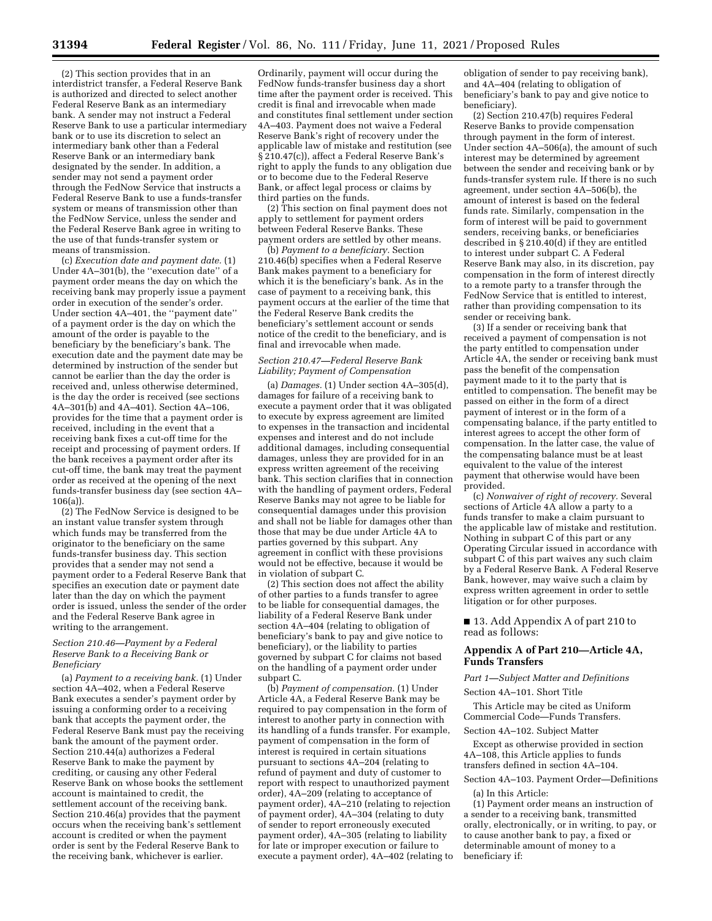(2) This section provides that in an interdistrict transfer, a Federal Reserve Bank is authorized and directed to select another Federal Reserve Bank as an intermediary bank. A sender may not instruct a Federal Reserve Bank to use a particular intermediary bank or to use its discretion to select an intermediary bank other than a Federal Reserve Bank or an intermediary bank designated by the sender. In addition, a sender may not send a payment order through the FedNow Service that instructs a Federal Reserve Bank to use a funds-transfer system or means of transmission other than the FedNow Service, unless the sender and the Federal Reserve Bank agree in writing to the use of that funds-transfer system or means of transmission.

(c) *Execution date and payment date.* (1) Under 4A–301(b), the ''execution date'' of a payment order means the day on which the receiving bank may properly issue a payment order in execution of the sender's order. Under section 4A–401, the ''payment date'' of a payment order is the day on which the amount of the order is payable to the beneficiary by the beneficiary's bank. The execution date and the payment date may be determined by instruction of the sender but cannot be earlier than the day the order is received and, unless otherwise determined, is the day the order is received (see sections 4A–301(b) and 4A–401). Section 4A–106, provides for the time that a payment order is received, including in the event that a receiving bank fixes a cut-off time for the receipt and processing of payment orders. If the bank receives a payment order after its cut-off time, the bank may treat the payment order as received at the opening of the next funds-transfer business day (see section 4A–106(a)).

(2) The FedNow Service is designed to be an instant value transfer system through which funds may be transferred from the originator to the beneficiary on the same funds-transfer business day. This section provides that a sender may not send a payment order to a Federal Reserve Bank that specifies an execution date or payment date later than the day on which the payment order is issued, unless the sender of the order and the Federal Reserve Bank agree in writing to the arrangement.

*Section 210.46—Payment by a Federal Reserve Bank to a Receiving Bank or Beneficiary*

(a) *Payment to a receiving bank.* (1) Under section 4A–402, when a Federal Reserve Bank executes a sender's payment order by issuing a conforming order to a receiving bank that accepts the payment order, the Federal Reserve Bank must pay the receiving bank the amount of the payment order. Section 210.44(a) authorizes a Federal Reserve Bank to make the payment by crediting, or causing any other Federal Reserve Bank on whose books the settlement account is maintained to credit, the settlement account of the receiving bank. Section 210.46(a) provides that the payment occurs when the receiving bank's settlement account is credited or when the payment order is sent by the Federal Reserve Bank to the receiving bank, whichever is earlier. Ordinarily, payment will occur during the FedNow funds-transfer business day a short time after the payment order is received. This credit is final and irrevocable when made and constitutes final settlement under section 4A–403. Payment does not waive a Federal Reserve Bank's right of recovery under the applicable law of mistake and restitution (see § 210.47(c)), affect a Federal Reserve Bank's right to apply the funds to any obligation due or to become due to the Federal Reserve Bank, or affect legal process or claims by third parties on the funds.

(2) This section on final payment does not apply to settlement for payment orders between Federal Reserve Banks. These payment orders are settled by other means.

(b) *Payment to a beneficiary.* Section 210.46(b) specifies when a Federal Reserve Bank makes payment to a beneficiary for which it is the beneficiary's bank. As in the case of payment to a receiving bank, this payment occurs at the earlier of the time that the Federal Reserve Bank credits the beneficiary's settlement account or sends notice of the credit to the beneficiary, and is final and irrevocable when made.

*Section 210.47—Federal Reserve Bank Liability; Payment of Compensation*

(a) *Damages.* (1) Under section 4A–305(d), damages for failure of a receiving bank to execute a payment order that it was obligated to execute by express agreement are limited to expenses in the transaction and incidental expenses and interest and do not include additional damages, including consequential damages, unless they are provided for in an express written agreement of the receiving bank. This section clarifies that in connection with the handling of payment orders, Federal Reserve Banks may not agree to be liable for consequential damages under this provision and shall not be liable for damages other than those that may be due under Article 4A to parties governed by this subpart. Any agreement in conflict with these provisions would not be effective, because it would be in violation of subpart C.

(2) This section does not affect the ability of other parties to a funds transfer to agree to be liable for consequential damages, the liability of a Federal Reserve Bank under section 4A–404 (relating to obligation of beneficiary's bank to pay and give notice to beneficiary), or the liability to parties governed by subpart C for claims not based on the handling of a payment order under subpart C.

(b) *Payment of compensation.* (1) Under Article 4A, a Federal Reserve Bank may be required to pay compensation in the form of interest to another party in connection with its handling of a funds transfer. For example, payment of compensation in the form of interest is required in certain situations pursuant to sections 4A–204 (relating to refund of payment and duty of customer to report with respect to unauthorized payment order), 4A–209 (relating to acceptance of payment order), 4A–210 (relating to rejection of payment order), 4A–304 (relating to duty of sender to report erroneously executed payment order), 4A–305 (relating to liability for late or improper execution or failure to execute a payment order), 4A–402 (relating to obligation of sender to pay receiving bank), and 4A–404 (relating to obligation of beneficiary's bank to pay and give notice to beneficiary).

(2) Section 210.47(b) requires Federal Reserve Banks to provide compensation through payment in the form of interest. Under section 4A–506(a), the amount of such interest may be determined by agreement between the sender and receiving bank or by funds-transfer system rule. If there is no such agreement, under section 4A–506(b), the amount of interest is based on the federal funds rate. Similarly, compensation in the form of interest will be paid to government senders, receiving banks, or beneficiaries described in § 210.40(d) if they are entitled to interest under subpart C. A Federal Reserve Bank may also, in its discretion, pay compensation in the form of interest directly to a remote party to a transfer through the FedNow Service that is entitled to interest, rather than providing compensation to its sender or receiving bank.

(3) If a sender or receiving bank that received a payment of compensation is not the party entitled to compensation under Article 4A, the sender or receiving bank must pass the benefit of the compensation payment made to it to the party that is entitled to compensation. The benefit may be passed on either in the form of a direct payment of interest or in the form of a compensating balance, if the party entitled to interest agrees to accept the other form of compensation. In the latter case, the value of the compensating balance must be at least equivalent to the value of the interest payment that otherwise would have been provided.

(c) *Nonwaiver of right of recovery.* Several sections of Article 4A allow a party to a funds transfer to make a claim pursuant to the applicable law of mistake and restitution. Nothing in subpart C of this part or any Operating Circular issued in accordance with subpart C of this part waives any such claim by a Federal Reserve Bank. A Federal Reserve Bank, however, may waive such a claim by express written agreement in order to settle litigation or for other purposes.

■ 13. Add Appendix A of part 210 to read as follows:

## Appendix A of Part 210—Article 4A, Funds Transfers

*Part 1—Subject Matter and Definitions*

Section 4A–101. Short Title

This Article may be cited as Uniform Commercial Code—Funds Transfers.

Section 4A–102. Subject Matter

Except as otherwise provided in section 4A–108, this Article applies to funds transfers defined in section 4A–104.

Section 4A–103. Payment Order—Definitions

(a) In this Article:

(1) Payment order means an instruction of a sender to a receiving bank, transmitted orally, electronically, or in writing, to pay, or to cause another bank to pay, a fixed or determinable amount of money to a beneficiary if: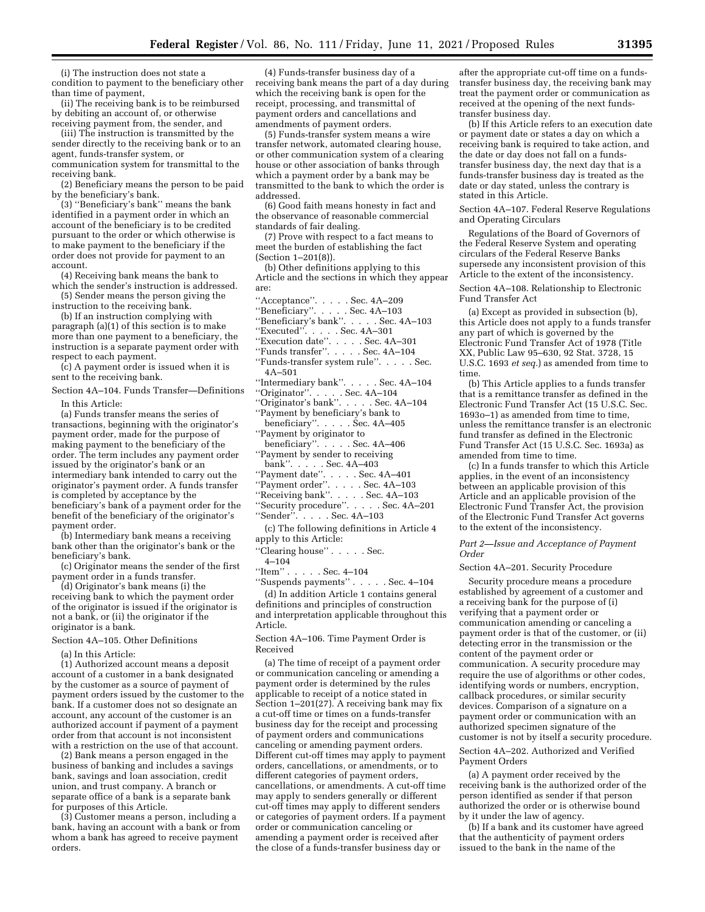(i) The instruction does not state a condition to payment to the beneficiary other than time of payment,

(ii) The receiving bank is to be reimbursed by debiting an account of, or otherwise receiving payment from, the sender, and

(iii) The instruction is transmitted by the sender directly to the receiving bank or to an agent, funds-transfer system, or communication system for transmittal to the receiving bank.

(2) Beneficiary means the person to be paid by the beneficiary's bank.

(3) ''Beneficiary's bank'' means the bank identified in a payment order in which an account of the beneficiary is to be credited pursuant to the order or which otherwise is to make payment to the beneficiary if the order does not provide for payment to an account.

(4) Receiving bank means the bank to which the sender's instruction is addressed.

(5) Sender means the person giving the instruction to the receiving bank.

(b) If an instruction complying with paragraph (a)(1) of this section is to make more than one payment to a beneficiary, the instruction is a separate payment order with respect to each payment.

(c) A payment order is issued when it is sent to the receiving bank.

Section 4A–104. Funds Transfer—Definitions

In this Article:

(a) Funds transfer means the series of transactions, beginning with the originator's payment order, made for the purpose of making payment to the beneficiary of the order. The term includes any payment order issued by the originator's bank or an intermediary bank intended to carry out the originator's payment order. A funds transfer is completed by acceptance by the beneficiary's bank of a payment order for the benefit of the beneficiary of the originator's payment order.

(b) Intermediary bank means a receiving bank other than the originator's bank or the beneficiary's bank.

(c) Originator means the sender of the first payment order in a funds transfer.

(d) Originator's bank means (i) the receiving bank to which the payment order of the originator is issued if the originator is not a bank, or (ii) the originator if the originator is a bank.

Section 4A–105. Other Definitions

(a) In this Article:

(1) Authorized account means a deposit account of a customer in a bank designated by the customer as a source of payment of payment orders issued by the customer to the bank. If a customer does not so designate an account, any account of the customer is an authorized account if payment of a payment order from that account is not inconsistent with a restriction on the use of that account.

(2) Bank means a person engaged in the business of banking and includes a savings bank, savings and loan association, credit union, and trust company. A branch or separate office of a bank is a separate bank for purposes of this Article.

(3) Customer means a person, including a bank, having an account with a bank or from whom a bank has agreed to receive payment orders.

(4) Funds-transfer business day of a receiving bank means the part of a day during which the receiving bank is open for the receipt, processing, and transmittal of payment orders and cancellations and amendments of payment orders.

(5) Funds-transfer system means a wire transfer network, automated clearing house, or other communication system of a clearing house or other association of banks through which a payment order by a bank may be transmitted to the bank to which the order is addressed.

(6) Good faith means honesty in fact and the observance of reasonable commercial standards of fair dealing.

(7) Prove with respect to a fact means to meet the burden of establishing the fact (Section 1–201(8)).

(b) Other definitions applying to this Article and the sections in which they appear are:

''Acceptance''. . . . . Sec. 4A–209
''Beneficiary''. . . . . Sec. 4A–103
''Beneficiary's bank''. . . . . Sec. 4A–103
''Executed''. . . . . Sec. 4A–301
''Execution date''. . . . . Sec. 4A–301
''Funds transfer''. . . . . Sec. 4A–104
''Funds-transfer system rule''. . . . . Sec. 4A–501
''Intermediary bank''. . . . . Sec. 4A–104
''Originator''. . . . . Sec. 4A–104
''Originator's bank''. . . . . Sec. 4A–104
''Payment by beneficiary's bank to beneficiary''. . . . . Sec. 4A–405
''Payment by originator to beneficiary''. . . . . Sec. 4A–406
''Payment by sender to receiving bank''. . . . . Sec. 4A–403
''Payment date''. . . . . Sec. 4A–401
''Payment order''. . . . . Sec. 4A–103
''Receiving bank''. . . . . Sec. 4A–103
''Security procedure''. . . . . Sec. 4A–201
''Sender''. . . . . Sec. 4A–103

(c) The following definitions in Article 4 apply to this Article:

''Clearing house'' . . . . . Sec. 4–104
''Item'' . . . . . Sec. 4–104
''Suspends payments'' . . . . . Sec. 4–104

(d) In addition Article 1 contains general definitions and principles of construction and interpretation applicable throughout this Article.

Section 4A–106. Time Payment Order is Received

(a) The time of receipt of a payment order or communication canceling or amending a payment order is determined by the rules applicable to receipt of a notice stated in Section 1–201(27). A receiving bank may fix a cut-off time or times on a funds-transfer business day for the receipt and processing of payment orders and communications canceling or amending payment orders. Different cut-off times may apply to payment orders, cancellations, or amendments, or to different categories of payment orders, cancellations, or amendments. A cut-off time may apply to senders generally or different cut-off times may apply to different senders or categories of payment orders. If a payment order or communication canceling or amending a payment order is received after the close of a funds-transfer business day or after the appropriate cut-off time on a funds-transfer business day, the receiving bank may treat the payment order or communication as received at the opening of the next funds-transfer business day.

(b) If this Article refers to an execution date or payment date or states a day on which a receiving bank is required to take action, and the date or day does not fall on a funds-transfer business day, the next day that is a funds-transfer business day is treated as the date or day stated, unless the contrary is stated in this Article.

Section 4A–107. Federal Reserve Regulations and Operating Circulars

Regulations of the Board of Governors of the Federal Reserve System and operating circulars of the Federal Reserve Banks supersede any inconsistent provision of this Article to the extent of the inconsistency.

Section 4A–108. Relationship to Electronic Fund Transfer Act

(a) Except as provided in subsection (b), this Article does not apply to a funds transfer any part of which is governed by the Electronic Fund Transfer Act of 1978 (Title XX, Public Law 95–630, 92 Stat. 3728, 15 U.S.C. 1693 *et seq.*) as amended from time to time.

(b) This Article applies to a funds transfer that is a remittance transfer as defined in the Electronic Fund Transfer Act (15 U.S.C. Sec. 1693o–1) as amended from time to time, unless the remittance transfer is an electronic fund transfer as defined in the Electronic Fund Transfer Act (15 U.S.C. Sec. 1693a) as amended from time to time.

(c) In a funds transfer to which this Article applies, in the event of an inconsistency between an applicable provision of this Article and an applicable provision of the Electronic Fund Transfer Act, the provision of the Electronic Fund Transfer Act governs to the extent of the inconsistency.

*Part 2—Issue and Acceptance of Payment Order*

Section 4A–201. Security Procedure

Security procedure means a procedure established by agreement of a customer and a receiving bank for the purpose of (i) verifying that a payment order or communication amending or canceling a payment order is that of the customer, or (ii) detecting error in the transmission or the content of the payment order or communication. A security procedure may require the use of algorithms or other codes, identifying words or numbers, encryption, callback procedures, or similar security devices. Comparison of a signature on a payment order or communication with an authorized specimen signature of the customer is not by itself a security procedure.

Section 4A–202. Authorized and Verified Payment Orders

(a) A payment order received by the receiving bank is the authorized order of the person identified as sender if that person authorized the order or is otherwise bound by it under the law of agency.

(b) If a bank and its customer have agreed that the authenticity of payment orders issued to the bank in the name of the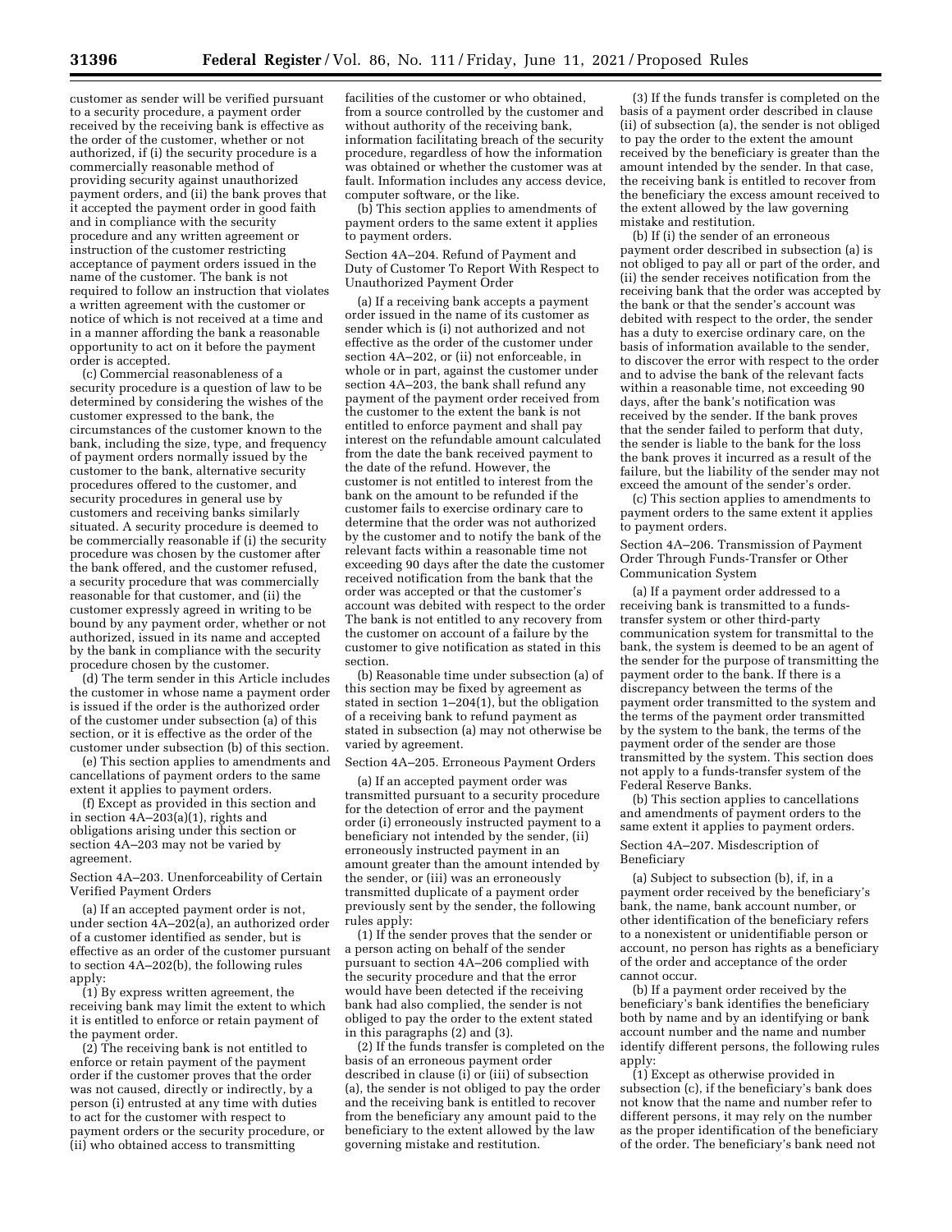customer as sender will be verified pursuant to a security procedure, a payment order received by the receiving bank is effective as the order of the customer, whether or not authorized, if (i) the security procedure is a commercially reasonable method of providing security against unauthorized payment orders, and (ii) the bank proves that it accepted the payment order in good faith and in compliance with the security procedure and any written agreement or instruction of the customer restricting acceptance of payment orders issued in the name of the customer. The bank is not required to follow an instruction that violates a written agreement with the customer or notice of which is not received at a time and in a manner affording the bank a reasonable opportunity to act on it before the payment order is accepted.

(c) Commercial reasonableness of a security procedure is a question of law to be determined by considering the wishes of the customer expressed to the bank, the circumstances of the customer known to the bank, including the size, type, and frequency of payment orders normally issued by the customer to the bank, alternative security procedures offered to the customer, and security procedures in general use by customers and receiving banks similarly situated. A security procedure is deemed to be commercially reasonable if (i) the security procedure was chosen by the customer after the bank offered, and the customer refused, a security procedure that was commercially reasonable for that customer, and (ii) the customer expressly agreed in writing to be bound by any payment order, whether or not authorized, issued in its name and accepted by the bank in compliance with the security procedure chosen by the customer.

(d) The term sender in this Article includes the customer in whose name a payment order is issued if the order is the authorized order of the customer under subsection (a) of this section, or it is effective as the order of the customer under subsection (b) of this section.

(e) This section applies to amendments and cancellations of payment orders to the same extent it applies to payment orders.

(f) Except as provided in this section and in section 4A–203(a)(1), rights and obligations arising under this section or section 4A–203 may not be varied by agreement.

Section 4A–203. Unenforceability of Certain Verified Payment Orders

(a) If an accepted payment order is not, under section 4A–202(a), an authorized order of a customer identified as sender, but is effective as an order of the customer pursuant to section 4A–202(b), the following rules apply:

(1) By express written agreement, the receiving bank may limit the extent to which it is entitled to enforce or retain payment of the payment order.

(2) The receiving bank is not entitled to enforce or retain payment of the payment order if the customer proves that the order was not caused, directly or indirectly, by a person (i) entrusted at any time with duties to act for the customer with respect to payment orders or the security procedure, or (ii) who obtained access to transmitting facilities of the customer or who obtained, from a source controlled by the customer and without authority of the receiving bank, information facilitating breach of the security procedure, regardless of how the information was obtained or whether the customer was at fault. Information includes any access device, computer software, or the like.

(b) This section applies to amendments of payment orders to the same extent it applies to payment orders.

Section 4A–204. Refund of Payment and Duty of Customer To Report With Respect to Unauthorized Payment Order

(a) If a receiving bank accepts a payment order issued in the name of its customer as sender which is (i) not authorized and not effective as the order of the customer under section 4A–202, or (ii) not enforceable, in whole or in part, against the customer under section 4A–203, the bank shall refund any payment of the payment order received from the customer to the extent the bank is not entitled to enforce payment and shall pay interest on the refundable amount calculated from the date the bank received payment to the date of the refund. However, the customer is not entitled to interest from the bank on the amount to be refunded if the customer fails to exercise ordinary care to determine that the order was not authorized by the customer and to notify the bank of the relevant facts within a reasonable time not exceeding 90 days after the date the customer received notification from the bank that the order was accepted or that the customer's account was debited with respect to the order The bank is not entitled to any recovery from the customer on account of a failure by the customer to give notification as stated in this section.

(b) Reasonable time under subsection (a) of this section may be fixed by agreement as stated in section 1–204(1), but the obligation of a receiving bank to refund payment as stated in subsection (a) may not otherwise be varied by agreement.

Section 4A–205. Erroneous Payment Orders

(a) If an accepted payment order was transmitted pursuant to a security procedure for the detection of error and the payment order (i) erroneously instructed payment to a beneficiary not intended by the sender, (ii) erroneously instructed payment in an amount greater than the amount intended by the sender, or (iii) was an erroneously transmitted duplicate of a payment order previously sent by the sender, the following rules apply:

(1) If the sender proves that the sender or a person acting on behalf of the sender pursuant to section 4A–206 complied with the security procedure and that the error would have been detected if the receiving bank had also complied, the sender is not obliged to pay the order to the extent stated in this paragraphs (2) and (3).

(2) If the funds transfer is completed on the basis of an erroneous payment order described in clause (i) or (iii) of subsection (a), the sender is not obliged to pay the order and the receiving bank is entitled to recover from the beneficiary any amount paid to the beneficiary to the extent allowed by the law governing mistake and restitution.

(3) If the funds transfer is completed on the basis of a payment order described in clause (ii) of subsection (a), the sender is not obliged to pay the order to the extent the amount received by the beneficiary is greater than the amount intended by the sender. In that case, the receiving bank is entitled to recover from the beneficiary the excess amount received to the extent allowed by the law governing mistake and restitution.

(b) If (i) the sender of an erroneous payment order described in subsection (a) is not obliged to pay all or part of the order, and (ii) the sender receives notification from the receiving bank that the order was accepted by the bank or that the sender's account was debited with respect to the order, the sender has a duty to exercise ordinary care, on the basis of information available to the sender, to discover the error with respect to the order and to advise the bank of the relevant facts within a reasonable time, not exceeding 90 days, after the bank's notification was received by the sender. If the bank proves that the sender failed to perform that duty, the sender is liable to the bank for the loss the bank proves it incurred as a result of the failure, but the liability of the sender may not exceed the amount of the sender's order.

(c) This section applies to amendments to payment orders to the same extent it applies to payment orders.

Section 4A–206. Transmission of Payment Order Through Funds-Transfer or Other Communication System

(a) If a payment order addressed to a receiving bank is transmitted to a funds-transfer system or other third-party communication system for transmittal to the bank, the system is deemed to be an agent of the sender for the purpose of transmitting the payment order to the bank. If there is a discrepancy between the terms of the payment order transmitted to the system and the terms of the payment order transmitted by the system to the bank, the terms of the payment order of the sender are those transmitted by the system. This section does not apply to a funds-transfer system of the Federal Reserve Banks.

(b) This section applies to cancellations and amendments of payment orders to the same extent it applies to payment orders.

Section 4A–207. Misdescription of Beneficiary

(a) Subject to subsection (b), if, in a payment order received by the beneficiary's bank, the name, bank account number, or other identification of the beneficiary refers to a nonexistent or unidentifiable person or account, no person has rights as a beneficiary of the order and acceptance of the order cannot occur.

(b) If a payment order received by the beneficiary's bank identifies the beneficiary both by name and by an identifying or bank account number and the name and number identify different persons, the following rules apply:

(1) Except as otherwise provided in subsection (c), if the beneficiary's bank does not know that the name and number refer to different persons, it may rely on the number as the proper identification of the beneficiary of the order. The beneficiary's bank need not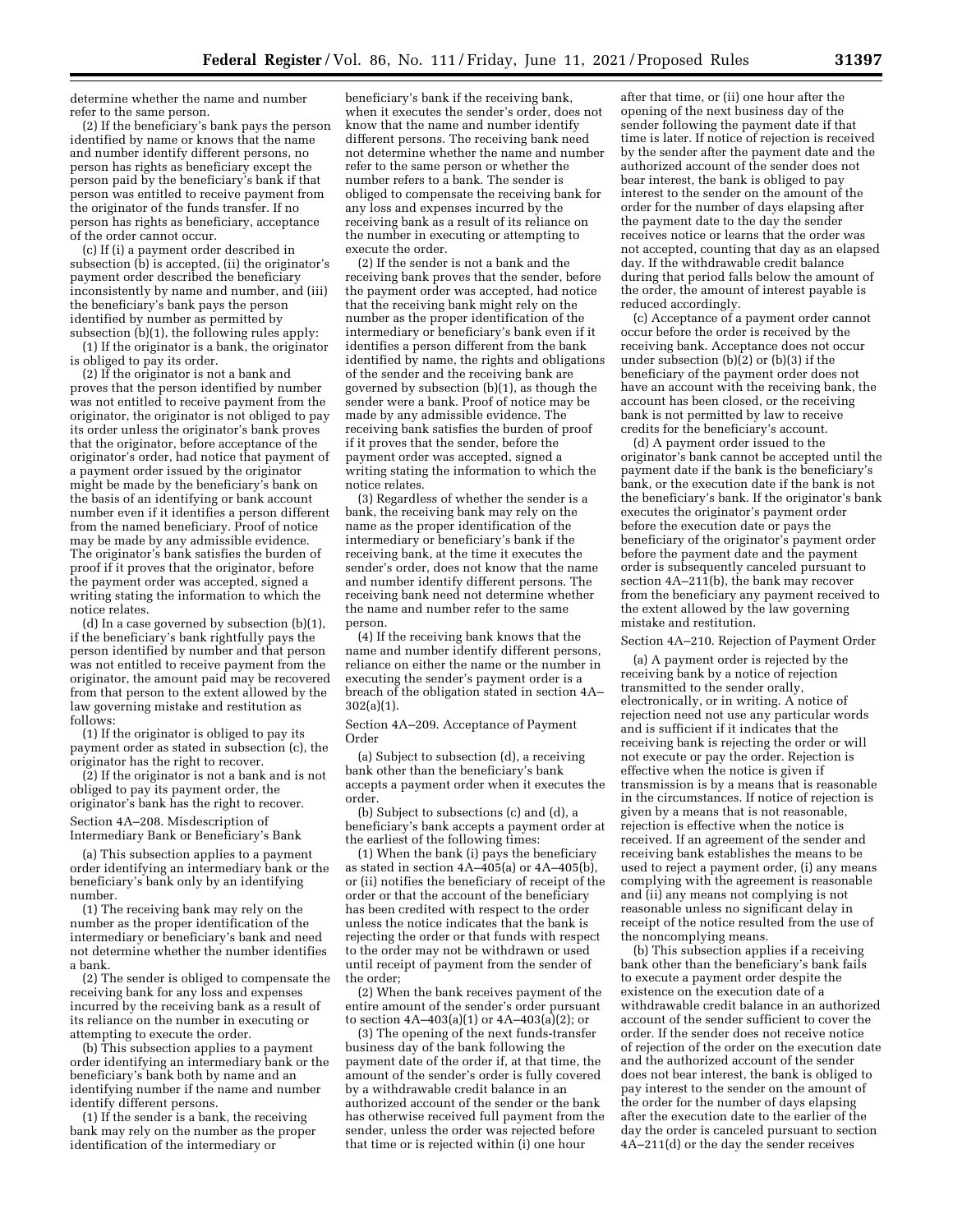determine whether the name and number refer to the same person.

(2) If the beneficiary's bank pays the person identified by name or knows that the name and number identify different persons, no person has rights as beneficiary except the person paid by the beneficiary's bank if that person was entitled to receive payment from the originator of the funds transfer. If no person has rights as beneficiary, acceptance of the order cannot occur.

(c) If (i) a payment order described in subsection (b) is accepted, (ii) the originator's payment order described the beneficiary inconsistently by name and number, and (iii) the beneficiary's bank pays the person identified by number as permitted by subsection (b)(1), the following rules apply:

(1) If the originator is a bank, the originator is obliged to pay its order.

(2) If the originator is not a bank and proves that the person identified by number was not entitled to receive payment from the originator, the originator is not obliged to pay its order unless the originator's bank proves that the originator, before acceptance of the originator's order, had notice that payment of a payment order issued by the originator might be made by the beneficiary's bank on the basis of an identifying or bank account number even if it identifies a person different from the named beneficiary. Proof of notice may be made by any admissible evidence. The originator's bank satisfies the burden of proof if it proves that the originator, before the payment order was accepted, signed a writing stating the information to which the notice relates.

(d) In a case governed by subsection (b)(1), if the beneficiary's bank rightfully pays the person identified by number and that person was not entitled to receive payment from the originator, the amount paid may be recovered from that person to the extent allowed by the law governing mistake and restitution as follows:

(1) If the originator is obliged to pay its payment order as stated in subsection (c), the originator has the right to recover.

(2) If the originator is not a bank and is not obliged to pay its payment order, the originator's bank has the right to recover.

Section 4A–208. Misdescription of Intermediary Bank or Beneficiary's Bank

(a) This subsection applies to a payment order identifying an intermediary bank or the beneficiary's bank only by an identifying number.

(1) The receiving bank may rely on the number as the proper identification of the intermediary or beneficiary's bank and need not determine whether the number identifies a bank.

(2) The sender is obliged to compensate the receiving bank for any loss and expenses incurred by the receiving bank as a result of its reliance on the number in executing or attempting to execute the order.

(b) This subsection applies to a payment order identifying an intermediary bank or the beneficiary's bank both by name and an identifying number if the name and number identify different persons.

(1) If the sender is a bank, the receiving bank may rely on the number as the proper identification of the intermediary or beneficiary's bank if the receiving bank, when it executes the sender's order, does not know that the name and number identify different persons. The receiving bank need not determine whether the name and number refer to the same person or whether the number refers to a bank. The sender is obliged to compensate the receiving bank for any loss and expenses incurred by the receiving bank as a result of its reliance on the number in executing or attempting to execute the order.

(2) If the sender is not a bank and the receiving bank proves that the sender, before the payment order was accepted, had notice that the receiving bank might rely on the number as the proper identification of the intermediary or beneficiary's bank even if it identifies a person different from the bank identified by name, the rights and obligations of the sender and the receiving bank are governed by subsection (b)(1), as though the sender were a bank. Proof of notice may be made by any admissible evidence. The receiving bank satisfies the burden of proof if it proves that the sender, before the payment order was accepted, signed a writing stating the information to which the notice relates.

(3) Regardless of whether the sender is a bank, the receiving bank may rely on the name as the proper identification of the intermediary or beneficiary's bank if the receiving bank, at the time it executes the sender's order, does not know that the name and number identify different persons. The receiving bank need not determine whether the name and number refer to the same person.

(4) If the receiving bank knows that the name and number identify different persons, reliance on either the name or the number in executing the sender's payment order is a breach of the obligation stated in section 4A–302(a)(1).

Section 4A–209. Acceptance of Payment Order

(a) Subject to subsection (d), a receiving bank other than the beneficiary's bank accepts a payment order when it executes the order.

(b) Subject to subsections (c) and (d), a beneficiary's bank accepts a payment order at the earliest of the following times:

(1) When the bank (i) pays the beneficiary as stated in section 4A–405(a) or 4A–405(b), or (ii) notifies the beneficiary of receipt of the order or that the account of the beneficiary has been credited with respect to the order unless the notice indicates that the bank is rejecting the order or that funds with respect to the order may not be withdrawn or used until receipt of payment from the sender of the order;

(2) When the bank receives payment of the entire amount of the sender's order pursuant to section 4A–403(a)(1) or 4A–403(a)(2); or

(3) The opening of the next funds-transfer business day of the bank following the payment date of the order if, at that time, the amount of the sender's order is fully covered by a withdrawable credit balance in an authorized account of the sender or the bank has otherwise received full payment from the sender, unless the order was rejected before that time or is rejected within (i) one hour after that time, or (ii) one hour after the opening of the next business day of the sender following the payment date if that time is later. If notice of rejection is received by the sender after the payment date and the authorized account of the sender does not bear interest, the bank is obliged to pay interest to the sender on the amount of the order for the number of days elapsing after the payment date to the day the sender receives notice or learns that the order was not accepted, counting that day as an elapsed day. If the withdrawable credit balance during that period falls below the amount of the order, the amount of interest payable is reduced accordingly.

(c) Acceptance of a payment order cannot occur before the order is received by the receiving bank. Acceptance does not occur under subsection (b)(2) or (b)(3) if the beneficiary of the payment order does not have an account with the receiving bank, the account has been closed, or the receiving bank is not permitted by law to receive credits for the beneficiary's account.

(d) A payment order issued to the originator's bank cannot be accepted until the payment date if the bank is the beneficiary's bank, or the execution date if the bank is not the beneficiary's bank. If the originator's bank executes the originator's payment order before the execution date or pays the beneficiary of the originator's payment order before the payment date and the payment order is subsequently canceled pursuant to section 4A–211(b), the bank may recover from the beneficiary any payment received to the extent allowed by the law governing mistake and restitution.

Section 4A–210. Rejection of Payment Order

(a) A payment order is rejected by the receiving bank by a notice of rejection transmitted to the sender orally, electronically, or in writing. A notice of rejection need not use any particular words and is sufficient if it indicates that the receiving bank is rejecting the order or will not execute or pay the order. Rejection is effective when the notice is given if transmission is by a means that is reasonable in the circumstances. If notice of rejection is given by a means that is not reasonable, rejection is effective when the notice is received. If an agreement of the sender and receiving bank establishes the means to be used to reject a payment order, (i) any means complying with the agreement is reasonable and (ii) any means not complying is not reasonable unless no significant delay in receipt of the notice resulted from the use of the noncomplying means.

(b) This subsection applies if a receiving bank other than the beneficiary's bank fails to execute a payment order despite the existence on the execution date of a withdrawable credit balance in an authorized account of the sender sufficient to cover the order. If the sender does not receive notice of rejection of the order on the execution date and the authorized account of the sender does not bear interest, the bank is obliged to pay interest to the sender on the amount of the order for the number of days elapsing after the execution date to the earlier of the day the order is canceled pursuant to section 4A–211(d) or the day the sender receives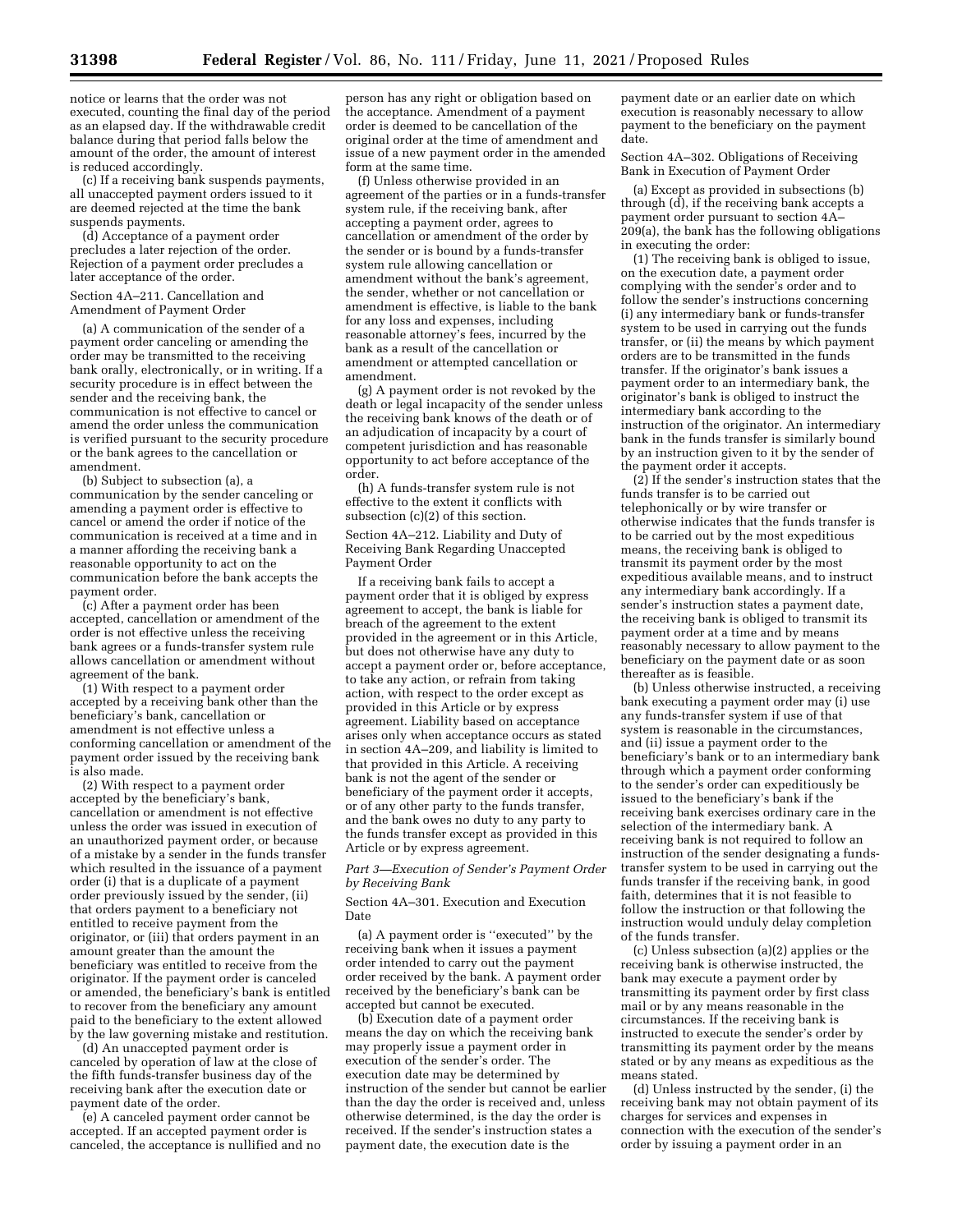notice or learns that the order was not executed, counting the final day of the period as an elapsed day. If the withdrawable credit balance during that period falls below the amount of the order, the amount of interest is reduced accordingly.

(c) If a receiving bank suspends payments, all unaccepted payment orders issued to it are deemed rejected at the time the bank suspends payments.

(d) Acceptance of a payment order precludes a later rejection of the order. Rejection of a payment order precludes a later acceptance of the order.

Section 4A–211. Cancellation and Amendment of Payment Order

(a) A communication of the sender of a payment order canceling or amending the order may be transmitted to the receiving bank orally, electronically, or in writing. If a security procedure is in effect between the sender and the receiving bank, the communication is not effective to cancel or amend the order unless the communication is verified pursuant to the security procedure or the bank agrees to the cancellation or amendment.

(b) Subject to subsection (a), a communication by the sender canceling or amending a payment order is effective to cancel or amend the order if notice of the communication is received at a time and in a manner affording the receiving bank a reasonable opportunity to act on the communication before the bank accepts the payment order.

(c) After a payment order has been accepted, cancellation or amendment of the order is not effective unless the receiving bank agrees or a funds-transfer system rule allows cancellation or amendment without agreement of the bank.

(1) With respect to a payment order accepted by a receiving bank other than the beneficiary's bank, cancellation or amendment is not effective unless a conforming cancellation or amendment of the payment order issued by the receiving bank is also made.

(2) With respect to a payment order accepted by the beneficiary's bank, cancellation or amendment is not effective unless the order was issued in execution of an unauthorized payment order, or because of a mistake by a sender in the funds transfer which resulted in the issuance of a payment order (i) that is a duplicate of a payment order previously issued by the sender, (ii) that orders payment to a beneficiary not entitled to receive payment from the originator, or (iii) that orders payment in an amount greater than the amount the beneficiary was entitled to receive from the originator. If the payment order is canceled or amended, the beneficiary's bank is entitled to recover from the beneficiary any amount paid to the beneficiary to the extent allowed by the law governing mistake and restitution.

(d) An unaccepted payment order is canceled by operation of law at the close of the fifth funds-transfer business day of the receiving bank after the execution date or payment date of the order.

(e) A canceled payment order cannot be accepted. If an accepted payment order is canceled, the acceptance is nullified and no person has any right or obligation based on the acceptance. Amendment of a payment order is deemed to be cancellation of the original order at the time of amendment and issue of a new payment order in the amended form at the same time.

(f) Unless otherwise provided in an agreement of the parties or in a funds-transfer system rule, if the receiving bank, after accepting a payment order, agrees to cancellation or amendment of the order by the sender or is bound by a funds-transfer system rule allowing cancellation or amendment without the bank's agreement, the sender, whether or not cancellation or amendment is effective, is liable to the bank for any loss and expenses, including reasonable attorney's fees, incurred by the bank as a result of the cancellation or amendment or attempted cancellation or amendment.

(g) A payment order is not revoked by the death or legal incapacity of the sender unless the receiving bank knows of the death or of an adjudication of incapacity by a court of competent jurisdiction and has reasonable opportunity to act before acceptance of the order.

(h) A funds-transfer system rule is not effective to the extent it conflicts with subsection (c)(2) of this section.

Section 4A–212. Liability and Duty of Receiving Bank Regarding Unaccepted Payment Order

If a receiving bank fails to accept a payment order that it is obliged by express agreement to accept, the bank is liable for breach of the agreement to the extent provided in the agreement or in this Article, but does not otherwise have any duty to accept a payment order or, before acceptance, to take any action, or refrain from taking action, with respect to the order except as provided in this Article or by express agreement. Liability based on acceptance arises only when acceptance occurs as stated in section 4A–209, and liability is limited to that provided in this Article. A receiving bank is not the agent of the sender or beneficiary of the payment order it accepts, or of any other party to the funds transfer, and the bank owes no duty to any party to the funds transfer except as provided in this Article or by express agreement.

*Part 3—Execution of Sender's Payment Order by Receiving Bank*

Section 4A–301. Execution and Execution Date

(a) A payment order is "executed" by the receiving bank when it issues a payment order intended to carry out the payment order received by the bank. A payment order received by the beneficiary's bank can be accepted but cannot be executed.

(b) Execution date of a payment order means the day on which the receiving bank may properly issue a payment order in execution of the sender's order. The execution date may be determined by instruction of the sender but cannot be earlier than the day the order is received and, unless otherwise determined, is the day the order is received. If the sender's instruction states a payment date, the execution date is the payment date or an earlier date on which execution is reasonably necessary to allow payment to the beneficiary on the payment date.

Section 4A–302. Obligations of Receiving Bank in Execution of Payment Order

(a) Except as provided in subsections (b) through (d), if the receiving bank accepts a payment order pursuant to section 4A–209(a), the bank has the following obligations in executing the order:

(1) The receiving bank is obliged to issue, on the execution date, a payment order complying with the sender's order and to follow the sender's instructions concerning (i) any intermediary bank or funds-transfer system to be used in carrying out the funds transfer, or (ii) the means by which payment orders are to be transmitted in the funds transfer. If the originator's bank issues a payment order to an intermediary bank, the originator's bank is obliged to instruct the intermediary bank according to the instruction of the originator. An intermediary bank in the funds transfer is similarly bound by an instruction given to it by the sender of the payment order it accepts.

(2) If the sender's instruction states that the funds transfer is to be carried out telephonically or by wire transfer or otherwise indicates that the funds transfer is to be carried out by the most expeditious means, the receiving bank is obliged to transmit its payment order by the most expeditious available means, and to instruct any intermediary bank accordingly. If a sender's instruction states a payment date, the receiving bank is obliged to transmit its payment order at a time and by means reasonably necessary to allow payment to the beneficiary on the payment date or as soon thereafter as is feasible.

(b) Unless otherwise instructed, a receiving bank executing a payment order may (i) use any funds-transfer system if use of that system is reasonable in the circumstances, and (ii) issue a payment order to the beneficiary's bank or to an intermediary bank through which a payment order conforming to the sender's order can expeditiously be issued to the beneficiary's bank if the receiving bank exercises ordinary care in the selection of the intermediary bank. A receiving bank is not required to follow an instruction of the sender designating a funds-transfer system to be used in carrying out the funds transfer if the receiving bank, in good faith, determines that it is not feasible to follow the instruction or that following the instruction would unduly delay completion of the funds transfer.

(c) Unless subsection (a)(2) applies or the receiving bank is otherwise instructed, the bank may execute a payment order by transmitting its payment order by first class mail or by any means reasonable in the circumstances. If the receiving bank is instructed to execute the sender's order by transmitting its payment order by the means stated or by any means as expeditious as the means stated.

(d) Unless instructed by the sender, (i) the receiving bank may not obtain payment of its charges for services and expenses in connection with the execution of the sender's order by issuing a payment order in an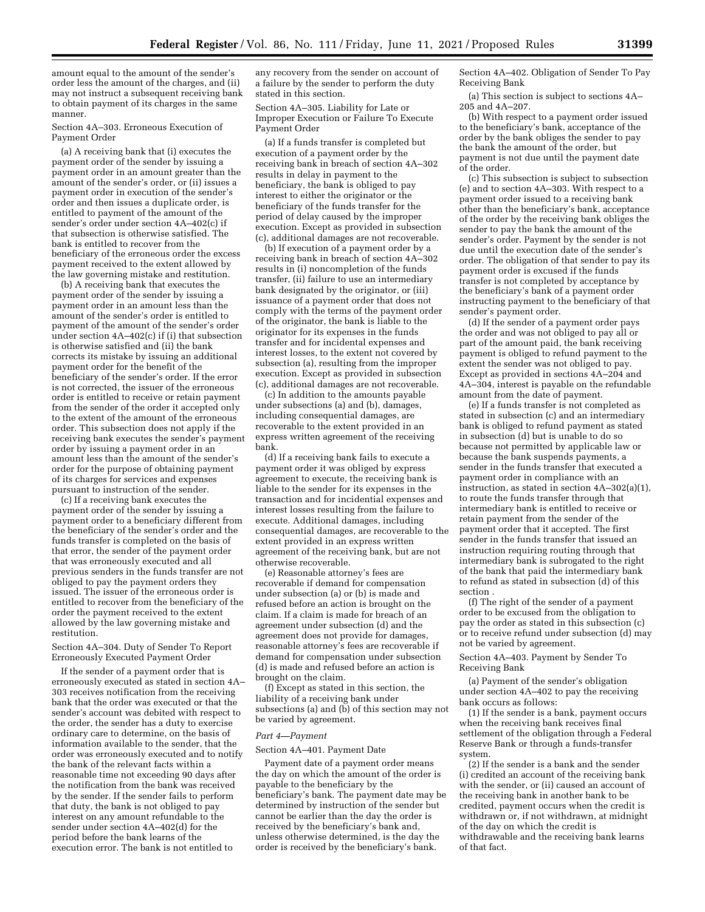amount equal to the amount of the sender's order less the amount of the charges, and (ii) may not instruct a subsequent receiving bank to obtain payment of its charges in the same manner.

Section 4A–303. Erroneous Execution of Payment Order

(a) A receiving bank that (i) executes the payment order of the sender by issuing a payment order in an amount greater than the amount of the sender's order, or (ii) issues a payment order in execution of the sender's order and then issues a duplicate order, is entitled to payment of the amount of the sender's order under section 4A–402(c) if that subsection is otherwise satisfied. The bank is entitled to recover from the beneficiary of the erroneous order the excess payment received to the extent allowed by the law governing mistake and restitution.

(b) A receiving bank that executes the payment order of the sender by issuing a payment order in an amount less than the amount of the sender's order is entitled to payment of the amount of the sender's order under section 4A–402(c) if (i) that subsection is otherwise satisfied and (ii) the bank corrects its mistake by issuing an additional payment order for the benefit of the beneficiary of the sender's order. If the error is not corrected, the issuer of the erroneous order is entitled to receive or retain payment from the sender of the order it accepted only to the extent of the amount of the erroneous order. This subsection does not apply if the receiving bank executes the sender's payment order by issuing a payment order in an amount less than the amount of the sender's order for the purpose of obtaining payment of its charges for services and expenses pursuant to instruction of the sender.

(c) If a receiving bank executes the payment order of the sender by issuing a payment order to a beneficiary different from the beneficiary of the sender's order and the funds transfer is completed on the basis of that error, the sender of the payment order that was erroneously executed and all previous senders in the funds transfer are not obliged to pay the payment orders they issued. The issuer of the erroneous order is entitled to recover from the beneficiary of the order the payment received to the extent allowed by the law governing mistake and restitution.

Section 4A–304. Duty of Sender To Report Erroneously Executed Payment Order

If the sender of a payment order that is erroneously executed as stated in section 4A–303 receives notification from the receiving bank that the order was executed or that the sender's account was debited with respect to the order, the sender has a duty to exercise ordinary care to determine, on the basis of information available to the sender, that the order was erroneously executed and to notify the bank of the relevant facts within a reasonable time not exceeding 90 days after the notification from the bank was received by the sender. If the sender fails to perform that duty, the bank is not obliged to pay interest on any amount refundable to the sender under section 4A–402(d) for the period before the bank learns of the execution error. The bank is not entitled to any recovery from the sender on account of a failure by the sender to perform the duty stated in this section.

Section 4A–305. Liability for Late or Improper Execution or Failure To Execute Payment Order

(a) If a funds transfer is completed but execution of a payment order by the receiving bank in breach of section 4A–302 results in delay in payment to the beneficiary, the bank is obliged to pay interest to either the originator or the beneficiary of the funds transfer for the period of delay caused by the improper execution. Except as provided in subsection (c), additional damages are not recoverable.

(b) If execution of a payment order by a receiving bank in breach of section 4A–302 results in (i) noncompletion of the funds transfer, (ii) failure to use an intermediary bank designated by the originator, or (iii) issuance of a payment order that does not comply with the terms of the payment order of the originator, the bank is liable to the originator for its expenses in the funds transfer and for incidental expenses and interest losses, to the extent not covered by subsection (a), resulting from the improper execution. Except as provided in subsection (c), additional damages are not recoverable.

(c) In addition to the amounts payable under subsections (a) and (b), damages, including consequential damages, are recoverable to the extent provided in an express written agreement of the receiving bank.

(d) If a receiving bank fails to execute a payment order it was obliged by express agreement to execute, the receiving bank is liable to the sender for its expenses in the transaction and for incidental expenses and interest losses resulting from the failure to execute. Additional damages, including consequential damages, are recoverable to the extent provided in an express written agreement of the receiving bank, but are not otherwise recoverable.

(e) Reasonable attorney's fees are recoverable if demand for compensation under subsection (a) or (b) is made and refused before an action is brought on the claim. If a claim is made for breach of an agreement under subsection (d) and the agreement does not provide for damages, reasonable attorney's fees are recoverable if demand for compensation under subsection (d) is made and refused before an action is brought on the claim.

(f) Except as stated in this section, the liability of a receiving bank under subsections (a) and (b) of this section may not be varied by agreement.

*Part 4—Payment*

Section 4A–401. Payment Date

Payment date of a payment order means the day on which the amount of the order is payable to the beneficiary by the beneficiary's bank. The payment date may be determined by instruction of the sender but cannot be earlier than the day the order is received by the beneficiary's bank and, unless otherwise determined, is the day the order is received by the beneficiary's bank.

Section 4A–402. Obligation of Sender To Pay Receiving Bank

(a) This section is subject to sections 4A–205 and 4A–207.

(b) With respect to a payment order issued to the beneficiary's bank, acceptance of the order by the bank obliges the sender to pay the bank the amount of the order, but payment is not due until the payment date of the order.

(c) This subsection is subject to subsection (e) and to section 4A–303. With respect to a payment order issued to a receiving bank other than the beneficiary's bank, acceptance of the order by the receiving bank obliges the sender to pay the bank the amount of the sender's order. Payment by the sender is not due until the execution date of the sender's order. The obligation of that sender to pay its payment order is excused if the funds transfer is not completed by acceptance by the beneficiary's bank of a payment order instructing payment to the beneficiary of that sender's payment order.

(d) If the sender of a payment order pays the order and was not obliged to pay all or part of the amount paid, the bank receiving payment is obliged to refund payment to the extent the sender was not obliged to pay. Except as provided in sections 4A–204 and 4A–304, interest is payable on the refundable amount from the date of payment.

(e) If a funds transfer is not completed as stated in subsection (c) and an intermediary bank is obliged to refund payment as stated in subsection (d) but is unable to do so because not permitted by applicable law or because the bank suspends payments, a sender in the funds transfer that executed a payment order in compliance with an instruction, as stated in section 4A–302(a)(1), to route the funds transfer through that intermediary bank is entitled to receive or retain payment from the sender of the payment order that it accepted. The first sender in the funds transfer that issued an instruction requiring routing through that intermediary bank is subrogated to the right of the bank that paid the intermediary bank to refund as stated in subsection (d) of this section .

(f) The right of the sender of a payment order to be excused from the obligation to pay the order as stated in this subsection (c) or to receive refund under subsection (d) may not be varied by agreement.

Section 4A–403. Payment by Sender To Receiving Bank

(a) Payment of the sender's obligation under section 4A–402 to pay the receiving bank occurs as follows:

(1) If the sender is a bank, payment occurs when the receiving bank receives final settlement of the obligation through a Federal Reserve Bank or through a funds-transfer system.

(2) If the sender is a bank and the sender (i) credited an account of the receiving bank with the sender, or (ii) caused an account of the receiving bank in another bank to be credited, payment occurs when the credit is withdrawn or, if not withdrawn, at midnight of the day on which the credit is withdrawable and the receiving bank learns of that fact.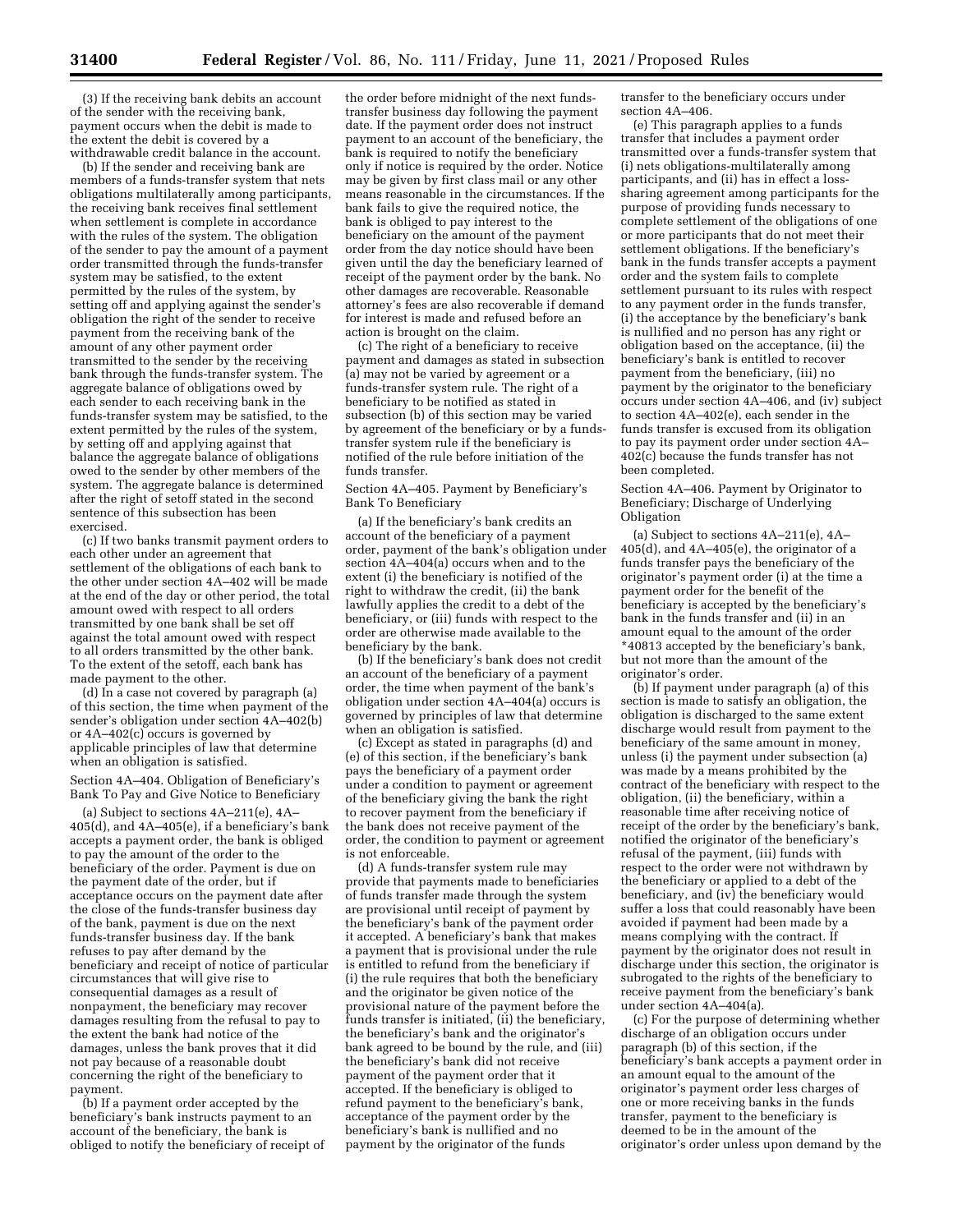(3) If the receiving bank debits an account of the sender with the receiving bank, payment occurs when the debit is made to the extent the debit is covered by a withdrawable credit balance in the account.

(b) If the sender and receiving bank are members of a funds-transfer system that nets obligations multilaterally among participants, the receiving bank receives final settlement when settlement is complete in accordance with the rules of the system. The obligation of the sender to pay the amount of a payment order transmitted through the funds-transfer system may be satisfied, to the extent permitted by the rules of the system, by setting off and applying against the sender's obligation the right of the sender to receive payment from the receiving bank of the amount of any other payment order transmitted to the sender by the receiving bank through the funds-transfer system. The aggregate balance of obligations owed by each sender to each receiving bank in the funds-transfer system may be satisfied, to the extent permitted by the rules of the system, by setting off and applying against that balance the aggregate balance of obligations owed to the sender by other members of the system. The aggregate balance is determined after the right of setoff stated in the second sentence of this subsection has been exercised.

(c) If two banks transmit payment orders to each other under an agreement that settlement of the obligations of each bank to the other under section 4A–402 will be made at the end of the day or other period, the total amount owed with respect to all orders transmitted by one bank shall be set off against the total amount owed with respect to all orders transmitted by the other bank. To the extent of the setoff, each bank has made payment to the other.

(d) In a case not covered by paragraph (a) of this section, the time when payment of the sender's obligation under section 4A–402(b) or 4A–402(c) occurs is governed by applicable principles of law that determine when an obligation is satisfied.

Section 4A–404. Obligation of Beneficiary's Bank To Pay and Give Notice to Beneficiary

(a) Subject to sections 4A–211(e), 4A–405(d), and 4A–405(e), if a beneficiary's bank accepts a payment order, the bank is obliged to pay the amount of the order to the beneficiary of the order. Payment is due on the payment date of the order, but if acceptance occurs on the payment date after the close of the funds-transfer business day of the bank, payment is due on the next funds-transfer business day. If the bank refuses to pay after demand by the beneficiary and receipt of notice of particular circumstances that will give rise to consequential damages as a result of nonpayment, the beneficiary may recover damages resulting from the refusal to pay to the extent the bank had notice of the damages, unless the bank proves that it did not pay because of a reasonable doubt concerning the right of the beneficiary to payment.

(b) If a payment order accepted by the beneficiary's bank instructs payment to an account of the beneficiary, the bank is obliged to notify the beneficiary of receipt of the order before midnight of the next funds-transfer business day following the payment date. If the payment order does not instruct payment to an account of the beneficiary, the bank is required to notify the beneficiary only if notice is required by the order. Notice may be given by first class mail or any other means reasonable in the circumstances. If the bank fails to give the required notice, the bank is obliged to pay interest to the beneficiary on the amount of the payment order from the day notice should have been given until the day the beneficiary learned of receipt of the payment order by the bank. No other damages are recoverable. Reasonable attorney's fees are also recoverable if demand for interest is made and refused before an action is brought on the claim.

(c) The right of a beneficiary to receive payment and damages as stated in subsection (a) may not be varied by agreement or a funds-transfer system rule. The right of a beneficiary to be notified as stated in subsection (b) of this section may be varied by agreement of the beneficiary or by a funds-transfer system rule if the beneficiary is notified of the rule before initiation of the funds transfer.

Section 4A–405. Payment by Beneficiary's Bank To Beneficiary

(a) If the beneficiary's bank credits an account of the beneficiary of a payment order, payment of the bank's obligation under section 4A–404(a) occurs when and to the extent (i) the beneficiary is notified of the right to withdraw the credit, (ii) the bank lawfully applies the credit to a debt of the beneficiary, or (iii) funds with respect to the order are otherwise made available to the beneficiary by the bank.

(b) If the beneficiary's bank does not credit an account of the beneficiary of a payment order, the time when payment of the bank's obligation under section 4A–404(a) occurs is governed by principles of law that determine when an obligation is satisfied.

(c) Except as stated in paragraphs (d) and (e) of this section, if the beneficiary's bank pays the beneficiary of a payment order under a condition to payment or agreement of the beneficiary giving the bank the right to recover payment from the beneficiary if the bank does not receive payment of the order, the condition to payment or agreement is not enforceable.

(d) A funds-transfer system rule may provide that payments made to beneficiaries of funds transfer made through the system are provisional until receipt of payment by the beneficiary's bank of the payment order it accepted. A beneficiary's bank that makes a payment that is provisional under the rule is entitled to refund from the beneficiary if (i) the rule requires that both the beneficiary and the originator be given notice of the provisional nature of the payment before the funds transfer is initiated, (ii) the beneficiary, the beneficiary's bank and the originator's bank agreed to be bound by the rule, and (iii) the beneficiary's bank did not receive payment of the payment order that it accepted. If the beneficiary is obliged to refund payment to the beneficiary's bank, acceptance of the payment order by the beneficiary's bank is nullified and no payment by the originator of the funds transfer to the beneficiary occurs under section 4A–406.

(e) This paragraph applies to a funds transfer that includes a payment order transmitted over a funds-transfer system that (i) nets obligations-multilaterally among participants, and (ii) has in effect a loss-sharing agreement among participants for the purpose of providing funds necessary to complete settlement of the obligations of one or more participants that do not meet their settlement obligations. If the beneficiary's bank in the funds transfer accepts a payment order and the system fails to complete settlement pursuant to its rules with respect to any payment order in the funds transfer, (i) the acceptance by the beneficiary's bank is nullified and no person has any right or obligation based on the acceptance, (ii) the beneficiary's bank is entitled to recover payment from the beneficiary, (iii) no payment by the originator to the beneficiary occurs under section 4A–406, and (iv) subject to section 4A–402(e), each sender in the funds transfer is excused from its obligation to pay its payment order under section 4A–402(c) because the funds transfer has not been completed.

Section 4A–406. Payment by Originator to Beneficiary; Discharge of Underlying Obligation

(a) Subject to sections 4A–211(e), 4A–405(d), and 4A–405(e), the originator of a funds transfer pays the beneficiary of the originator's payment order (i) at the time a payment order for the benefit of the beneficiary is accepted by the beneficiary's bank in the funds transfer and (ii) in an amount equal to the amount of the order *40813 accepted by the beneficiary's bank, but not more than the amount of the originator's order.

(b) If payment under paragraph (a) of this section is made to satisfy an obligation, the obligation is discharged to the same extent discharge would result from payment to the beneficiary of the same amount in money, unless (i) the payment under subsection (a) was made by a means prohibited by the contract of the beneficiary with respect to the obligation, (ii) the beneficiary, within a reasonable time after receiving notice of receipt of the order by the beneficiary's bank, notified the originator of the beneficiary's refusal of the payment, (iii) funds with respect to the order were not withdrawn by the beneficiary or applied to a debt of the beneficiary, and (iv) the beneficiary would suffer a loss that could reasonably have been avoided if payment had been made by a means complying with the contract. If payment by the originator does not result in discharge under this section, the originator is subrogated to the rights of the beneficiary to receive payment from the beneficiary's bank under section 4A–404(a).

(c) For the purpose of determining whether discharge of an obligation occurs under paragraph (b) of this section, if the beneficiary's bank accepts a payment order in an amount equal to the amount of the originator's payment order less charges of one or more receiving banks in the funds transfer, payment to the beneficiary is deemed to be in the amount of the originator's order unless upon demand by the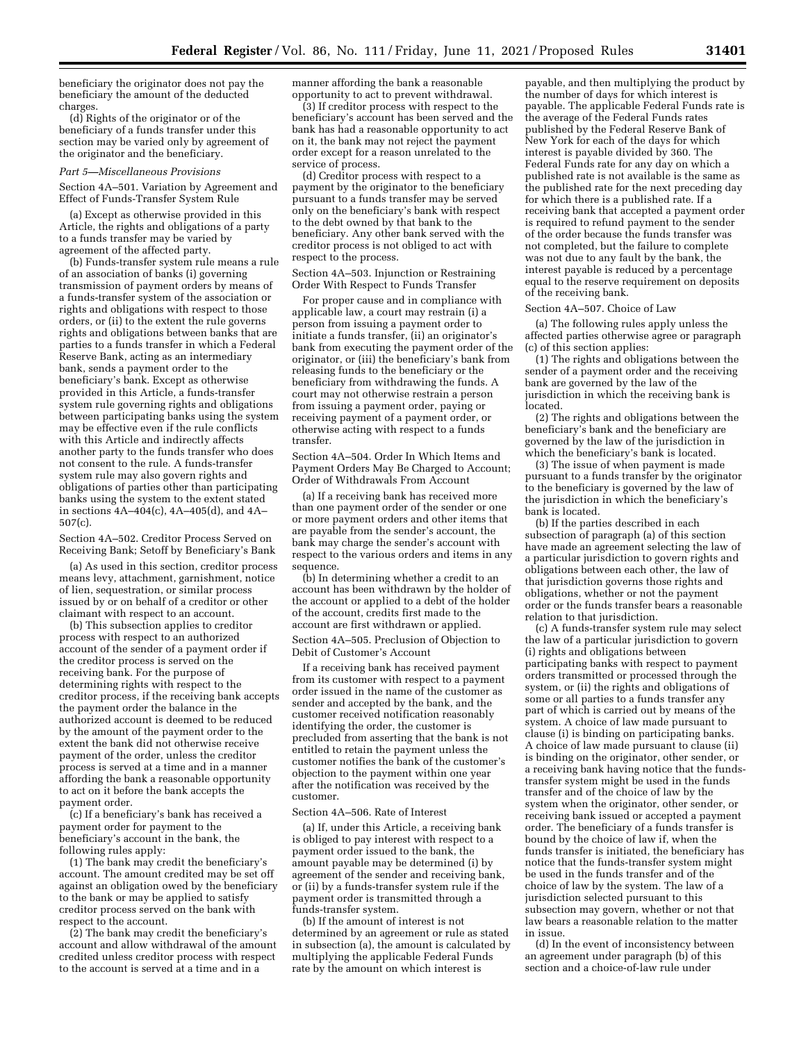beneficiary the originator does not pay the beneficiary the amount of the deducted charges.

(d) Rights of the originator or of the beneficiary of a funds transfer under this section may be varied only by agreement of the originator and the beneficiary.

*Part 5—Miscellaneous Provisions*

Section 4A–501. Variation by Agreement and Effect of Funds-Transfer System Rule

(a) Except as otherwise provided in this Article, the rights and obligations of a party to a funds transfer may be varied by agreement of the affected party.

(b) Funds-transfer system rule means a rule of an association of banks (i) governing transmission of payment orders by means of a funds-transfer system of the association or rights and obligations with respect to those orders, or (ii) to the extent the rule governs rights and obligations between banks that are parties to a funds transfer in which a Federal Reserve Bank, acting as an intermediary bank, sends a payment order to the beneficiary's bank. Except as otherwise provided in this Article, a funds-transfer system rule governing rights and obligations between participating banks using the system may be effective even if the rule conflicts with this Article and indirectly affects another party to the funds transfer who does not consent to the rule. A funds-transfer system rule may also govern rights and obligations of parties other than participating banks using the system to the extent stated in sections 4A–404(c), 4A–405(d), and 4A–507(c).

Section 4A–502. Creditor Process Served on Receiving Bank; Setoff by Beneficiary's Bank

(a) As used in this section, creditor process means levy, attachment, garnishment, notice of lien, sequestration, or similar process issued by or on behalf of a creditor or other claimant with respect to an account.

(b) This subsection applies to creditor process with respect to an authorized account of the sender of a payment order if the creditor process is served on the receiving bank. For the purpose of determining rights with respect to the creditor process, if the receiving bank accepts the payment order the balance in the authorized account is deemed to be reduced by the amount of the payment order to the extent the bank did not otherwise receive payment of the order, unless the creditor process is served at a time and in a manner affording the bank a reasonable opportunity to act on it before the bank accepts the payment order.

(c) If a beneficiary's bank has received a payment order for payment to the beneficiary's account in the bank, the following rules apply:

(1) The bank may credit the beneficiary's account. The amount credited may be set off against an obligation owed by the beneficiary to the bank or may be applied to satisfy creditor process served on the bank with respect to the account.

(2) The bank may credit the beneficiary's account and allow withdrawal of the amount credited unless creditor process with respect to the account is served at a time and in a manner affording the bank a reasonable opportunity to act to prevent withdrawal.

(3) If creditor process with respect to the beneficiary's account has been served and the bank has had a reasonable opportunity to act on it, the bank may not reject the payment order except for a reason unrelated to the service of process.

(d) Creditor process with respect to a payment by the originator to the beneficiary pursuant to a funds transfer may be served only on the beneficiary's bank with respect to the debt owned by that bank to the beneficiary. Any other bank served with the creditor process is not obliged to act with respect to the process.

Section 4A–503. Injunction or Restraining Order With Respect to Funds Transfer

For proper cause and in compliance with applicable law, a court may restrain (i) a person from issuing a payment order to initiate a funds transfer, (ii) an originator's bank from executing the payment order of the originator, or (iii) the beneficiary's bank from releasing funds to the beneficiary or the beneficiary from withdrawing the funds. A court may not otherwise restrain a person from issuing a payment order, paying or receiving payment of a payment order, or otherwise acting with respect to a funds transfer.

Section 4A–504. Order In Which Items and Payment Orders May Be Charged to Account; Order of Withdrawals From Account

(a) If a receiving bank has received more than one payment order of the sender or one or more payment orders and other items that are payable from the sender's account, the bank may charge the sender's account with respect to the various orders and items in any sequence.

(b) In determining whether a credit to an account has been withdrawn by the holder of the account or applied to a debt of the holder of the account, credits first made to the account are first withdrawn or applied.

Section 4A–505. Preclusion of Objection to Debit of Customer's Account

If a receiving bank has received payment from its customer with respect to a payment order issued in the name of the customer as sender and accepted by the bank, and the customer received notification reasonably identifying the order, the customer is precluded from asserting that the bank is not entitled to retain the payment unless the customer notifies the bank of the customer's objection to the payment within one year after the notification was received by the customer.

Section 4A–506. Rate of Interest

(a) If, under this Article, a receiving bank is obliged to pay interest with respect to a payment order issued to the bank, the amount payable may be determined (i) by agreement of the sender and receiving bank, or (ii) by a funds-transfer system rule if the payment order is transmitted through a funds-transfer system.

(b) If the amount of interest is not determined by an agreement or rule as stated in subsection (a), the amount is calculated by multiplying the applicable Federal Funds rate by the amount on which interest is payable, and then multiplying the product by the number of days for which interest is payable. The applicable Federal Funds rate is the average of the Federal Funds rates published by the Federal Reserve Bank of New York for each of the days for which interest is payable divided by 360. The Federal Funds rate for any day on which a published rate is not available is the same as the published rate for the next preceding day for which there is a published rate. If a receiving bank that accepted a payment order is required to refund payment to the sender of the order because the funds transfer was not completed, but the failure to complete was not due to any fault by the bank, the interest payable is reduced by a percentage equal to the reserve requirement on deposits of the receiving bank.

Section 4A–507. Choice of Law

(a) The following rules apply unless the affected parties otherwise agree or paragraph (c) of this section applies:

(1) The rights and obligations between the sender of a payment order and the receiving bank are governed by the law of the jurisdiction in which the receiving bank is located.

(2) The rights and obligations between the beneficiary's bank and the beneficiary are governed by the law of the jurisdiction in which the beneficiary's bank is located.

(3) The issue of when payment is made pursuant to a funds transfer by the originator to the beneficiary is governed by the law of the jurisdiction in which the beneficiary's bank is located.

(b) If the parties described in each subsection of paragraph (a) of this section have made an agreement selecting the law of a particular jurisdiction to govern rights and obligations between each other, the law of that jurisdiction governs those rights and obligations, whether or not the payment order or the funds transfer bears a reasonable relation to that jurisdiction.

(c) A funds-transfer system rule may select the law of a particular jurisdiction to govern (i) rights and obligations between participating banks with respect to payment orders transmitted or processed through the system, or (ii) the rights and obligations of some or all parties to a funds transfer any part of which is carried out by means of the system. A choice of law made pursuant to clause (i) is binding on participating banks. A choice of law made pursuant to clause (ii) is binding on the originator, other sender, or a receiving bank having notice that the funds-transfer system might be used in the funds transfer and of the choice of law by the system when the originator, other sender, or receiving bank issued or accepted a payment order. The beneficiary of a funds transfer is bound by the choice of law if, when the funds transfer is initiated, the beneficiary has notice that the funds-transfer system might be used in the funds transfer and of the choice of law by the system. The law of a jurisdiction selected pursuant to this subsection may govern, whether or not that law bears a reasonable relation to the matter in issue.

(d) In the event of inconsistency between an agreement under paragraph (b) of this section and a choice-of-law rule under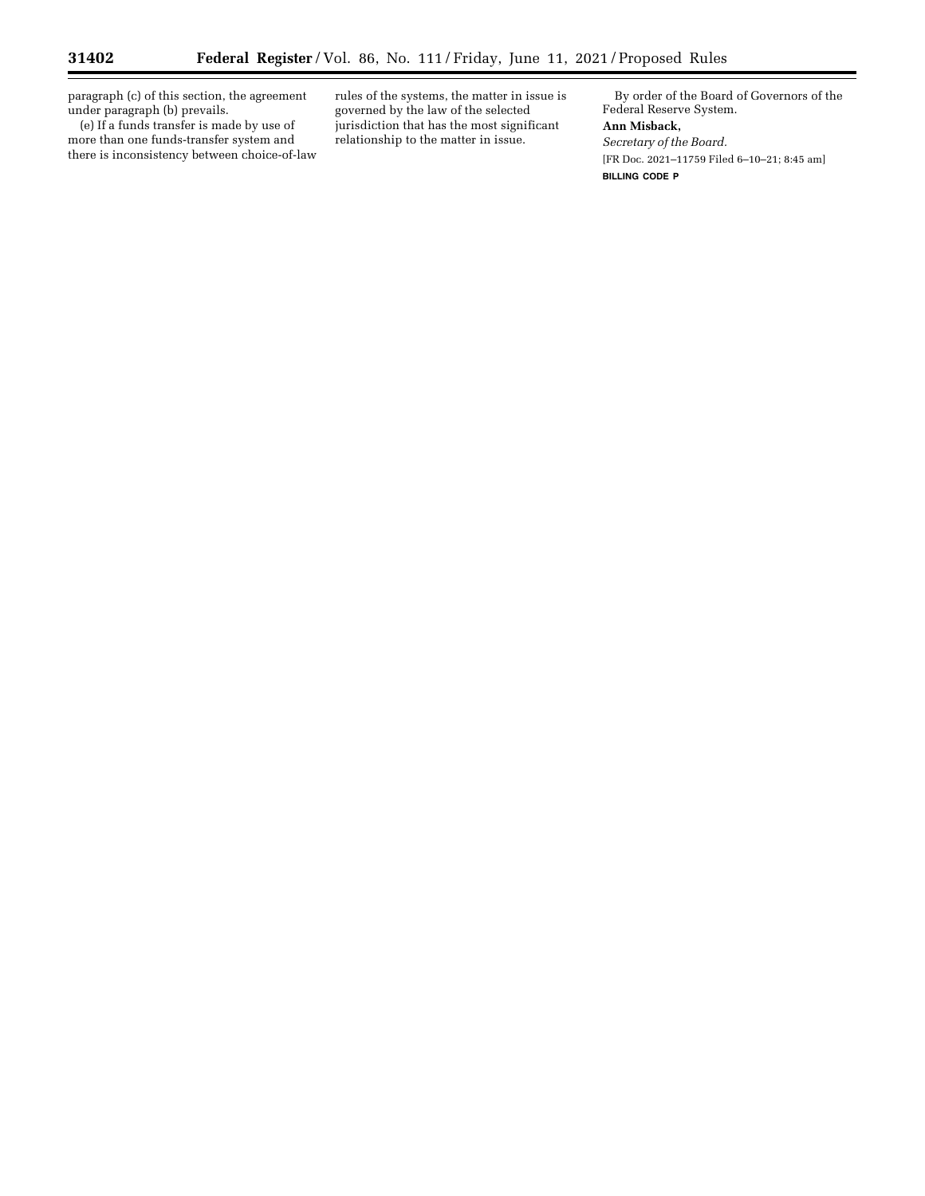paragraph (c) of this section, the agreement under paragraph (b) prevails.

(e) If a funds transfer is made by use of more than one funds-transfer system and there is inconsistency between choice-of-law rules of the systems, the matter in issue is governed by the law of the selected jurisdiction that has the most significant relationship to the matter in issue.

By order of the Board of Governors of the Federal Reserve System.

**Ann Misback,**

*Secretary of the Board.*

[FR Doc. 2021–11759 Filed 6–10–21; 8:45 am]

**BILLING CODE P**